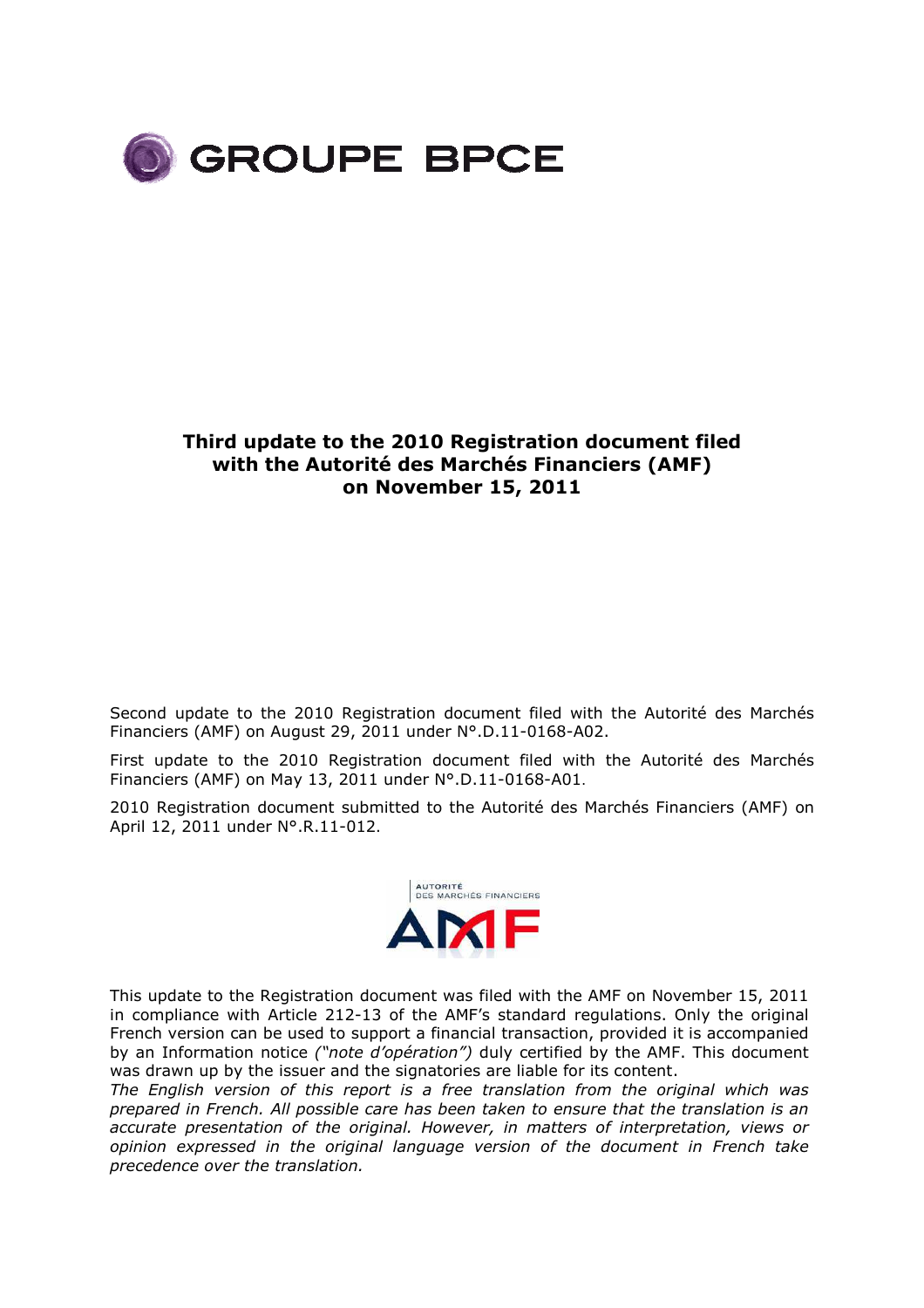GROUPE BPCE

# Third update to the 2010 Registration document filed with the Autorité des Marchés Financiers (AMF) on November 15, 2011

Second update to the 2010 Registration document filed with the Autorité des Marchés Financiers (AMF) on August 29, 2011 under N°.D.11-0168-A02.

First update to the 2010 Registration document filed with the Autorité des Marchés Financiers (AMF) on May 13, 2011 under N°.D.11-0168-A01.

2010 Registration document submitted to the Autorité des Marchés Financiers (AMF) on April 12, 2011 under N°.R.11-012.

AUTORITÉ DES MARCHÉS FINANCIERS

AMF

This update to the Registration document was filed with the AMF on November 15, 2011 in compliance with Article 212-13 of the AMF's standard regulations. Only the original French version can be used to support a financial transaction, provided it is accompanied by an Information notice *("note d'opération")* duly certified by the AMF. This document was drawn up by the issuer and the signatories are liable for its content.

*The English version of this report is a free translation from the original which was prepared in French. All possible care has been taken to ensure that the translation is an accurate presentation of the original. However, in matters of interpretation, views or opinion expressed in the original language version of the document in French take precedence over the translation.*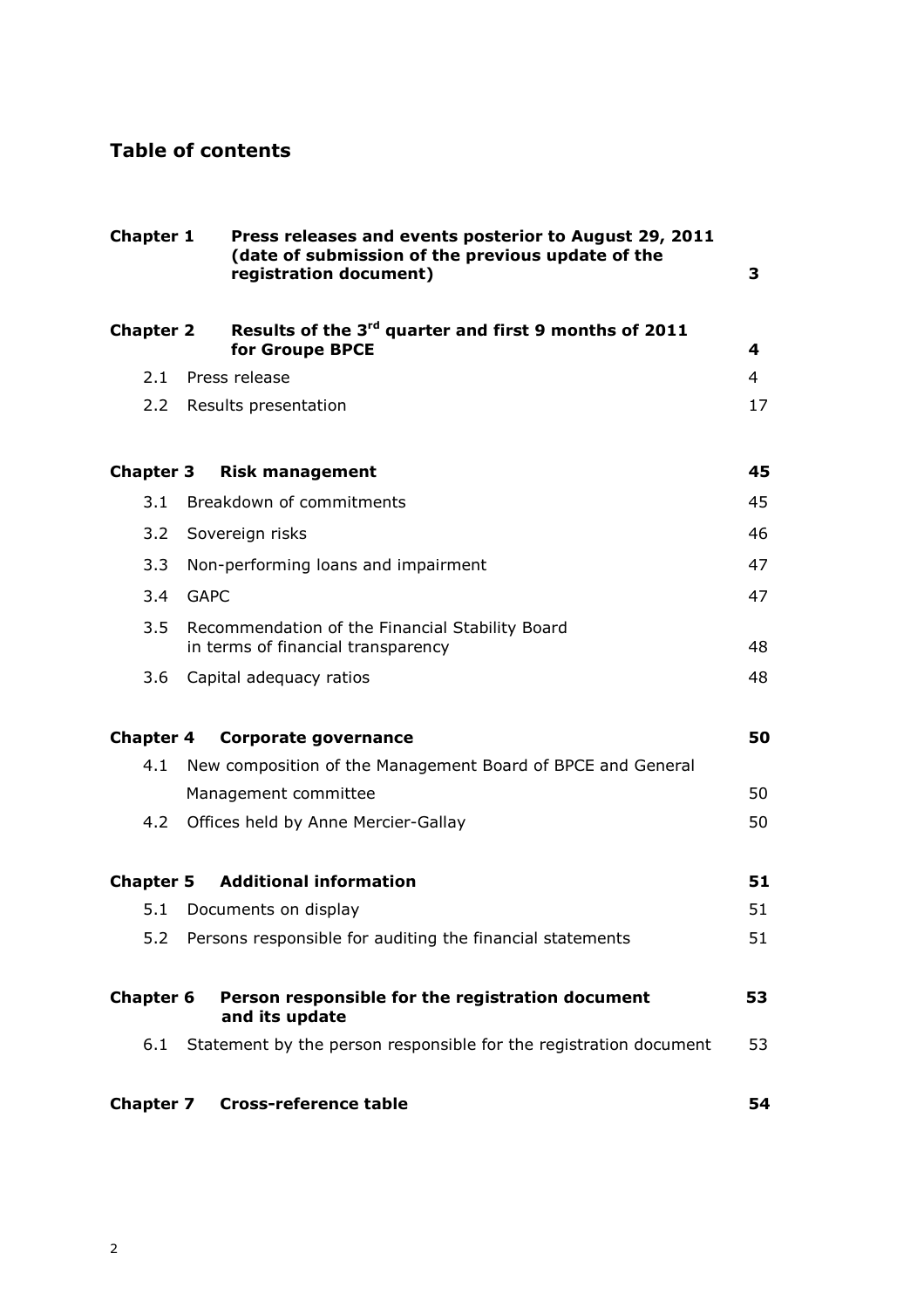# Table of contents

| | | |
|---|---|---|
| **Chapter 1** | **Press releases and events posterior to August 29, 2011 (date of submission of the previous update of the registration document)** | **3** |
| **Chapter 2** | **Results of the 3rd quarter and first 9 months of 2011 for Groupe BPCE** | **4** |
| 2.1 | Press release | 4 |
| 2.2 | Results presentation | 17 |
| **Chapter 3** | **Risk management** | **45** |
| 3.1 | Breakdown of commitments | 45 |
| 3.2 | Sovereign risks | 46 |
| 3.3 | Non-performing loans and impairment | 47 |
| 3.4 | GAPC | 47 |
| 3.5 | Recommendation of the Financial Stability Board in terms of financial transparency | 48 |
| 3.6 | Capital adequacy ratios | 48 |
| **Chapter 4** | **Corporate governance** | **50** |
| 4.1 | New composition of the Management Board of BPCE and General Management committee | 50 |
| 4.2 | Offices held by Anne Mercier-Gallay | 50 |
| **Chapter 5** | **Additional information** | **51** |
| 5.1 | Documents on display | 51 |
| 5.2 | Persons responsible for auditing the financial statements | 51 |
| **Chapter 6** | **Person responsible for the registration document and its update** | **53** |
| 6.1 | Statement by the person responsible for the registration document | 53 |
| **Chapter 7** | **Cross-reference table** | **54** |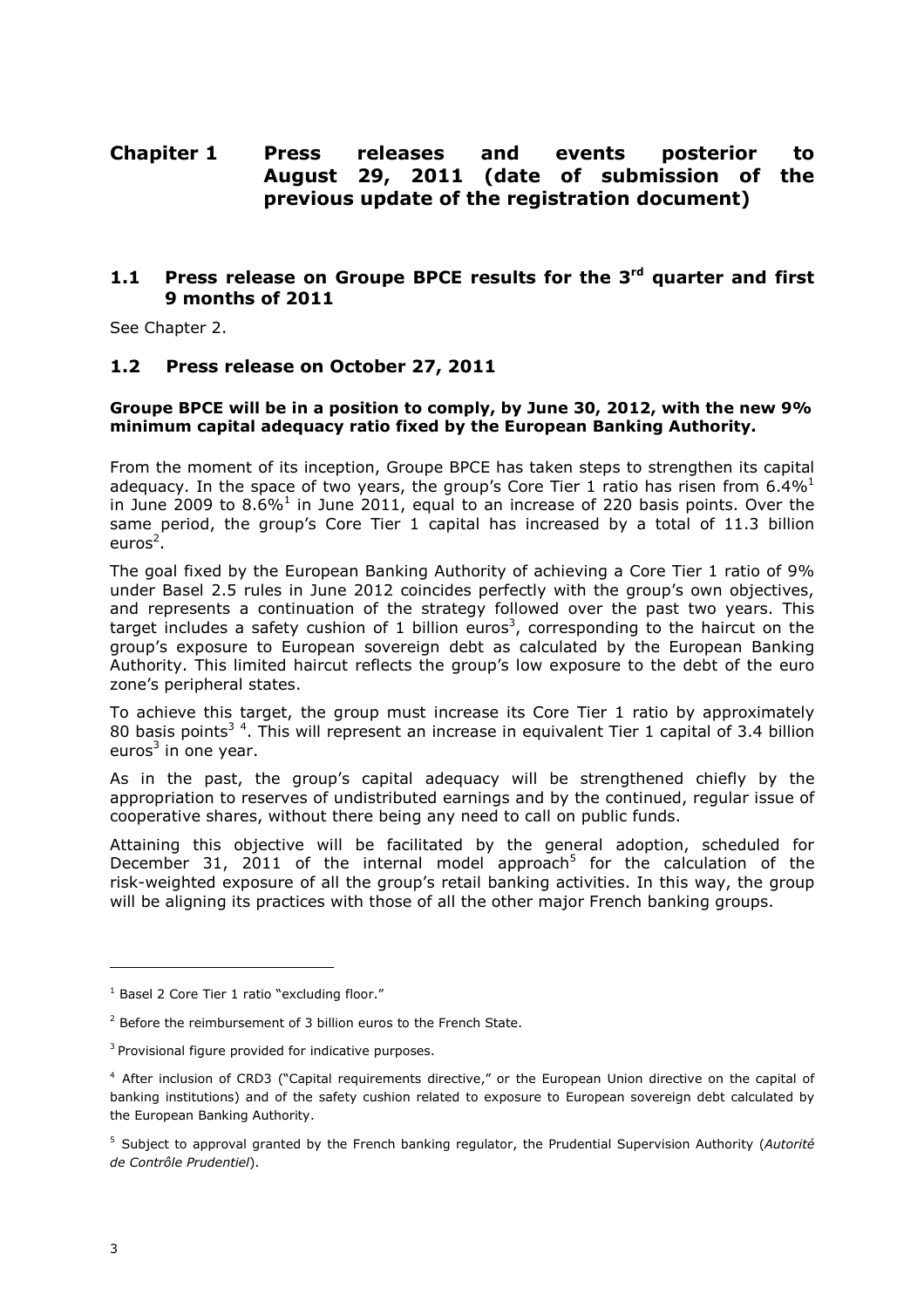# Chapter 1 Press releases and events posterior to August 29, 2011 (date of submission of the previous update of the registration document)

## 1.1 Press release on Groupe BPCE results for the 3rd quarter and first 9 months of 2011

See Chapter 2.

## 1.2 Press release on October 27, 2011

**Groupe BPCE will be in a position to comply, by June 30, 2012, with the new 9% minimum capital adequacy ratio fixed by the European Banking Authority.**

From the moment of its inception, Groupe BPCE has taken steps to strengthen its capital adequacy. In the space of two years, the group's Core Tier 1 ratio has risen from 6.4%[1] in June 2009 to 8.6%[1] in June 2011, equal to an increase of 220 basis points. Over the same period, the group's Core Tier 1 capital has increased by a total of 11.3 billion euros[2].

The goal fixed by the European Banking Authority of achieving a Core Tier 1 ratio of 9% under Basel 2.5 rules in June 2012 coincides perfectly with the group's own objectives, and represents a continuation of the strategy followed over the past two years. This target includes a safety cushion of 1 billion euros[3], corresponding to the haircut on the group's exposure to European sovereign debt as calculated by the European Banking Authority. This limited haircut reflects the group's low exposure to the debt of the euro zone's peripheral states.

To achieve this target, the group must increase its Core Tier 1 ratio by approximately 80 basis points[3] [4]. This will represent an increase in equivalent Tier 1 capital of 3.4 billion euros[3] in one year.

As in the past, the group's capital adequacy will be strengthened chiefly by the appropriation to reserves of undistributed earnings and by the continued, regular issue of cooperative shares, without there being any need to call on public funds.

Attaining this objective will be facilitated by the general adoption, scheduled for December 31, 2011 of the internal model approach[5] for the calculation of the risk-weighted exposure of all the group's retail banking activities. In this way, the group will be aligning its practices with those of all the other major French banking groups.

---

[1] Basel 2 Core Tier 1 ratio "excluding floor."

[2] Before the reimbursement of 3 billion euros to the French State.

[3] Provisional figure provided for indicative purposes.

[4] After inclusion of CRD3 ("Capital requirements directive," or the European Union directive on the capital of banking institutions) and of the safety cushion related to exposure to European sovereign debt calculated by the European Banking Authority.

[5] Subject to approval granted by the French banking regulator, the Prudential Supervision Authority (*Autorité de Contrôle Prudentiel*).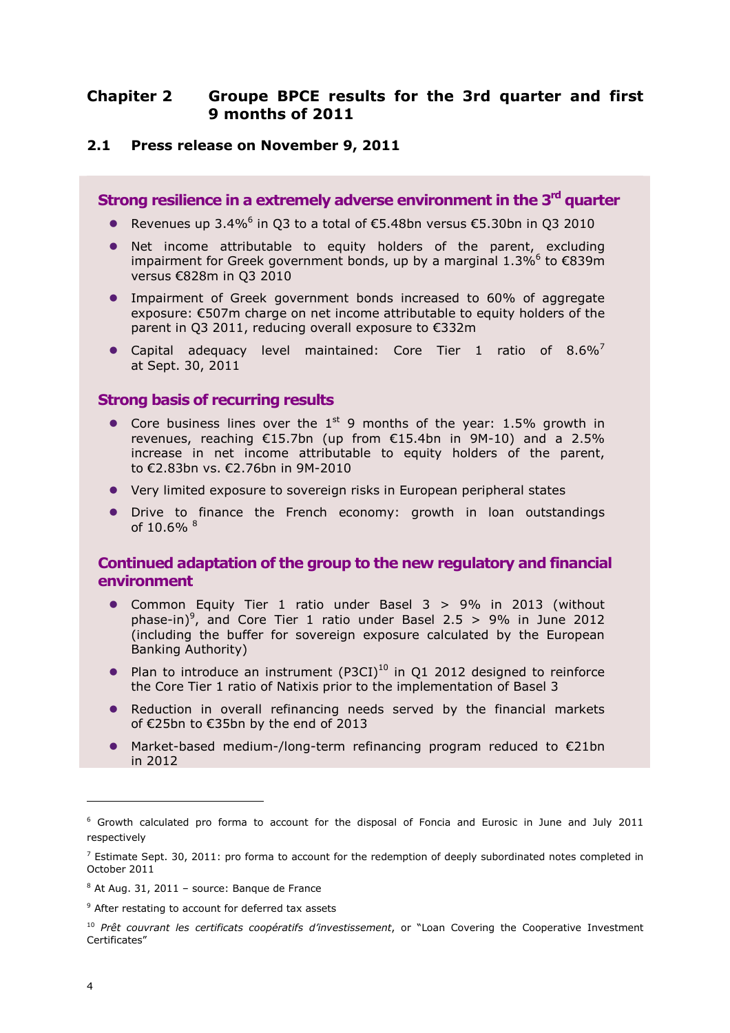# Chapter 2 Groupe BPCE results for the 3rd quarter and first 9 months of 2011

## 2.1 Press release on November 9, 2011

### Strong resilience in a extremely adverse environment in the 3rd quarter

- Revenues up 3.4%[6] in Q3 to a total of €5.48bn versus €5.30bn in Q3 2010
- Net income attributable to equity holders of the parent, excluding impairment for Greek government bonds, up by a marginal 1.3%[6] to €839m versus €828m in Q3 2010
- Impairment of Greek government bonds increased to 60% of aggregate exposure: €507m charge on net income attributable to equity holders of the parent in Q3 2011, reducing overall exposure to €332m
- Capital adequacy level maintained: Core Tier 1 ratio of 8.6%[7] at Sept. 30, 2011

### Strong basis of recurring results

- Core business lines over the 1st 9 months of the year: 1.5% growth in revenues, reaching €15.7bn (up from €15.4bn in 9M-10) and a 2.5% increase in net income attributable to equity holders of the parent, to €2.83bn vs. €2.76bn in 9M-2010
- Very limited exposure to sovereign risks in European peripheral states
- Drive to finance the French economy: growth in loan outstandings of 10.6% [8]

### Continued adaptation of the group to the new regulatory and financial environment

- Common Equity Tier 1 ratio under Basel 3 > 9% in 2013 (without phase-in)[9], and Core Tier 1 ratio under Basel 2.5 > 9% in June 2012 (including the buffer for sovereign exposure calculated by the European Banking Authority)
- Plan to introduce an instrument (P3CI)[10] in Q1 2012 designed to reinforce the Core Tier 1 ratio of Natixis prior to the implementation of Basel 3
- Reduction in overall refinancing needs served by the financial markets of €25bn to €35bn by the end of 2013
- Market-based medium-/long-term refinancing program reduced to €21bn in 2012

---

[6] Growth calculated pro forma to account for the disposal of Foncia and Eurosic in June and July 2011 respectively

[7] Estimate Sept. 30, 2011: pro forma to account for the redemption of deeply subordinated notes completed in October 2011

[8] At Aug. 31, 2011 – source: Banque de France

[9] After restating to account for deferred tax assets

[10] *Prêt couvrant les certificats coopératifs d'investissement*, or "Loan Covering the Cooperative Investment Certificates"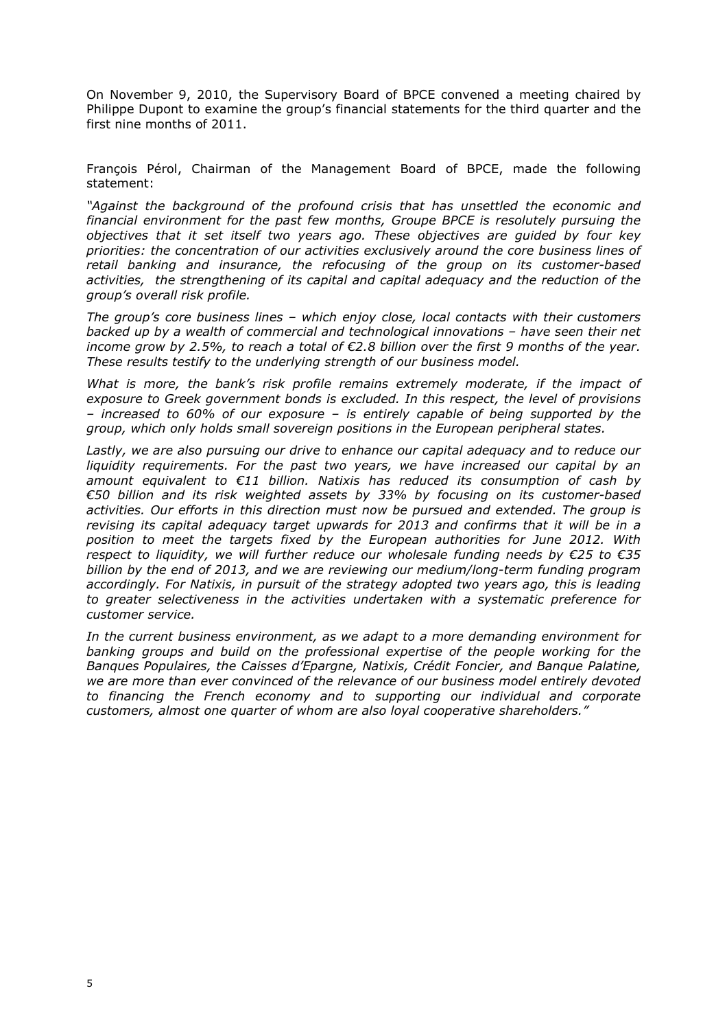On November 9, 2010, the Supervisory Board of BPCE convened a meeting chaired by Philippe Dupont to examine the group's financial statements for the third quarter and the first nine months of 2011.

François Pérol, Chairman of the Management Board of BPCE, made the following statement:

*"Against the background of the profound crisis that has unsettled the economic and financial environment for the past few months, Groupe BPCE is resolutely pursuing the objectives that it set itself two years ago. These objectives are guided by four key priorities: the concentration of our activities exclusively around the core business lines of retail banking and insurance, the refocusing of the group on its customer-based activities, the strengthening of its capital and capital adequacy and the reduction of the group's overall risk profile.*

*The group's core business lines – which enjoy close, local contacts with their customers backed up by a wealth of commercial and technological innovations – have seen their net income grow by 2.5%, to reach a total of €2.8 billion over the first 9 months of the year. These results testify to the underlying strength of our business model.*

*What is more, the bank's risk profile remains extremely moderate, if the impact of exposure to Greek government bonds is excluded. In this respect, the level of provisions – increased to 60% of our exposure – is entirely capable of being supported by the group, which only holds small sovereign positions in the European peripheral states.*

*Lastly, we are also pursuing our drive to enhance our capital adequacy and to reduce our liquidity requirements. For the past two years, we have increased our capital by an amount equivalent to €11 billion. Natixis has reduced its consumption of cash by €50 billion and its risk weighted assets by 33% by focusing on its customer-based activities. Our efforts in this direction must now be pursued and extended. The group is revising its capital adequacy target upwards for 2013 and confirms that it will be in a position to meet the targets fixed by the European authorities for June 2012. With respect to liquidity, we will further reduce our wholesale funding needs by €25 to €35 billion by the end of 2013, and we are reviewing our medium/long-term funding program accordingly. For Natixis, in pursuit of the strategy adopted two years ago, this is leading to greater selectiveness in the activities undertaken with a systematic preference for customer service.*

*In the current business environment, as we adapt to a more demanding environment for banking groups and build on the professional expertise of the people working for the Banques Populaires, the Caisses d'Epargne, Natixis, Crédit Foncier, and Banque Palatine, we are more than ever convinced of the relevance of our business model entirely devoted to financing the French economy and to supporting our individual and corporate customers, almost one quarter of whom are also loyal cooperative shareholders."*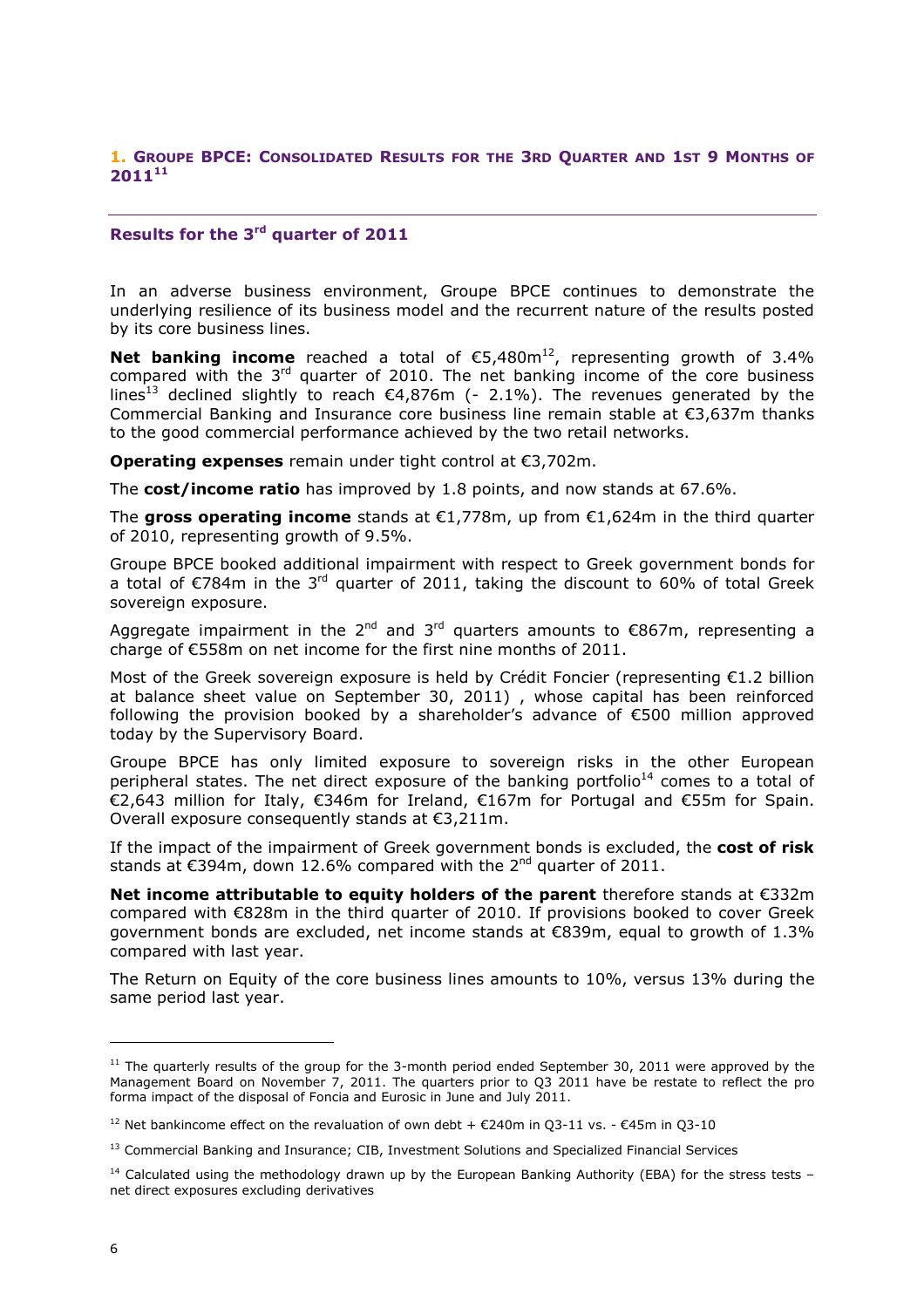## 1. Groupe BPCE: Consolidated Results for the 3rd Quarter and 1st 9 Months of 2011[11]

### Results for the 3rd quarter of 2011

In an adverse business environment, Groupe BPCE continues to demonstrate the underlying resilience of its business model and the recurrent nature of the results posted by its core business lines.

**Net banking income** reached a total of €5,480m[12], representing growth of 3.4% compared with the 3rd quarter of 2010. The net banking income of the core business lines[13] declined slightly to reach €4,876m (- 2.1%). The revenues generated by the Commercial Banking and Insurance core business line remain stable at €3,637m thanks to the good commercial performance achieved by the two retail networks.

**Operating expenses** remain under tight control at €3,702m.

The **cost/income ratio** has improved by 1.8 points, and now stands at 67.6%.

The **gross operating income** stands at €1,778m, up from €1,624m in the third quarter of 2010, representing growth of 9.5%.

Groupe BPCE booked additional impairment with respect to Greek government bonds for a total of €784m in the 3rd quarter of 2011, taking the discount to 60% of total Greek sovereign exposure.

Aggregate impairment in the 2nd and 3rd quarters amounts to €867m, representing a charge of €558m on net income for the first nine months of 2011.

Most of the Greek sovereign exposure is held by Crédit Foncier (representing €1.2 billion at balance sheet value on September 30, 2011) , whose capital has been reinforced following the provision booked by a shareholder's advance of €500 million approved today by the Supervisory Board.

Groupe BPCE has only limited exposure to sovereign risks in the other European peripheral states. The net direct exposure of the banking portfolio[14] comes to a total of €2,643 million for Italy, €346m for Ireland, €167m for Portugal and €55m for Spain. Overall exposure consequently stands at €3,211m.

If the impact of the impairment of Greek government bonds is excluded, the **cost of risk** stands at €394m, down 12.6% compared with the 2nd quarter of 2011.

**Net income attributable to equity holders of the parent** therefore stands at €332m compared with €828m in the third quarter of 2010. If provisions booked to cover Greek government bonds are excluded, net income stands at €839m, equal to growth of 1.3% compared with last year.

The Return on Equity of the core business lines amounts to 10%, versus 13% during the same period last year.

---

[11] The quarterly results of the group for the 3-month period ended September 30, 2011 were approved by the Management Board on November 7, 2011. The quarters prior to Q3 2011 have be restate to reflect the pro forma impact of the disposal of Foncia and Eurosic in June and July 2011.

[12] Net bankincome effect on the revaluation of own debt + €240m in Q3-11 vs. - €45m in Q3-10

[13] Commercial Banking and Insurance; CIB, Investment Solutions and Specialized Financial Services

[14] Calculated using the methodology drawn up by the European Banking Authority (EBA) for the stress tests – net direct exposures excluding derivatives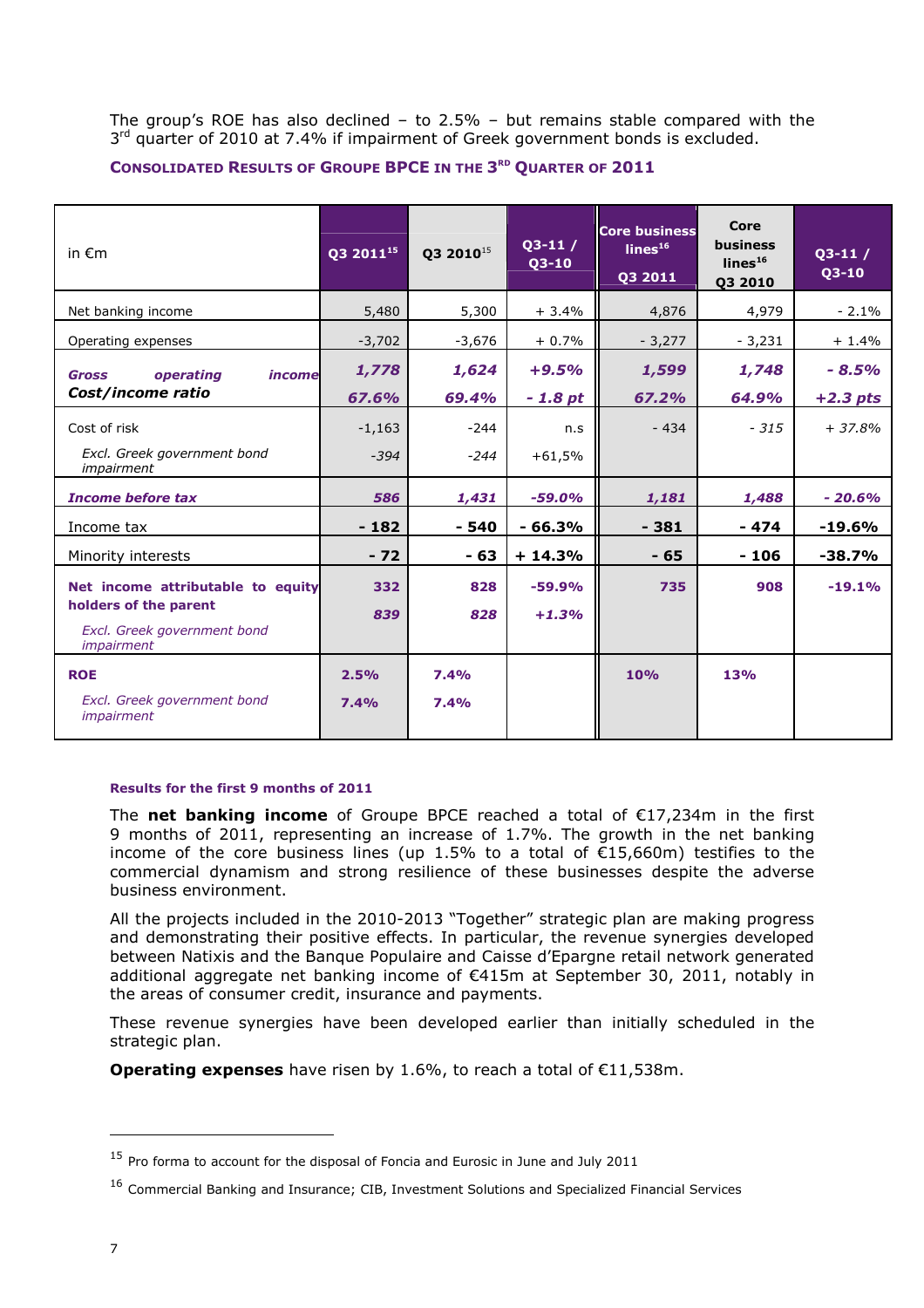The group's ROE has also declined – to 2.5% – but remains stable compared with the 3rd quarter of 2010 at 7.4% if impairment of Greek government bonds is excluded.

### CONSOLIDATED RESULTS OF GROUPE BPCE IN THE 3RD QUARTER OF 2011

| in €m | Q3 2011[15] | Q3 2010[15] | Q3-11 / Q3-10 | Core business lines[16] Q3 2011 | Core business lines[16] Q3 2010 | Q3-11 / Q3-10 |
|---|---|---|---|---|---|---|
| Net banking income | 5,480 | 5,300 | + 3.4% | 4,876 | 4,979 | - 2.1% |
| Operating expenses | -3,702 | -3,676 | + 0.7% | - 3,277 | - 3,231 | + 1.4% |
| ***Gross operating income*** | ***1,778*** | ***1,624*** | ***+9.5%*** | ***1,599*** | ***1,748*** | ***- 8.5%*** |
| ***Cost/income ratio*** | ***67.6%*** | ***69.4%*** | ***- 1.8 pt*** | ***67.2%*** | ***64.9%*** | ***+2.3 pts*** |
| Cost of risk | -1,163 | -244 | n.s | - 434 | *- 315* | *+ 37.8%* |
| *Excl. Greek government bond impairment* | *-394* | *-244* | *+61,5%* | | | |
| ***Income before tax*** | ***586*** | ***1,431*** | ***-59.0%*** | ***1,181*** | ***1,488*** | ***- 20.6%*** |
| Income tax | **- 182** | **- 540** | **- 66.3%** | **- 381** | **- 474** | **-19.6%** |
| Minority interests | **- 72** | **- 63** | **+ 14.3%** | **- 65** | **- 106** | **-38.7%** |
| **Net income attributable to equity holders of the parent** | **332** | **828** | **-59.9%** | **735** | **908** | **-19.1%** |
| *Excl. Greek government bond impairment* | ***839*** | ***828*** | ***+1.3%*** | | | |
| **ROE** | **2.5%** | **7.4%** | | **10%** | **13%** | |
| *Excl. Greek government bond impairment* | **7.4%** | **7.4%** | | | | |

#### Results for the first 9 months of 2011

The **net banking income** of Groupe BPCE reached a total of €17,234m in the first 9 months of 2011, representing an increase of 1.7%. The growth in the net banking income of the core business lines (up 1.5% to a total of €15,660m) testifies to the commercial dynamism and strong resilience of these businesses despite the adverse business environment.

All the projects included in the 2010-2013 "Together" strategic plan are making progress and demonstrating their positive effects. In particular, the revenue synergies developed between Natixis and the Banque Populaire and Caisse d'Epargne retail network generated additional aggregate net banking income of €415m at September 30, 2011, notably in the areas of consumer credit, insurance and payments.

These revenue synergies have been developed earlier than initially scheduled in the strategic plan.

**Operating expenses** have risen by 1.6%, to reach a total of €11,538m.

---

[15] Pro forma to account for the disposal of Foncia and Eurosic in June and July 2011

[16] Commercial Banking and Insurance; CIB, Investment Solutions and Specialized Financial Services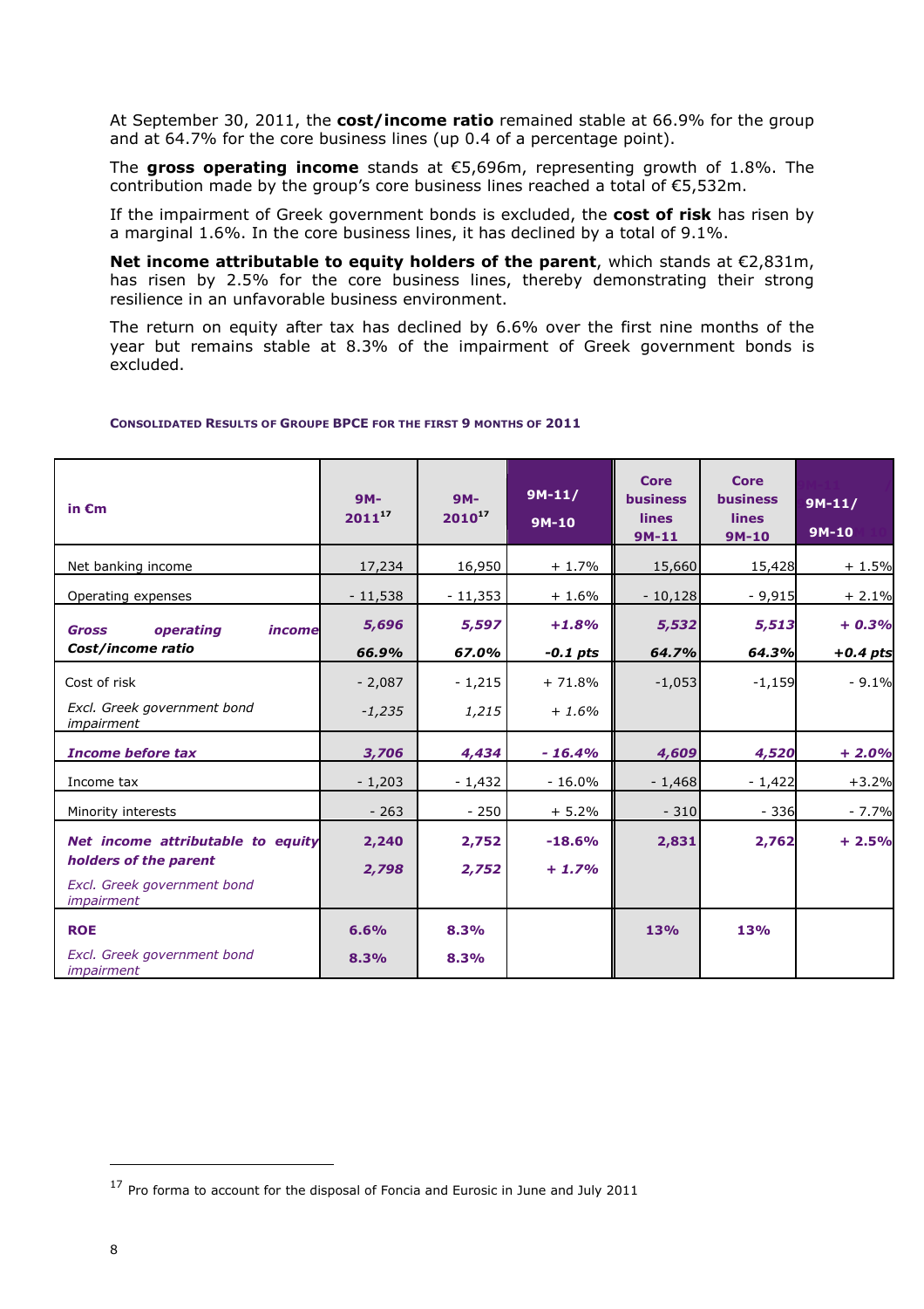At September 30, 2011, the **cost/income ratio** remained stable at 66.9% for the group and at 64.7% for the core business lines (up 0.4 of a percentage point).

The **gross operating income** stands at €5,696m, representing growth of 1.8%. The contribution made by the group's core business lines reached a total of €5,532m.

If the impairment of Greek government bonds is excluded, the **cost of risk** has risen by a marginal 1.6%. In the core business lines, it has declined by a total of 9.1%.

**Net income attributable to equity holders of the parent**, which stands at €2,831m, has risen by 2.5% for the core business lines, thereby demonstrating their strong resilience in an unfavorable business environment.

The return on equity after tax has declined by 6.6% over the first nine months of the year but remains stable at 8.3% of the impairment of Greek government bonds is excluded.

**CONSOLIDATED RESULTS OF GROUPE BPCE FOR THE FIRST 9 MONTHS OF 2011**

| in €m | 9M-2011[17] | 9M-2010[17] | 9M-11/ 9M-10 | Core business lines 9M-11 | Core business lines 9M-10 | 9M-11/ 9M-10 |
|---|---|---|---|---|---|---|
| Net banking income | 17,234 | 16,950 | + 1.7% | 15,660 | 15,428 | + 1.5% |
| Operating expenses | - 11,538 | - 11,353 | + 1.6% | - 10,128 | - 9,915 | + 2.1% |
| ***Gross operating income*** | ***5,696*** | ***5,597*** | ***+1.8%*** | ***5,532*** | ***5,513*** | ***+ 0.3%*** |
| ***Cost/income ratio*** | ***66.9%*** | ***67.0%*** | ***-0.1 pts*** | ***64.7%*** | ***64.3%*** | ***+0.4 pts*** |
| Cost of risk | - 2,087 | - 1,215 | + 71.8% | -1,053 | -1,159 | - 9.1% |
| *Excl. Greek government bond impairment* | *-1,235* | *1,215* | *+ 1.6%* | | | |
| ***Income before tax*** | ***3,706*** | ***4,434*** | ***- 16.4%*** | ***4,609*** | ***4,520*** | ***+ 2.0%*** |
| Income tax | - 1,203 | - 1,432 | - 16.0% | - 1,468 | - 1,422 | +3.2% |
| Minority interests | - 263 | - 250 | + 5.2% | - 310 | - 336 | - 7.7% |
| ***Net income attributable to equity holders of the parent*** | **2,240** | **2,752** | **-18.6%** | **2,831** | **2,762** | **+ 2.5%** |
| *Excl. Greek government bond impairment* | ***2,798*** | ***2,752*** | ***+ 1.7%*** | | | |
| **ROE** | **6.6%** | **8.3%** | | **13%** | **13%** | |
| *Excl. Greek government bond impairment* | **8.3%** | **8.3%** | | | | |

[17] Pro forma to account for the disposal of Foncia and Eurosic in June and July 2011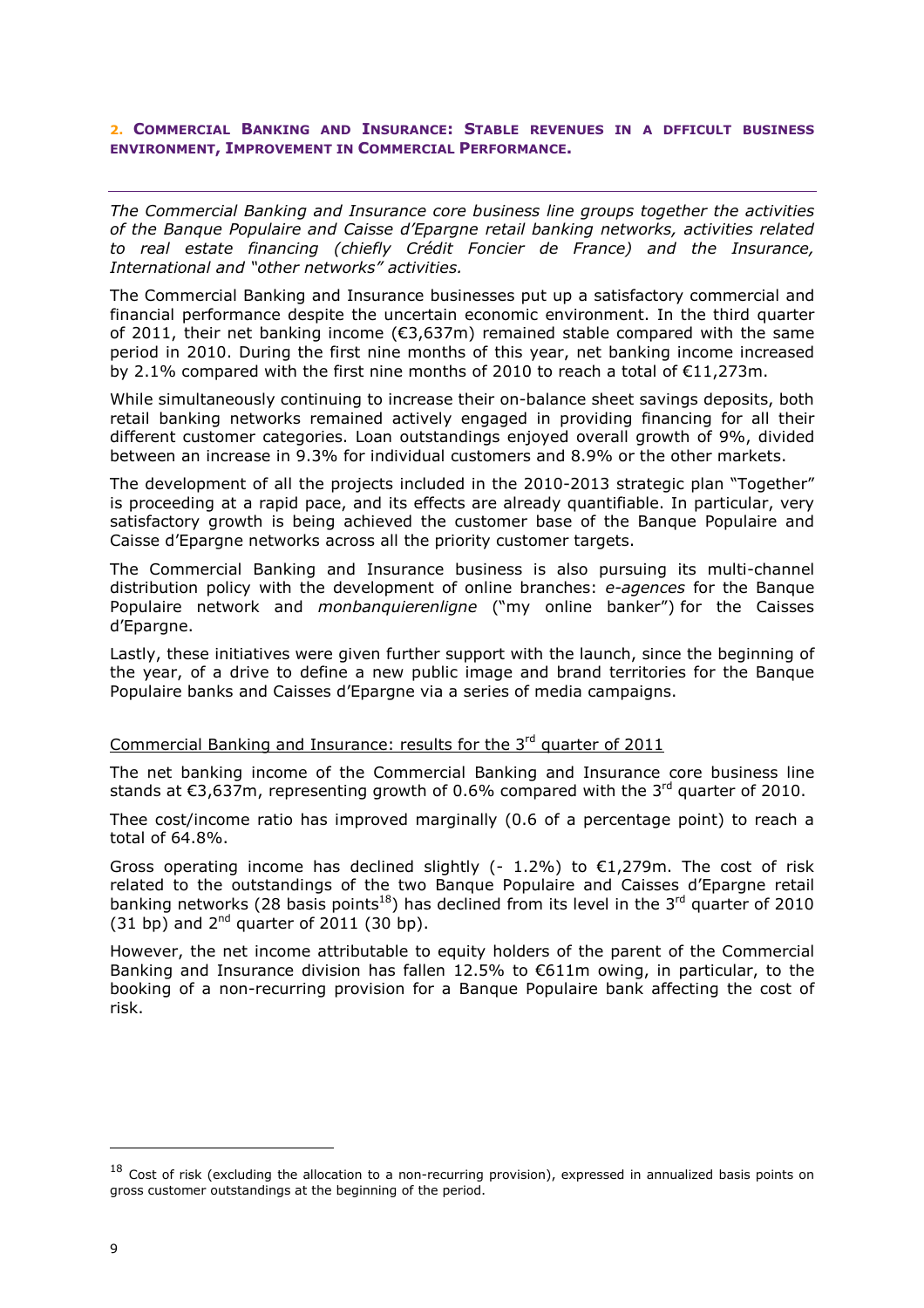## 2. COMMERCIAL BANKING AND INSURANCE: STABLE REVENUES IN A DFFICULT BUSINESS ENVIRONMENT, IMPROVEMENT IN COMMERCIAL PERFORMANCE.

*The Commercial Banking and Insurance core business line groups together the activities of the Banque Populaire and Caisse d'Epargne retail banking networks, activities related to real estate financing (chiefly Crédit Foncier de France) and the Insurance, International and "other networks" activities.*

The Commercial Banking and Insurance businesses put up a satisfactory commercial and financial performance despite the uncertain economic environment. In the third quarter of 2011, their net banking income (€3,637m) remained stable compared with the same period in 2010. During the first nine months of this year, net banking income increased by 2.1% compared with the first nine months of 2010 to reach a total of €11,273m.

While simultaneously continuing to increase their on-balance sheet savings deposits, both retail banking networks remained actively engaged in providing financing for all their different customer categories. Loan outstandings enjoyed overall growth of 9%, divided between an increase in 9.3% for individual customers and 8.9% or the other markets.

The development of all the projects included in the 2010-2013 strategic plan "Together" is proceeding at a rapid pace, and its effects are already quantifiable. In particular, very satisfactory growth is being achieved the customer base of the Banque Populaire and Caisse d'Epargne networks across all the priority customer targets.

The Commercial Banking and Insurance business is also pursuing its multi-channel distribution policy with the development of online branches: *e-agences* for the Banque Populaire network and *monbanquierenligne* ("my online banker") for the Caisses d'Epargne.

Lastly, these initiatives were given further support with the launch, since the beginning of the year, of a drive to define a new public image and brand territories for the Banque Populaire banks and Caisses d'Epargne via a series of media campaigns.

Commercial Banking and Insurance: results for the 3rd quarter of 2011

The net banking income of the Commercial Banking and Insurance core business line stands at €3,637m, representing growth of 0.6% compared with the 3rd quarter of 2010.

Thee cost/income ratio has improved marginally (0.6 of a percentage point) to reach a total of 64.8%.

Gross operating income has declined slightly (- 1.2%) to €1,279m. The cost of risk related to the outstandings of the two Banque Populaire and Caisses d'Epargne retail banking networks (28 basis points[18]) has declined from its level in the 3rd quarter of 2010 (31 bp) and 2nd quarter of 2011 (30 bp).

However, the net income attributable to equity holders of the parent of the Commercial Banking and Insurance division has fallen 12.5% to €611m owing, in particular, to the booking of a non-recurring provision for a Banque Populaire bank affecting the cost of risk.

[18] Cost of risk (excluding the allocation to a non-recurring provision), expressed in annualized basis points on gross customer outstandings at the beginning of the period.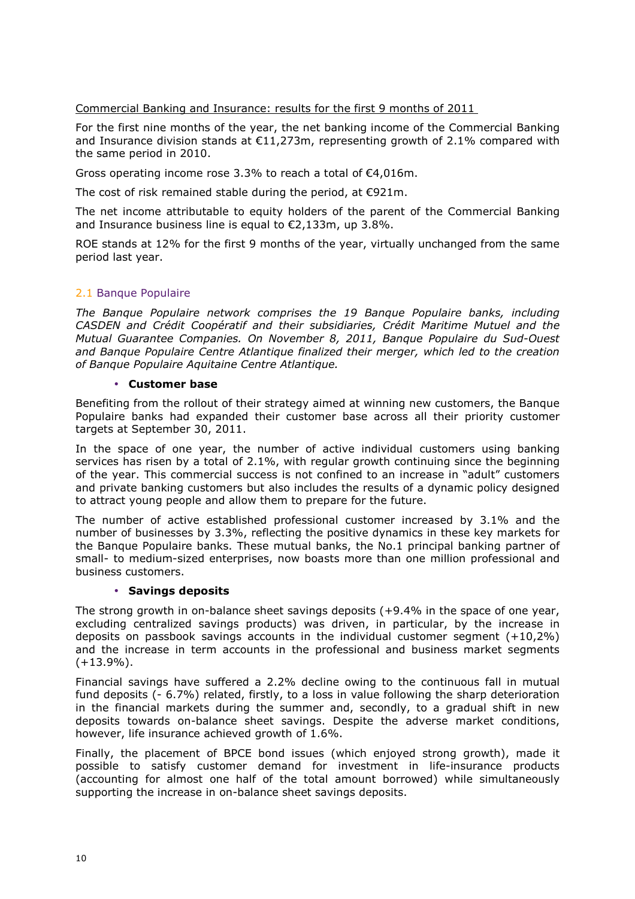Commercial Banking and Insurance: results for the first 9 months of 2011

For the first nine months of the year, the net banking income of the Commercial Banking and Insurance division stands at €11,273m, representing growth of 2.1% compared with the same period in 2010.

Gross operating income rose 3.3% to reach a total of €4,016m.

The cost of risk remained stable during the period, at €921m.

The net income attributable to equity holders of the parent of the Commercial Banking and Insurance business line is equal to €2,133m, up 3.8%.

ROE stands at 12% for the first 9 months of the year, virtually unchanged from the same period last year.

## 2.1 Banque Populaire

*The Banque Populaire network comprises the 19 Banque Populaire banks, including CASDEN and Crédit Coopératif and their subsidiaries, Crédit Maritime Mutuel and the Mutual Guarantee Companies. On November 8, 2011, Banque Populaire du Sud-Ouest and Banque Populaire Centre Atlantique finalized their merger, which led to the creation of Banque Populaire Aquitaine Centre Atlantique.*

- **Customer base**

Benefiting from the rollout of their strategy aimed at winning new customers, the Banque Populaire banks had expanded their customer base across all their priority customer targets at September 30, 2011.

In the space of one year, the number of active individual customers using banking services has risen by a total of 2.1%, with regular growth continuing since the beginning of the year. This commercial success is not confined to an increase in "adult" customers and private banking customers but also includes the results of a dynamic policy designed to attract young people and allow them to prepare for the future.

The number of active established professional customer increased by 3.1% and the number of businesses by 3.3%, reflecting the positive dynamics in these key markets for the Banque Populaire banks. These mutual banks, the No.1 principal banking partner of small- to medium-sized enterprises, now boasts more than one million professional and business customers.

- **Savings deposits**

The strong growth in on-balance sheet savings deposits (+9.4% in the space of one year, excluding centralized savings products) was driven, in particular, by the increase in deposits on passbook savings accounts in the individual customer segment (+10,2%) and the increase in term accounts in the professional and business market segments (+13.9%).

Financial savings have suffered a 2.2% decline owing to the continuous fall in mutual fund deposits (- 6.7%) related, firstly, to a loss in value following the sharp deterioration in the financial markets during the summer and, secondly, to a gradual shift in new deposits towards on-balance sheet savings. Despite the adverse market conditions, however, life insurance achieved growth of 1.6%.

Finally, the placement of BPCE bond issues (which enjoyed strong growth), made it possible to satisfy customer demand for investment in life-insurance products (accounting for almost one half of the total amount borrowed) while simultaneously supporting the increase in on-balance sheet savings deposits.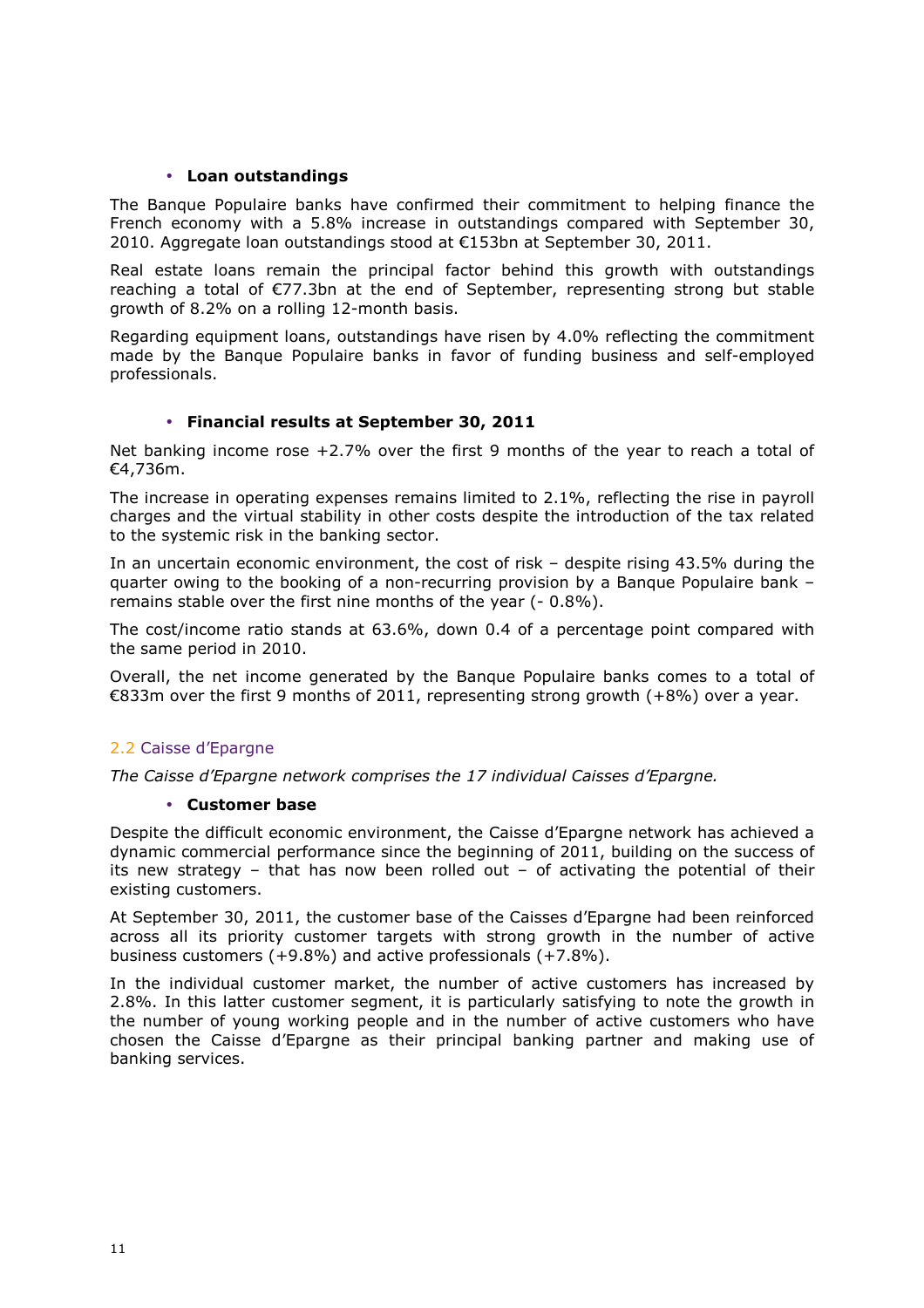- **Loan outstandings**

The Banque Populaire banks have confirmed their commitment to helping finance the French economy with a 5.8% increase in outstandings compared with September 30, 2010. Aggregate loan outstandings stood at €153bn at September 30, 2011.

Real estate loans remain the principal factor behind this growth with outstandings reaching a total of €77.3bn at the end of September, representing strong but stable growth of 8.2% on a rolling 12-month basis.

Regarding equipment loans, outstandings have risen by 4.0% reflecting the commitment made by the Banque Populaire banks in favor of funding business and self-employed professionals.

- **Financial results at September 30, 2011**

Net banking income rose +2.7% over the first 9 months of the year to reach a total of €4,736m.

The increase in operating expenses remains limited to 2.1%, reflecting the rise in payroll charges and the virtual stability in other costs despite the introduction of the tax related to the systemic risk in the banking sector.

In an uncertain economic environment, the cost of risk – despite rising 43.5% during the quarter owing to the booking of a non-recurring provision by a Banque Populaire bank – remains stable over the first nine months of the year (- 0.8%).

The cost/income ratio stands at 63.6%, down 0.4 of a percentage point compared with the same period in 2010.

Overall, the net income generated by the Banque Populaire banks comes to a total of €833m over the first 9 months of 2011, representing strong growth (+8%) over a year.

### 2.2 Caisse d'Epargne

*The Caisse d'Epargne network comprises the 17 individual Caisses d'Epargne.*

- **Customer base**

Despite the difficult economic environment, the Caisse d'Epargne network has achieved a dynamic commercial performance since the beginning of 2011, building on the success of its new strategy – that has now been rolled out – of activating the potential of their existing customers.

At September 30, 2011, the customer base of the Caisses d'Epargne had been reinforced across all its priority customer targets with strong growth in the number of active business customers (+9.8%) and active professionals (+7.8%).

In the individual customer market, the number of active customers has increased by 2.8%. In this latter customer segment, it is particularly satisfying to note the growth in the number of young working people and in the number of active customers who have chosen the Caisse d'Epargne as their principal banking partner and making use of banking services.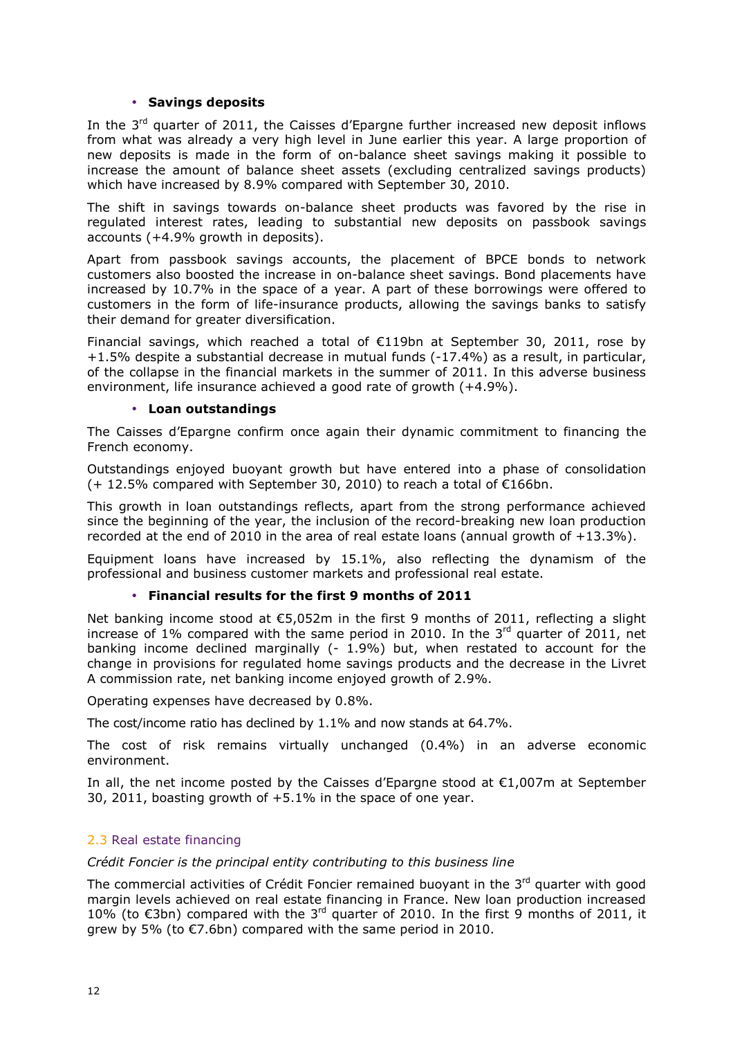- **Savings deposits**

In the 3rd quarter of 2011, the Caisses d'Epargne further increased new deposit inflows from what was already a very high level in June earlier this year. A large proportion of new deposits is made in the form of on-balance sheet savings making it possible to increase the amount of balance sheet assets (excluding centralized savings products) which have increased by 8.9% compared with September 30, 2010.

The shift in savings towards on-balance sheet products was favored by the rise in regulated interest rates, leading to substantial new deposits on passbook savings accounts (+4.9% growth in deposits).

Apart from passbook savings accounts, the placement of BPCE bonds to network customers also boosted the increase in on-balance sheet savings. Bond placements have increased by 10.7% in the space of a year. A part of these borrowings were offered to customers in the form of life-insurance products, allowing the savings banks to satisfy their demand for greater diversification.

Financial savings, which reached a total of €119bn at September 30, 2011, rose by +1.5% despite a substantial decrease in mutual funds (-17.4%) as a result, in particular, of the collapse in the financial markets in the summer of 2011. In this adverse business environment, life insurance achieved a good rate of growth (+4.9%).

- **Loan outstandings**

The Caisses d'Epargne confirm once again their dynamic commitment to financing the French economy.

Outstandings enjoyed buoyant growth but have entered into a phase of consolidation (+ 12.5% compared with September 30, 2010) to reach a total of €166bn.

This growth in loan outstandings reflects, apart from the strong performance achieved since the beginning of the year, the inclusion of the record-breaking new loan production recorded at the end of 2010 in the area of real estate loans (annual growth of +13.3%).

Equipment loans have increased by 15.1%, also reflecting the dynamism of the professional and business customer markets and professional real estate.

- **Financial results for the first 9 months of 2011**

Net banking income stood at €5,052m in the first 9 months of 2011, reflecting a slight increase of 1% compared with the same period in 2010. In the 3rd quarter of 2011, net banking income declined marginally (- 1.9%) but, when restated to account for the change in provisions for regulated home savings products and the decrease in the Livret A commission rate, net banking income enjoyed growth of 2.9%.

Operating expenses have decreased by 0.8%.

The cost/income ratio has declined by 1.1% and now stands at 64.7%.

The cost of risk remains virtually unchanged (0.4%) in an adverse economic environment.

In all, the net income posted by the Caisses d'Epargne stood at €1,007m at September 30, 2011, boasting growth of +5.1% in the space of one year.

### 2.3 Real estate financing

*Crédit Foncier is the principal entity contributing to this business line*

The commercial activities of Crédit Foncier remained buoyant in the 3rd quarter with good margin levels achieved on real estate financing in France. New loan production increased 10% (to €3bn) compared with the 3rd quarter of 2010. In the first 9 months of 2011, it grew by 5% (to €7.6bn) compared with the same period in 2010.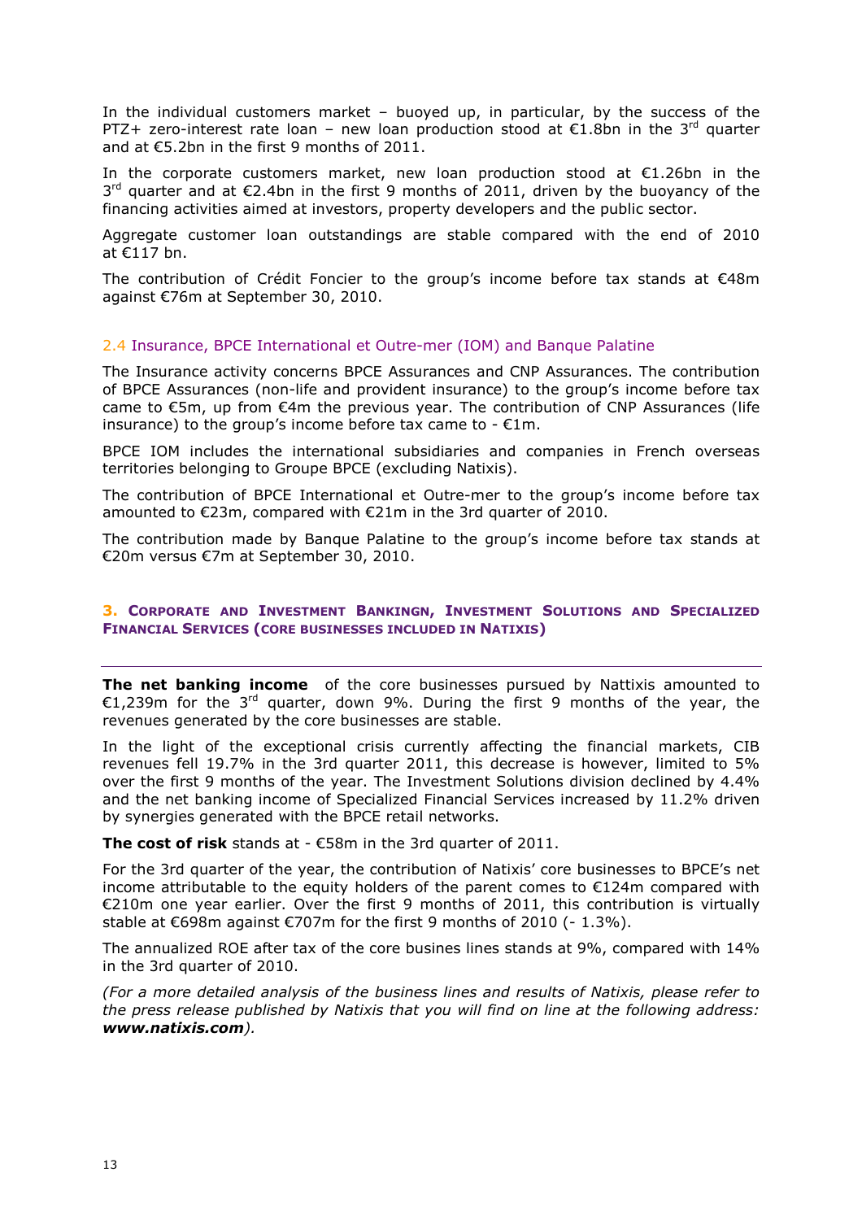In the individual customers market – buoyed up, in particular, by the success of the PTZ+ zero-interest rate loan – new loan production stood at €1.8bn in the 3rd quarter and at €5.2bn in the first 9 months of 2011.

In the corporate customers market, new loan production stood at €1.26bn in the 3rd quarter and at €2.4bn in the first 9 months of 2011, driven by the buoyancy of the financing activities aimed at investors, property developers and the public sector.

Aggregate customer loan outstandings are stable compared with the end of 2010 at €117 bn.

The contribution of Crédit Foncier to the group's income before tax stands at €48m against €76m at September 30, 2010.

### 2.4 Insurance, BPCE International et Outre-mer (IOM) and Banque Palatine

The Insurance activity concerns BPCE Assurances and CNP Assurances. The contribution of BPCE Assurances (non-life and provident insurance) to the group's income before tax came to €5m, up from €4m the previous year. The contribution of CNP Assurances (life insurance) to the group's income before tax came to - €1m.

BPCE IOM includes the international subsidiaries and companies in French overseas territories belonging to Groupe BPCE (excluding Natixis).

The contribution of BPCE International et Outre-mer to the group's income before tax amounted to €23m, compared with €21m in the 3rd quarter of 2010.

The contribution made by Banque Palatine to the group's income before tax stands at €20m versus €7m at September 30, 2010.

## 3. Corporate and Investment Bankingn, Investment Solutions and Specialized Financial Services (core businesses included in Natixis)

**The net banking income** of the core businesses pursued by Nattixis amounted to €1,239m for the 3rd quarter, down 9%. During the first 9 months of the year, the revenues generated by the core businesses are stable.

In the light of the exceptional crisis currently affecting the financial markets, CIB revenues fell 19.7% in the 3rd quarter 2011, this decrease is however, limited to 5% over the first 9 months of the year. The Investment Solutions division declined by 4.4% and the net banking income of Specialized Financial Services increased by 11.2% driven by synergies generated with the BPCE retail networks.

**The cost of risk** stands at - €58m in the 3rd quarter of 2011.

For the 3rd quarter of the year, the contribution of Natixis' core businesses to BPCE's net income attributable to the equity holders of the parent comes to €124m compared with €210m one year earlier. Over the first 9 months of 2011, this contribution is virtually stable at €698m against €707m for the first 9 months of 2010 (- 1.3%).

The annualized ROE after tax of the core busines lines stands at 9%, compared with 14% in the 3rd quarter of 2010.

*(For a more detailed analysis of the business lines and results of Natixis, please refer to the press release published by Natixis that you will find on line at the following address:* ***www.natixis.com****).*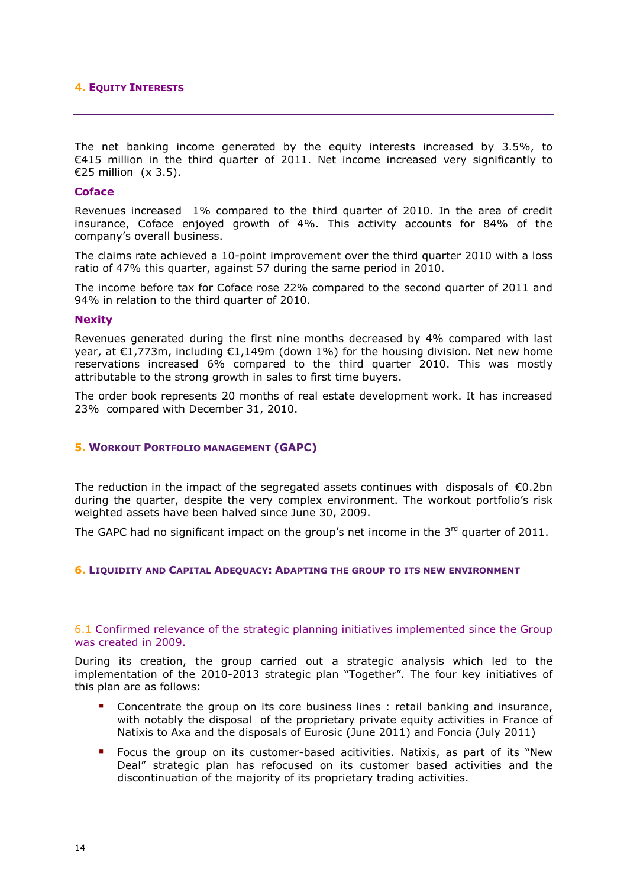## 4. Equity Interests

The net banking income generated by the equity interests increased by 3.5%, to €415 million in the third quarter of 2011. Net income increased very significantly to €25 million (x 3.5).

### Coface

Revenues increased 1% compared to the third quarter of 2010. In the area of credit insurance, Coface enjoyed growth of 4%. This activity accounts for 84% of the company's overall business.

The claims rate achieved a 10-point improvement over the third quarter 2010 with a loss ratio of 47% this quarter, against 57 during the same period in 2010.

The income before tax for Coface rose 22% compared to the second quarter of 2011 and 94% in relation to the third quarter of 2010.

### Nexity

Revenues generated during the first nine months decreased by 4% compared with last year, at €1,773m, including €1,149m (down 1%) for the housing division. Net new home reservations increased 6% compared to the third quarter 2010. This was mostly attributable to the strong growth in sales to first time buyers.

The order book represents 20 months of real estate development work. It has increased 23% compared with December 31, 2010.

## 5. Workout Portfolio management (GAPC)

The reduction in the impact of the segregated assets continues with disposals of €0.2bn during the quarter, despite the very complex environment. The workout portfolio's risk weighted assets have been halved since June 30, 2009.

The GAPC had no significant impact on the group's net income in the 3rd quarter of 2011.

## 6. Liquidity and Capital Adequacy: Adapting the group to its new environment

### 6.1 Confirmed relevance of the strategic planning initiatives implemented since the Group was created in 2009.

During its creation, the group carried out a strategic analysis which led to the implementation of the 2010-2013 strategic plan "Together". The four key initiatives of this plan are as follows:

- Concentrate the group on its core business lines : retail banking and insurance, with notably the disposal of the proprietary private equity activities in France of Natixis to Axa and the disposals of Eurosic (June 2011) and Foncia (July 2011)
- Focus the group on its customer-based acitivities. Natixis, as part of its "New Deal" strategic plan has refocused on its customer based activities and the discontinuation of the majority of its proprietary trading activities.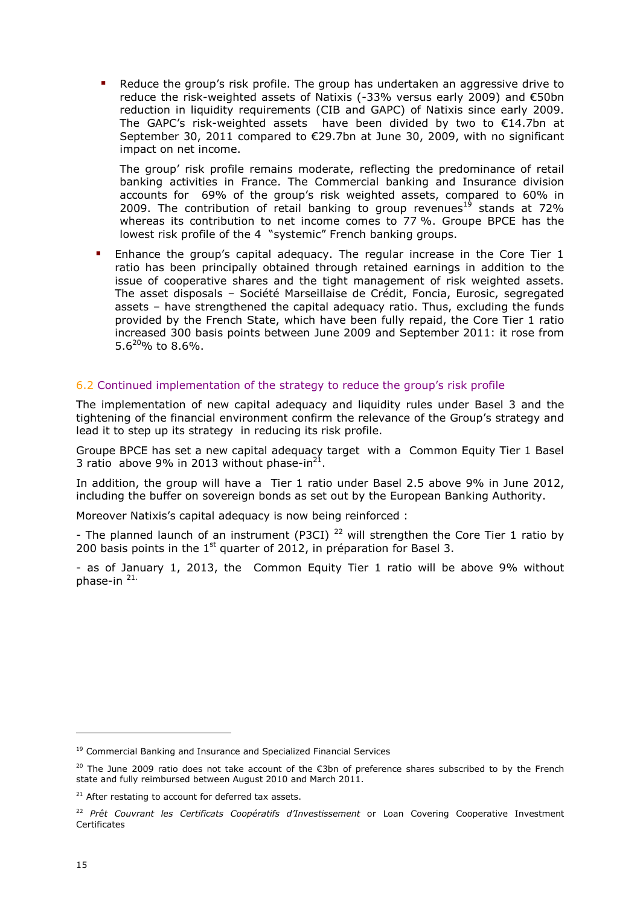- Reduce the group's risk profile. The group has undertaken an aggressive drive to reduce the risk-weighted assets of Natixis (-33% versus early 2009) and €50bn reduction in liquidity requirements (CIB and GAPC) of Natixis since early 2009. The GAPC's risk-weighted assets have been divided by two to €14.7bn at September 30, 2011 compared to €29.7bn at June 30, 2009, with no significant impact on net income.

  The group' risk profile remains moderate, reflecting the predominance of retail banking activities in France. The Commercial banking and Insurance division accounts for 69% of the group's risk weighted assets, compared to 60% in 2009. The contribution of retail banking to group revenues[19] stands at 72% whereas its contribution to net income comes to 77 %. Groupe BPCE has the lowest risk profile of the 4 "systemic" French banking groups.

- Enhance the group's capital adequacy. The regular increase in the Core Tier 1 ratio has been principally obtained through retained earnings in addition to the issue of cooperative shares and the tight management of risk weighted assets. The asset disposals – Société Marseillaise de Crédit, Foncia, Eurosic, segregated assets – have strengthened the capital adequacy ratio. Thus, excluding the funds provided by the French State, which have been fully repaid, the Core Tier 1 ratio increased 300 basis points between June 2009 and September 2011: it rose from 5.6[20]% to 8.6%.

## 6.2 Continued implementation of the strategy to reduce the group's risk profile

The implementation of new capital adequacy and liquidity rules under Basel 3 and the tightening of the financial environment confirm the relevance of the Group's strategy and lead it to step up its strategy in reducing its risk profile.

Groupe BPCE has set a new capital adequacy target with a Common Equity Tier 1 Basel 3 ratio above 9% in 2013 without phase-in[21].

In addition, the group will have a Tier 1 ratio under Basel 2.5 above 9% in June 2012, including the buffer on sovereign bonds as set out by the European Banking Authority.

Moreover Natixis's capital adequacy is now being reinforced :

- The planned launch of an instrument (P3CI) [22] will strengthen the Core Tier 1 ratio by 200 basis points in the 1st quarter of 2012, in préparation for Basel 3.

- as of January 1, 2013, the Common Equity Tier 1 ratio will be above 9% without phase-in [21].

---

[19] Commercial Banking and Insurance and Specialized Financial Services

[20] The June 2009 ratio does not take account of the €3bn of preference shares subscribed to by the French state and fully reimbursed between August 2010 and March 2011.

[21] After restating to account for deferred tax assets.

[22] *Prêt Couvrant les Certificats Coopératifs d'Investissement* or Loan Covering Cooperative Investment Certificates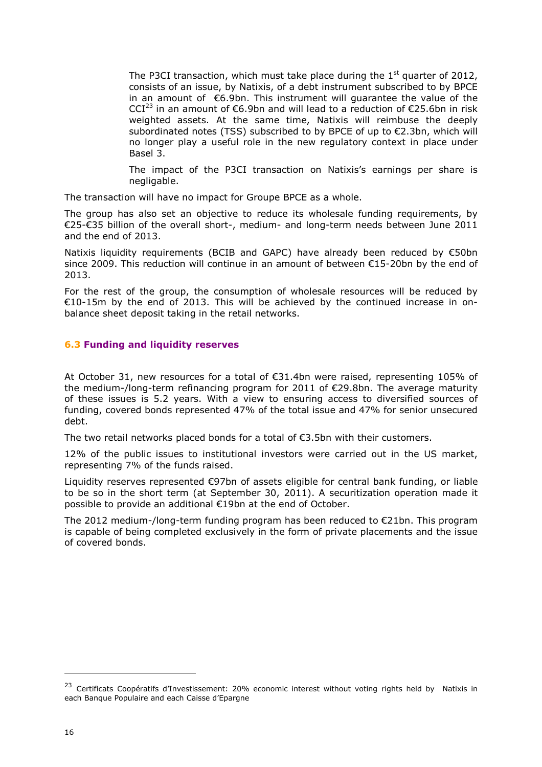The P3CI transaction, which must take place during the 1st quarter of 2012, consists of an issue, by Natixis, of a debt instrument subscribed to by BPCE in an amount of €6.9bn. This instrument will guarantee the value of the CCI[23] in an amount of €6.9bn and will lead to a reduction of €25.6bn in risk weighted assets. At the same time, Natixis will reimbuse the deeply subordinated notes (TSS) subscribed to by BPCE of up to €2.3bn, which will no longer play a useful role in the new regulatory context in place under Basel 3.

The impact of the P3CI transaction on Natixis's earnings per share is negligable.

The transaction will have no impact for Groupe BPCE as a whole.

The group has also set an objective to reduce its wholesale funding requirements, by €25-€35 billion of the overall short-, medium- and long-term needs between June 2011 and the end of 2013.

Natixis liquidity requirements (BCIB and GAPC) have already been reduced by €50bn since 2009. This reduction will continue in an amount of between €15-20bn by the end of 2013.

For the rest of the group, the consumption of wholesale resources will be reduced by €10-15m by the end of 2013. This will be achieved by the continued increase in on-balance sheet deposit taking in the retail networks.

### 6.3 Funding and liquidity reserves

At October 31, new resources for a total of €31.4bn were raised, representing 105% of the medium-/long-term refinancing program for 2011 of €29.8bn. The average maturity of these issues is 5.2 years. With a view to ensuring access to diversified sources of funding, covered bonds represented 47% of the total issue and 47% for senior unsecured debt.

The two retail networks placed bonds for a total of €3.5bn with their customers.

12% of the public issues to institutional investors were carried out in the US market, representing 7% of the funds raised.

Liquidity reserves represented €97bn of assets eligible for central bank funding, or liable to be so in the short term (at September 30, 2011). A securitization operation made it possible to provide an additional €19bn at the end of October.

The 2012 medium-/long-term funding program has been reduced to €21bn. This program is capable of being completed exclusively in the form of private placements and the issue of covered bonds.

---

[23] Certificats Coopératifs d'Investissement: 20% economic interest without voting rights held by Natixis in each Banque Populaire and each Caisse d'Epargne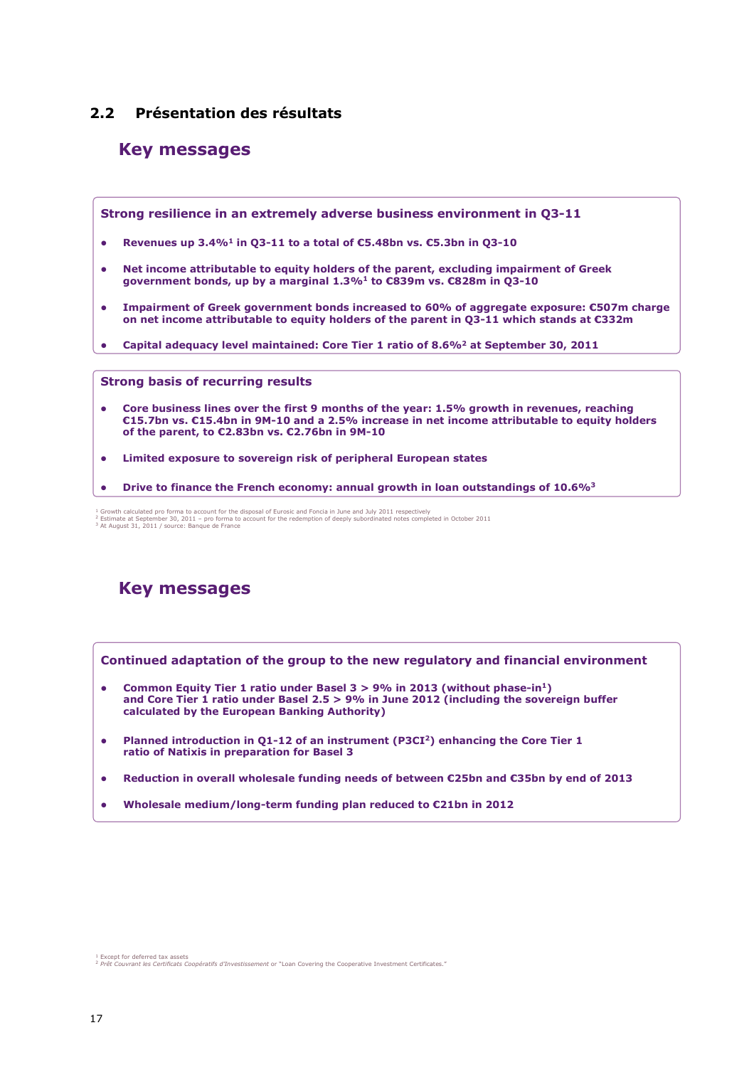## 2.2 Présentation des résultats

### Key messages

**Strong resilience in an extremely adverse business environment in Q3-11**

- **Revenues up 3.4%[1] in Q3-11 to a total of €5.48bn vs. €5.3bn in Q3-10**
- **Net income attributable to equity holders of the parent, excluding impairment of Greek government bonds, up by a marginal 1.3%[1] to €839m vs. €828m in Q3-10**
- **Impairment of Greek government bonds increased to 60% of aggregate exposure: €507m charge on net income attributable to equity holders of the parent in Q3-11 which stands at €332m**
- **Capital adequacy level maintained: Core Tier 1 ratio of 8.6%[2] at September 30, 2011**

**Strong basis of recurring results**

- **Core business lines over the first 9 months of the year: 1.5% growth in revenues, reaching €15.7bn vs. €15.4bn in 9M-10 and a 2.5% increase in net income attributable to equity holders of the parent, to €2.83bn vs. €2.76bn in 9M-10**
- **Limited exposure to sovereign risk of peripheral European states**
- **Drive to finance the French economy: annual growth in loan outstandings of 10.6%[3]**

[1] Growth calculated pro forma to account for the disposal of Eurosic and Foncia in June and July 2011 respectively
[2] Estimate at September 30, 2011 – pro forma to account for the redemption of deeply subordinated notes completed in October 2011
[3] At August 31, 2011 / source: Banque de France

### Key messages

**Continued adaptation of the group to the new regulatory and financial environment**

- **Common Equity Tier 1 ratio under Basel 3 > 9% in 2013 (without phase-in[1]) and Core Tier 1 ratio under Basel 2.5 > 9% in June 2012 (including the sovereign buffer calculated by the European Banking Authority)**
- **Planned introduction in Q1-12 of an instrument (P3CI[2]) enhancing the Core Tier 1 ratio of Natixis in preparation for Basel 3**
- **Reduction in overall wholesale funding needs of between €25bn and €35bn by end of 2013**
- **Wholesale medium/long-term funding plan reduced to €21bn in 2012**

[1] Except for deferred tax assets
[2] *Prêt Couvrant les Certificats Coopératifs d'Investissement* or "Loan Covering the Cooperative Investment Certificates."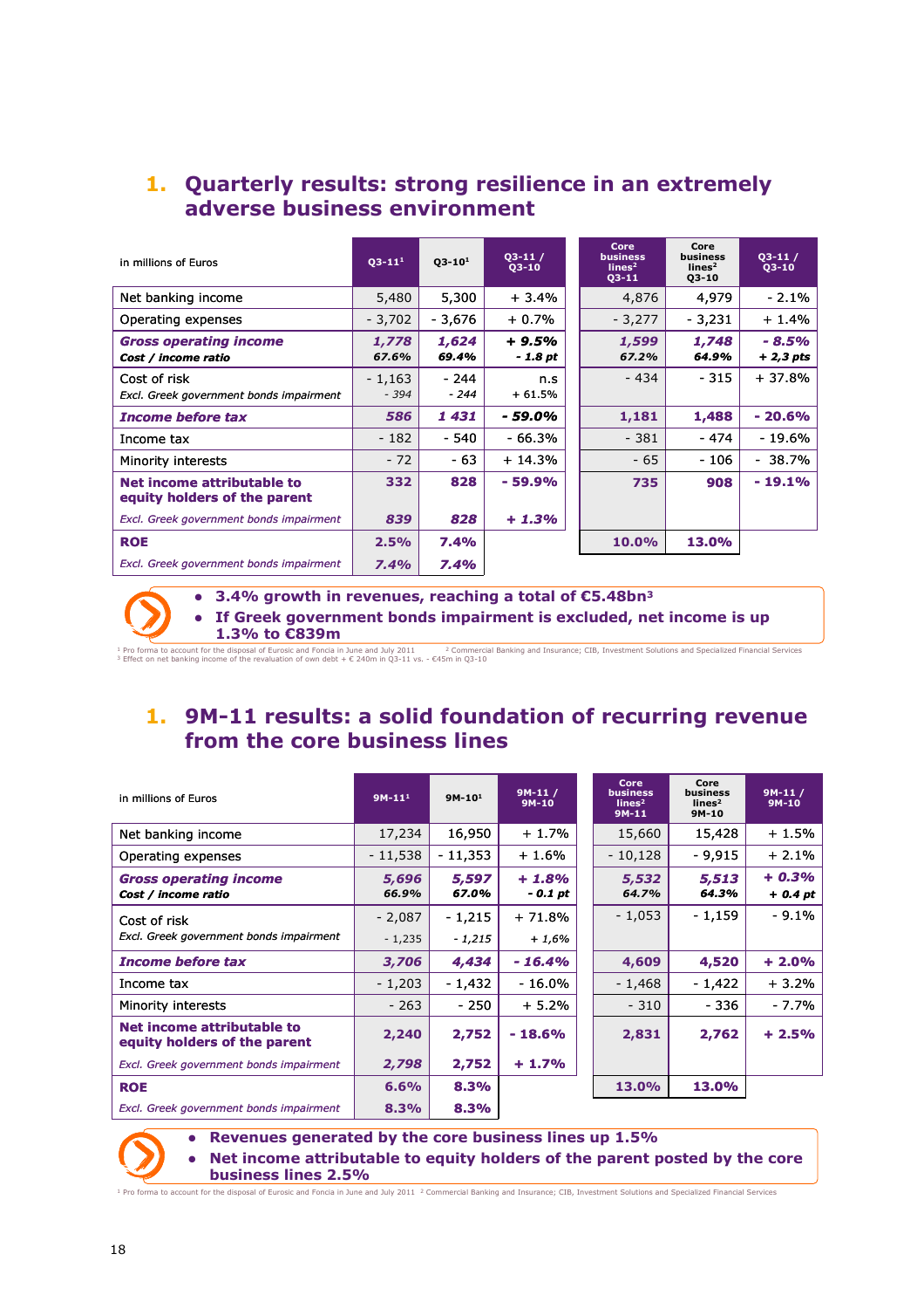## 1. Quarterly results: strong resilience in an extremely adverse business environment

| in millions of Euros | Q3-11[1] | Q3-10[1] | Q3-11 / Q3-10 | Core business lines[2] Q3-11 | Core business lines[2] Q3-10 | Q3-11 / Q3-10 |
|---|---|---|---|---|---|---|
| Net banking income | 5,480 | 5,300 | + 3.4% | 4,876 | 4,979 | - 2.1% |
| Operating expenses | - 3,702 | - 3,676 | + 0.7% | - 3,277 | - 3,231 | + 1.4% |
| ***Gross operating income*** | ***1,778*** | ***1,624*** | **+ 9.5%** | ***1,599*** | ***1,748*** | ***- 8.5%*** |
| ***Cost / income ratio*** | ***67.6%*** | ***69.4%*** | ***- 1.8 pt*** | ***67.2%*** | ***64.9%*** | ***+ 2,3 pts*** |
| Cost of risk | - 1,163 | - 244 | n.s | - 434 | - 315 | + 37.8% |
| *Excl. Greek government bonds impairment* | *- 394* | *- 244* | + 61.5% | | | |
| ***Income before tax*** | ***586*** | ***1 431*** | **- 59.0%** | **1,181** | **1,488** | **- 20.6%** |
| Income tax | - 182 | - 540 | - 66.3% | - 381 | - 474 | - 19.6% |
| Minority interests | - 72 | - 63 | + 14.3% | - 65 | - 106 | - 38.7% |
| **Net income attributable to equity holders of the parent** | **332** | **828** | **- 59.9%** | **735** | **908** | **- 19.1%** |
| *Excl. Greek government bonds impairment* | ***839*** | ***828*** | ***+ 1.3%*** | | | |
| **ROE** | **2.5%** | **7.4%** | | **10.0%** | **13.0%** | |
| *Excl. Greek government bonds impairment* | ***7.4%*** | ***7.4%*** | | | | |

- **3.4% growth in revenues, reaching a total of €5.48bn[3]**
- **If Greek government bonds impairment is excluded, net income is up 1.3% to €839m**

[1] Pro forma to account for the disposal of Eurosic and Foncia in June and July 2011 [2] Commercial Banking and Insurance; CIB, Investment Solutions and Specialized Financial Services
[3] Effect on net banking income of the revaluation of own debt + € 240m in Q3-11 vs. - €45m in Q3-10

## 1. 9M-11 results: a solid foundation of recurring revenue from the core business lines

| in millions of Euros | 9M-11[1] | 9M-10[1] | 9M-11 / 9M-10 | Core business lines[2] 9M-11 | Core business lines[2] 9M-10 | 9M-11 / 9M-10 |
|---|---|---|---|---|---|---|
| Net banking income | 17,234 | 16,950 | + 1.7% | 15,660 | 15,428 | + 1.5% |
| Operating expenses | - 11,538 | - 11,353 | + 1.6% | - 10,128 | - 9,915 | + 2.1% |
| ***Gross operating income*** | ***5,696*** | ***5,597*** | ***+ 1.8%*** | ***5,532*** | ***5,513*** | ***+ 0.3%*** |
| ***Cost / income ratio*** | ***66.9%*** | ***67.0%*** | ***- 0.1 pt*** | ***64.7%*** | ***64.3%*** | ***+ 0.4 pt*** |
| Cost of risk | - 2,087 | - 1,215 | + 71.8% | - 1,053 | - 1,159 | - 9.1% |
| *Excl. Greek government bonds impairment* | - 1,235 | *- 1,215* | *+ 1,6%* | | | |
| ***Income before tax*** | ***3,706*** | ***4,434*** | ***- 16.4%*** | **4,609** | **4,520** | **+ 2.0%** |
| Income tax | - 1,203 | - 1,432 | - 16.0% | - 1,468 | - 1,422 | + 3.2% |
| Minority interests | - 263 | - 250 | + 5.2% | - 310 | - 336 | - 7.7% |
| **Net income attributable to equity holders of the parent** | **2,240** | **2,752** | **- 18.6%** | **2,831** | **2,762** | **+ 2.5%** |
| *Excl. Greek government bonds impairment* | ***2,798*** | 2,752 | ***+ 1.7%*** | | | |
| **ROE** | **6.6%** | **8.3%** | | **13.0%** | **13.0%** | |
| *Excl. Greek government bonds impairment* | **8.3%** | **8.3%** | | | | |

- **Revenues generated by the core business lines up 1.5%**
- **Net income attributable to equity holders of the parent posted by the core business lines 2.5%**

[1] Pro forma to account for the disposal of Eurosic and Foncia in June and July 2011 [2] Commercial Banking and Insurance; CIB, Investment Solutions and Specialized Financial Services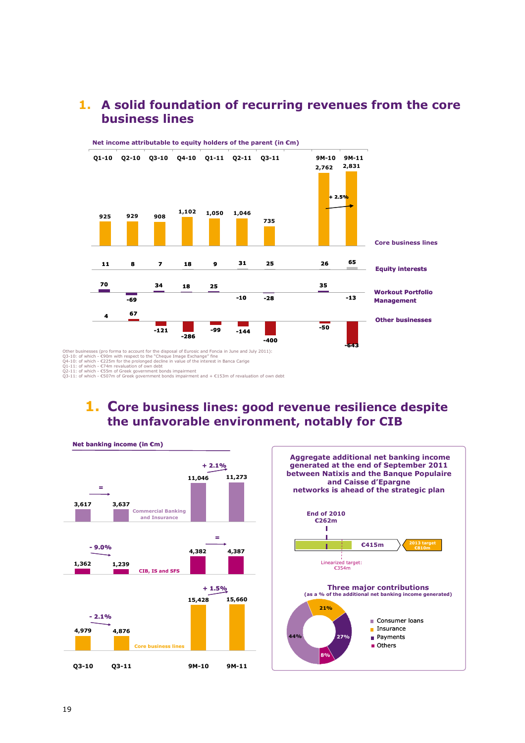# 1. A solid foundation of recurring revenues from the core business lines

**Net income attributable to equity holders of the parent (in €m)**

| | Q1-10 | Q2-10 | Q3-10 | Q4-10 | Q1-11 | Q2-11 | Q3-11 | 9M-10 | 9M-11 |
|---|---|---|---|---|---|---|---|---|---|
| Core business lines | 925 | 929 | 908 | 1,102 | 1,050 | 1,046 | 735 | 2,762 | 2,831 |
| Equity interests | 11 | 8 | 7 | 18 | 9 | 31 | 25 | 26 | 65 |
| Workout Portfolio Management | 70 | -69 | 34 | 18 | 25 | -10 | -28 | 35 | -13 |
| Other businesses | 4 | 67 | -121 | -286 | -99 | -144 | -400 | -50 | -643 |

Core business lines 9M-11 vs 9M-10: + 2.5%

Other businesses (pro forma to account for the disposal of Eurosic and Foncia in June and July 2011):
Q3-10: of which - €90m with respect to the "Cheque Image Exchange" fine
Q4-10: of which - €225m for the prolonged decline in value of the interest in Banca Carige
Q1-11: of which - €74m revaluation of own debt
Q2-11: of which - €55m of Greek government bonds impairment
Q3-11: of which - €507m of Greek government bonds impairment and + €153m of revaluation of own debt

# 1. Core business lines: good revenue resilience despite the unfavorable environment, notably for CIB

**Net banking income (in €m)**

| | Q3-10 | Q3-11 | Change | 9M-10 | 9M-11 | Change |
|---|---|---|---|---|---|---|
| Commercial Banking and Insurance | 3,617 | 3,637 | = | 11,046 | 11,273 | + 2.1% |
| CIB, IS and SFS | 1,362 | 1,239 | - 9.0% | 4,382 | 4,387 | = |
| Core business lines | 4,979 | 4,876 | - 2.1% | 15,428 | 15,660 | + 1.5% |

**Aggregate additional net banking income generated at the end of September 2011 between Natixis and the Banque Populaire and Caisse d'Epargne networks is ahead of the strategic plan**

- End of 2010: €262m
- €415m
- Linearized target: €354m
- 2013 target: €810m

**Three major contributions**
(as a % of the additional net banking income generated)

- Consumer loans: 44%
- Insurance: 21%
- Payments: 27%
- Others: 8%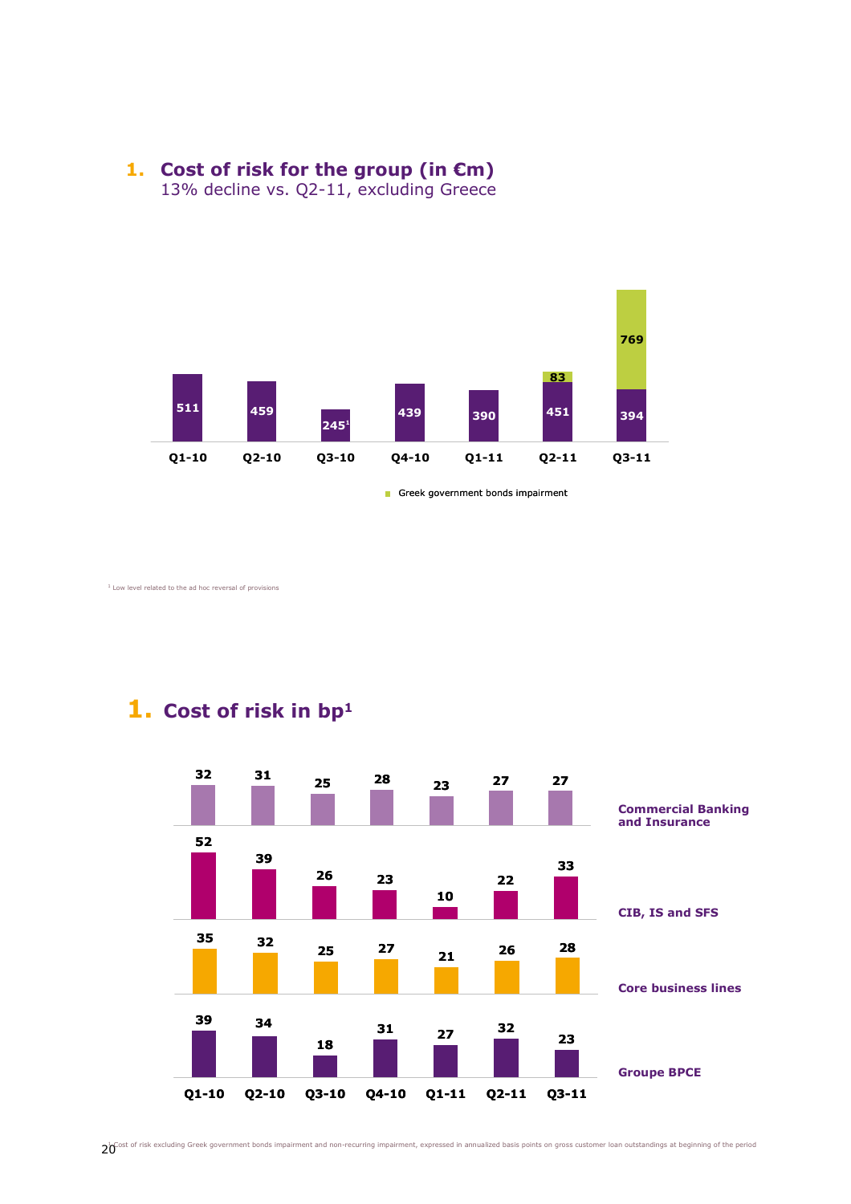## 1. Cost of risk for the group (in €m)

13% decline vs. Q2-11, excluding Greece

| | Q1-10 | Q2-10 | Q3-10 | Q4-10 | Q1-11 | Q2-11 | Q3-11 |
|---|---|---|---|---|---|---|---|
| Cost of risk | 511 | 459 | 245[1] | 439 | 390 | 451 | 394 |
| Greek government bonds impairment | | | | | | 83 | 769 |

[1] Low level related to the ad hoc reversal of provisions

## 1. Cost of risk in bp[1]

| | Q1-10 | Q2-10 | Q3-10 | Q4-10 | Q1-11 | Q2-11 | Q3-11 |
|---|---|---|---|---|---|---|---|
| Commercial Banking and Insurance | 32 | 31 | 25 | 28 | 23 | 27 | 27 |
| CIB, IS and SFS | 52 | 39 | 26 | 23 | 10 | 22 | 33 |
| Core business lines | 35 | 32 | 25 | 27 | 21 | 26 | 28 |
| Groupe BPCE | 39 | 34 | 18 | 31 | 27 | 32 | 23 |

[1] Cost of risk excluding Greek government bonds impairment and non-recurring impairment, expressed in annualized basis points on gross customer loan outstandings at beginning of the period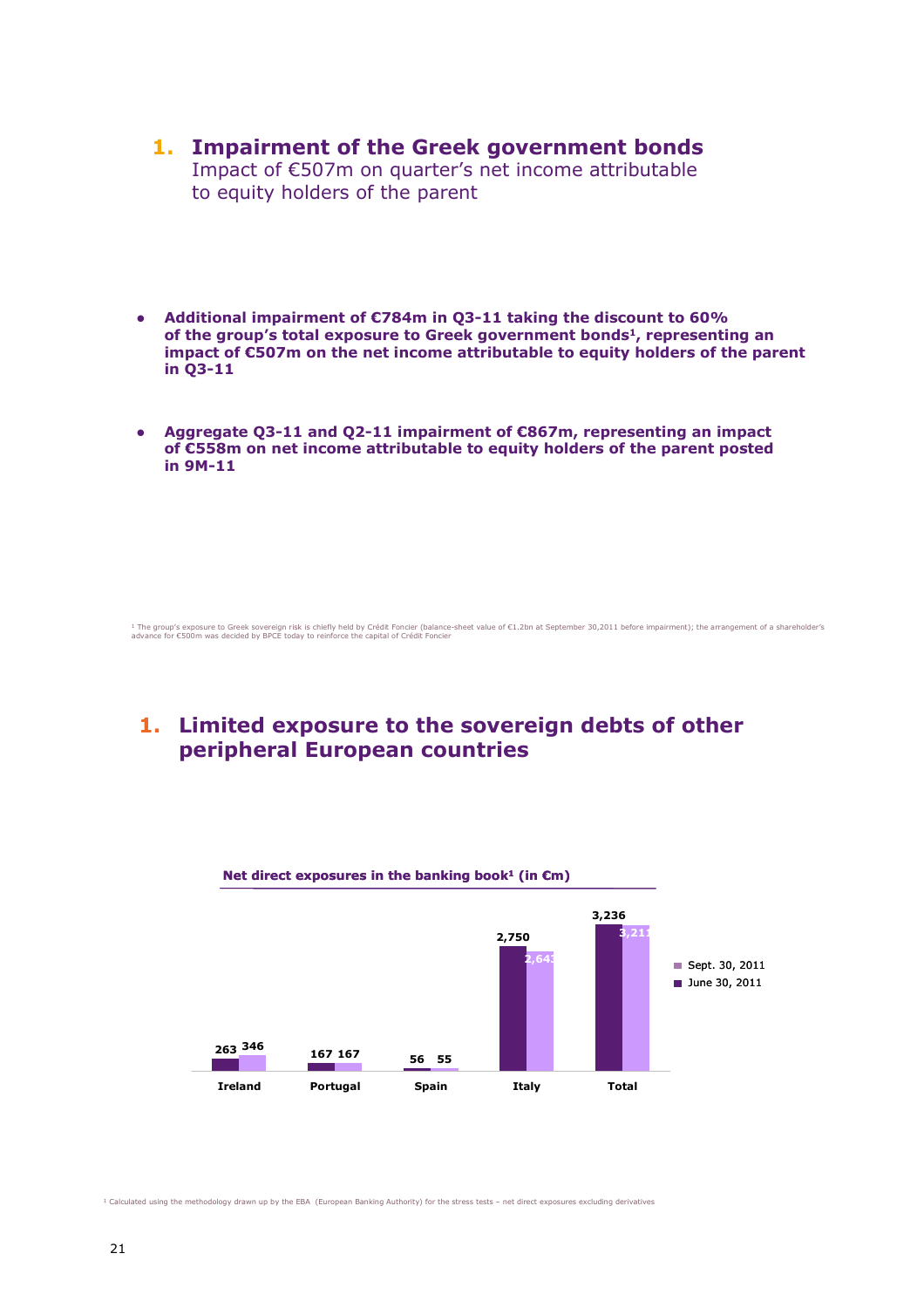## 1. Impairment of the Greek government bonds

Impact of €507m on quarter's net income attributable to equity holders of the parent

- **Additional impairment of €784m in Q3-11 taking the discount to 60% of the group's total exposure to Greek government bonds[1], representing an impact of €507m on the net income attributable to equity holders of the parent in Q3-11**

- **Aggregate Q3-11 and Q2-11 impairment of €867m, representing an impact of €558m on net income attributable to equity holders of the parent posted in 9M-11**

[1] The group's exposure to Greek sovereign risk is chiefly held by Crédit Foncier (balance-sheet value of €1.2bn at September 30,2011 before impairment); the arrangement of a shareholder's advance for €500m was decided by BPCE today to reinforce the capital of Crédit Foncier

## 1. Limited exposure to the sovereign debts of other peripheral European countries

**Net direct exposures in the banking book[1] (in €m)**

| | June 30, 2011 | Sept. 30, 2011 |
|---|---|---|
| Ireland | 263 | 346 |
| Portugal | 167 | 167 |
| Spain | 56 | 55 |
| Italy | 2,750 | 2,643 |
| Total | 3,236 | 3,211 |

[1] Calculated using the methodology drawn up by the EBA (European Banking Authority) for the stress tests – net direct exposures excluding derivatives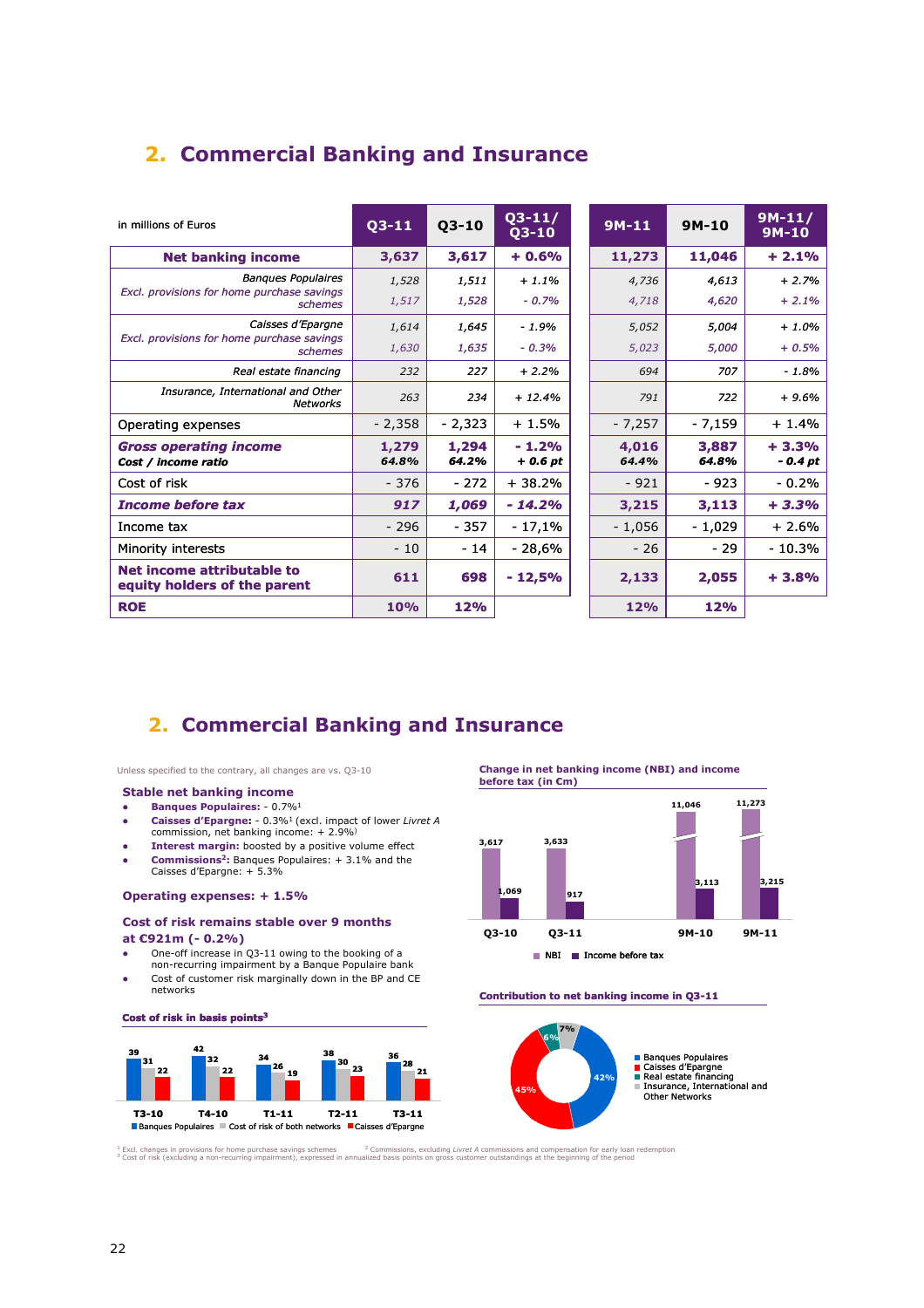## 2. Commercial Banking and Insurance

| in millions of Euros | Q3-11 | Q3-10 | Q3-11/ Q3-10 | 9M-11 | 9M-10 | 9M-11/ 9M-10 |
|---|---|---|---|---|---|---|
| **Net banking income** | **3,637** | **3,617** | **+ 0.6%** | **11,273** | **11,046** | **+ 2.1%** |
| *Banques Populaires* | *1,528* | *1,511* | *+ 1.1%* | *4,736* | *4,613* | *+ 2.7%* |
| *Excl. provisions for home purchase savings schemes* | *1,517* | *1,528* | *- 0.7%* | *4,718* | *4,620* | *+ 2.1%* |
| *Caisses d'Epargne* | *1,614* | *1,645* | *- 1.9%* | *5,052* | *5,004* | *+ 1.0%* |
| *Excl. provisions for home purchase savings schemes* | *1,630* | *1,635* | *- 0.3%* | *5,023* | *5,000* | *+ 0.5%* |
| *Real estate financing* | *232* | *227* | *+ 2.2%* | *694* | *707* | *- 1.8%* |
| *Insurance, International and Other Networks* | *263* | *234* | *+ 12.4%* | *791* | *722* | *+ 9.6%* |
| Operating expenses | - 2,358 | - 2,323 | + 1.5% | - 7,257 | - 7,159 | + 1.4% |
| ***Gross operating income*** | **1,279** | **1,294** | **- 1.2%** | **4,016** | **3,887** | **+ 3.3%** |
| ***Cost / income ratio*** | ***64.8%*** | ***64.2%*** | ***+ 0.6 pt*** | ***64.4%*** | ***64.8%*** | ***- 0.4 pt*** |
| Cost of risk | - 376 | - 272 | + 38.2% | - 921 | - 923 | - 0.2% |
| ***Income before tax*** | ***917*** | ***1,069*** | ***- 14.2%*** | ***3,215*** | ***3,113*** | ***+ 3.3%*** |
| Income tax | - 296 | - 357 | - 17,1% | - 1,056 | - 1,029 | + 2.6% |
| Minority interests | - 10 | - 14 | - 28,6% | - 26 | - 29 | - 10.3% |
| **Net income attributable to equity holders of the parent** | **611** | **698** | **- 12,5%** | **2,133** | **2,055** | **+ 3.8%** |
| **ROE** | **10%** | **12%** | | **12%** | **12%** | |

## 2. Commercial Banking and Insurance

Unless specified to the contrary, all changes are vs. Q3-10

### Stable net banking income

- **Banques Populaires:** - 0.7%[1]
- **Caisses d'Epargne:** - 0.3%[1] (excl. impact of lower *Livret A* commission, net banking income: + 2.9%)
- **Interest margin:** boosted by a positive volume effect
- **Commissions[2]:** Banques Populaires: + 3.1% and the Caisses d'Epargne: + 5.3%

### Operating expenses: + 1.5%

### Cost of risk remains stable over 9 months at €921m (- 0.2%)

- One-off increase in Q3-11 owing to the booking of a non-recurring impairment by a Banque Populaire bank
- Cost of customer risk marginally down in the BP and CE networks

**Cost of risk in basis points[3]**

| | T3-10 | T4-10 | T1-11 | T2-11 | T3-11 |
|---|---|---|---|---|---|
| Banques Populaires | 39 | 42 | 34 | 38 | 36 |
| Cost of risk of both networks | 31 | 32 | 26 | 30 | 28 |
| Caisses d'Epargne | 22 | 22 | 19 | 23 | 21 |

**Change in net banking income (NBI) and income before tax (in €m)**

| | Q3-10 | Q3-11 | 9M-10 | 9M-11 |
|---|---|---|---|---|
| NBI | 3,617 | 3,633 | 11,046 | 11,273 |
| Income before tax | 1,069 | 917 | 3,113 | 3,215 |

**Contribution to net banking income in Q3-11**

| | % |
|---|---|
| Banques Populaires | 42% |
| Caisses d'Epargne | 45% |
| Real estate financing | 6% |
| Insurance, International and Other Networks | 7% |

[1] Excl. changes in provisions for home purchase savings schemes [2] Commissions, excluding *Livret A* commissions and compensation for early loan redemption
[3] Cost of risk (excluding a non-recurring impairment), expressed in annualized basis points on gross customer outstandings at the beginning of the period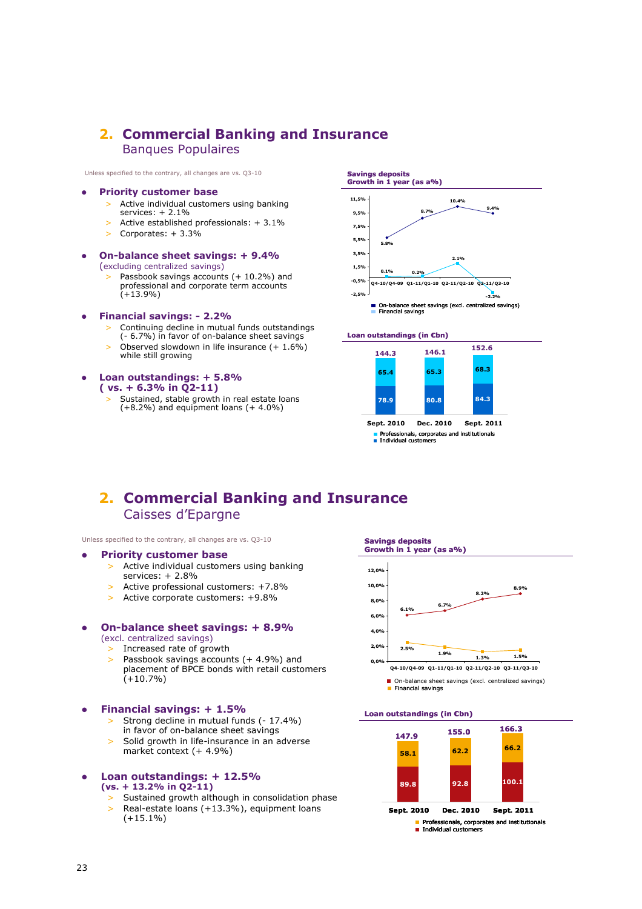## 2. Commercial Banking and Insurance
### Banques Populaires

Unless specified to the contrary, all changes are vs. Q3-10

- **Priority customer base**
  - Active individual customers using banking services: + 2.1%
  - Active established professionals: + 3.1%
  - Corporates: + 3.3%
- **On-balance sheet savings: + 9.4%**
  (excluding centralized savings)
  - Passbook savings accounts (+ 10.2%) and professional and corporate term accounts (+13.9%)
- **Financial savings: - 2.2%**
  - Continuing decline in mutual funds outstandings (- 6.7%) in favor of on-balance sheet savings
  - Observed slowdown in life insurance (+ 1.6%) while still growing
- **Loan outstandings: + 5.8% ( vs. + 6.3% in Q2-11)**
  - Sustained, stable growth in real estate loans (+8.2%) and equipment loans (+ 4.0%)

**Savings deposits Growth in 1 year (as a%)**

| | Q4-10/Q4-09 | Q1-11/Q1-10 | Q2-11/Q2-10 | Q3-11/Q3-10 |
|---|---|---|---|---|
| On-balance sheet savings (excl. centralized savings) | 5.8% | 8.7% | 10.4% | 9.4% |
| Financial savings | 0.1% | 0.2% | 2.1% | -2.2% |

**Loan outstandings (in €bn)**

| | Sept. 2010 | Dec. 2010 | Sept. 2011 |
|---|---|---|---|
| Professionals, corporates and institutionals | 65.4 | 65.3 | 68.3 |
| Individual customers | 78.9 | 80.8 | 84.3 |
| Total | 144.3 | 146.1 | 152.6 |

## 2. Commercial Banking and Insurance
### Caisses d'Epargne

Unless specified to the contrary, all changes are vs. Q3-10

- **Priority customer base**
  - Active individual customers using banking services: + 2.8%
  - Active professional customers: +7.8%
  - Active corporate customers: +9.8%
- **On-balance sheet savings: + 8.9%**
  (excl. centralized savings)
  - Increased rate of growth
  - Passbook savings accounts (+ 4.9%) and placement of BPCE bonds with retail customers (+10.7%)
- **Financial savings: + 1.5%**
  - Strong decline in mutual funds (- 17.4%) in favor of on-balance sheet savings
  - Solid growth in life-insurance in an adverse market context (+ 4.9%)
- **Loan outstandings: + 12.5% (vs. + 13.2% in Q2-11)**
  - Sustained growth although in consolidation phase
  - Real-estate loans (+13.3%), equipment loans (+15.1%)

**Savings deposits Growth in 1 year (as a%)**

| | Q4-10/Q4-09 | Q1-11/Q1-10 | Q2-11/Q2-10 | Q3-11/Q3-10 |
|---|---|---|---|---|
| On-balance sheet savings (excl. centralized savings) | 6.1% | 6.7% | 8.2% | 8.9% |
| Financial savings | 2.5% | 1.9% | 1.3% | 1.5% |

**Loan outstandings (in €bn)**

| | Sept. 2010 | Dec. 2010 | Sept. 2011 |
|---|---|---|---|
| Professionals, corporates and institutionals | 58.1 | 62.2 | 66.2 |
| Individual customers | 89.8 | 92.8 | 100.1 |
| Total | 147.9 | 155.0 | 166.3 |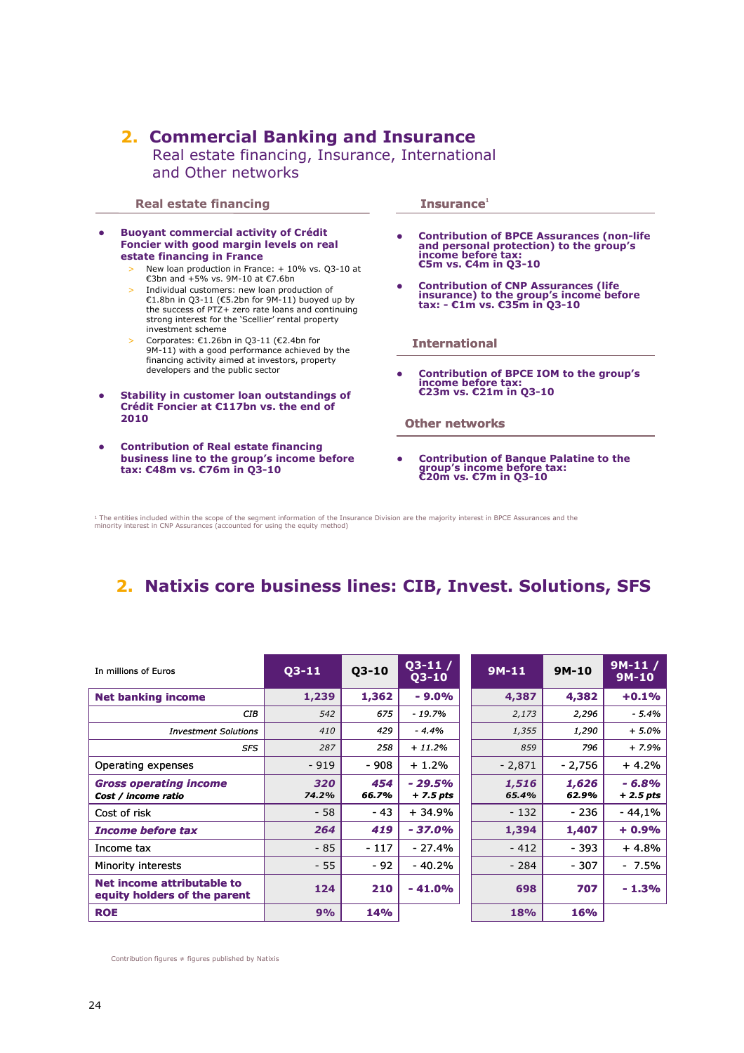## 2. Commercial Banking and Insurance

Real estate financing, Insurance, International and Other networks

### Real estate financing

- **Buoyant commercial activity of Crédit Foncier with good margin levels on real estate financing in France**
  - New loan production in France: + 10% vs. Q3-10 at €3bn and +5% vs. 9M-10 at €7.6bn
  - Individual customers: new loan production of €1.8bn in Q3-11 (€5.2bn for 9M-11) buoyed up by the success of PTZ+ zero rate loans and continuing strong interest for the 'Scellier' rental property investment scheme
  - Corporates: €1.26bn in Q3-11 (€2.4bn for 9M-11) with a good performance achieved by the financing activity aimed at investors, property developers and the public sector
- **Stability in customer loan outstandings of Crédit Foncier at €117bn vs. the end of 2010**
- **Contribution of Real estate financing business line to the group's income before tax: €48m vs. €76m in Q3-10**

### Insurance[1]

- **Contribution of BPCE Assurances (non-life and personal protection) to the group's income before tax: €5m vs. €4m in Q3-10**
- **Contribution of CNP Assurances (life insurance) to the group's income before tax: - €1m vs. €35m in Q3-10**

### International

- **Contribution of BPCE IOM to the group's income before tax: €23m vs. €21m in Q3-10**

### Other networks

- **Contribution of Banque Palatine to the group's income before tax: €20m vs. €7m in Q3-10**

[1] The entities included within the scope of the segment information of the Insurance Division are the majority interest in BPCE Assurances and the minority interest in CNP Assurances (accounted for using the equity method)

## 2. Natixis core business lines: CIB, Invest. Solutions, SFS

| In millions of Euros | Q3-11 | Q3-10 | Q3-11 / Q3-10 | 9M-11 | 9M-10 | 9M-11 / 9M-10 |
|---|---|---|---|---|---|---|
| **Net banking income** | **1,239** | **1,362** | **- 9.0%** | **4,387** | **4,382** | **+0.1%** |
| *CIB* | *542* | *675* | *- 19.7%* | *2,173* | *2,296* | *- 5.4%* |
| *Investment Solutions* | *410* | *429* | *- 4.4%* | *1,355* | *1,290* | *+ 5.0%* |
| *SFS* | *287* | *258* | *+ 11.2%* | *859* | *796* | *+ 7.9%* |
| Operating expenses | - 919 | - 908 | + 1.2% | - 2,871 | - 2,756 | + 4.2% |
| ***Gross operating income*** | ***320*** | ***454*** | ***- 29.5%*** | ***1,516*** | ***1,626*** | ***- 6.8%*** |
| ***Cost / income ratio*** | ***74.2%*** | ***66.7%*** | ***+ 7.5 pts*** | ***65.4%*** | ***62.9%*** | ***+ 2.5 pts*** |
| Cost of risk | - 58 | - 43 | + 34.9% | - 132 | - 236 | - 44,1% |
| ***Income before tax*** | ***264*** | ***419*** | ***- 37.0%*** | **1,394** | **1,407** | **+ 0.9%** |
| Income tax | - 85 | - 117 | - 27.4% | - 412 | - 393 | + 4.8% |
| Minority interests | - 55 | - 92 | - 40.2% | - 284 | - 307 | - 7.5% |
| **Net income attributable to equity holders of the parent** | **124** | **210** | **- 41.0%** | **698** | **707** | **- 1.3%** |
| **ROE** | **9%** | **14%** | | **18%** | **16%** | |

Contribution figures ≠ figures published by Natixis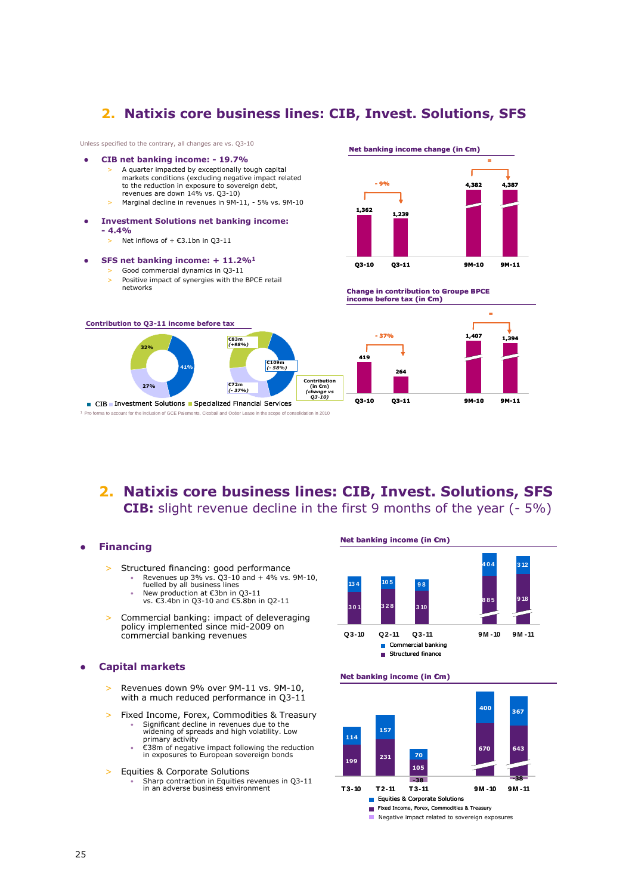## 2. Natixis core business lines: CIB, Invest. Solutions, SFS

Unless specified to the contrary, all changes are vs. Q3-10

- **CIB net banking income: - 19.7%**
  - A quarter impacted by exceptionally tough capital markets conditions (excluding negative impact related to the reduction in exposure to sovereign debt, revenues are down 14% vs. Q3-10)
  - Marginal decline in revenues in 9M-11, - 5% vs. 9M-10
- **Investment Solutions net banking income: - 4.4%**
  - Net inflows of + €3.1bn in Q3-11
- **SFS net banking income: + 11.2%**[1]
  - Good commercial dynamics in Q3-11
  - Positive impact of synergies with the BPCE retail networks

**Net banking income change (in €m)**

| | Q3-10 | Q3-11 | 9M-10 | 9M-11 |
|---|---|---|---|---|
| Net banking income | 1,362 | 1,239 | 4,382 | 4,387 |
| Change | | - 9% | | = |

**Change in contribution to Groupe BPCE income before tax (in €m)**

| | Q3-10 | Q3-11 | 9M-10 | 9M-11 |
|---|---|---|---|---|
| Contribution | 419 | 264 | 1,407 | 1,394 |
| Change | | - 37% | | = |

**Contribution to Q3-11 income before tax**

| | Share | Contribution (in €m) (change vs Q3-10) |
|---|---|---|
| CIB | 41% | €109m (- 58%) |
| Investment Solutions | 27% | €72m (- 37%) |
| Specialized Financial Services | 32% | €83m (+98%) |

[1] Pro forma to account for the inclusion of GCE Paiements, Cicobail and Océor Lease in the scope of consolidation in 2010

## 2. Natixis core business lines: CIB, Invest. Solutions, SFS
### CIB: slight revenue decline in the first 9 months of the year (- 5%)

- **Financing**
  - Structured financing: good performance
    - Revenues up 3% vs. Q3-10 and + 4% vs. 9M-10, fuelled by all business lines
    - New production at €3bn in Q3-11 vs. €3.4bn in Q3-10 and €5.8bn in Q2-11
  - Commercial banking: impact of deleveraging policy implemented since mid-2009 on commercial banking revenues
- **Capital markets**
  - Revenues down 9% over 9M-11 vs. 9M-10, with a much reduced performance in Q3-11
  - Fixed Income, Forex, Commodities & Treasury
    - Significant decline in revenues due to the widening of spreads and high volatility. Low primary activity
    - €38m of negative impact following the reduction in exposures to European sovereign bonds
  - Equities & Corporate Solutions
    - Sharp contraction in Equities revenues in Q3-11 in an adverse business environment

**Net banking income (in €m)**

| | Q3-10 | Q2-11 | Q3-11 | 9M-10 | 9M-11 |
|---|---|---|---|---|---|
| Commercial banking | 134 | 105 | 98 | 404 | 312 |
| Structured finance | 301 | 328 | 310 | 885 | 918 |

**Net banking income (in €m)**

| | T3-10 | T2-11 | T3-11 | 9M-10 | 9M-11 |
|---|---|---|---|---|---|
| Equities & Corporate Solutions | 114 | 157 | 70 | 400 | 367 |
| Fixed Income, Forex, Commodities & Treasury | 199 | 231 | 105 | 670 | 643 |
| Negative impact related to sovereign exposures | | | -38 | | -38 |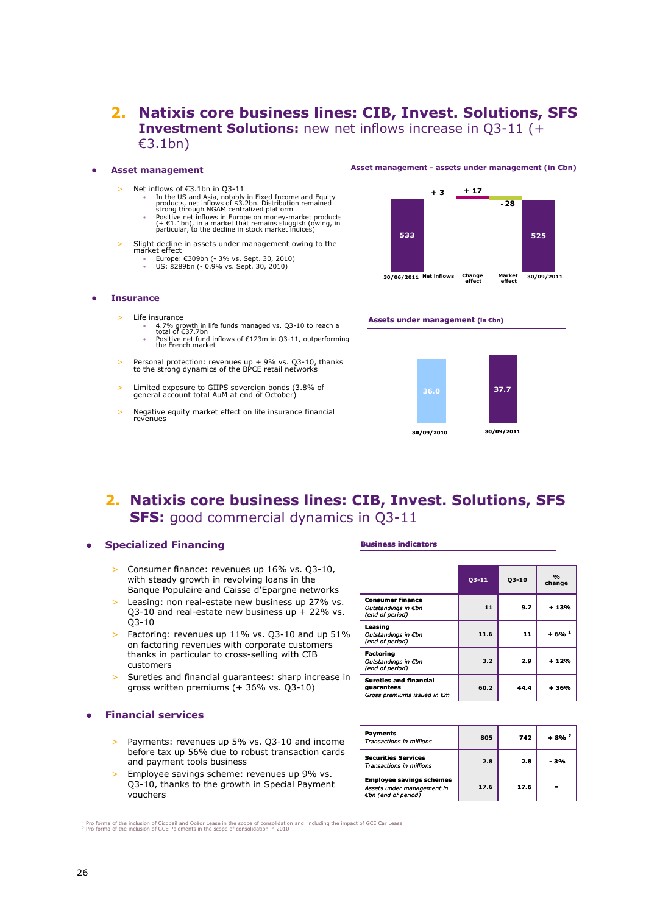## 2. Natixis core business lines: CIB, Invest. Solutions, SFS

### Investment Solutions: new net inflows increase in Q3-11 (+ €3.1bn)

- **Asset management**
  - Net inflows of €3.1bn in Q3-11
    - In the US and Asia, notably in Fixed Income and Equity products, net inflows of $3.2bn. Distribution remained strong through NGAM centralized platform
    - Positive net inflows in Europe on money-market products (+ €1.1bn), in a market that remains sluggish (owing, in particular, to the decline in stock market indices)
  - Slight decline in assets under management owing to the market effect
    - Europe: €309bn (- 3% vs. Sept. 30, 2010)
    - US: $289bn (- 0.9% vs. Sept. 30, 2010)

**Asset management - assets under management (in €bn)**

| 30/06/2011 | Net inflows | Change effect | Market effect | 30/09/2011 |
|---|---|---|---|---|
| 533 | + 3 | + 17 | - 28 | 525 |

- **Insurance**
  - Life insurance
    - 4.7% growth in life funds managed vs. Q3-10 to reach a total of €37.7bn
    - Positive net fund inflows of €123m in Q3-11, outperforming the French market
  - Personal protection: revenues up + 9% vs. Q3-10, thanks to the strong dynamics of the BPCE retail networks
  - Limited exposure to GIIPS sovereign bonds (3.8% of general account total AuM at end of October)
  - Negative equity market effect on life insurance financial revenues

**Assets under management (in €bn)**

| 30/09/2010 | 30/09/2011 |
|---|---|
| 36.0 | 37.7 |

## 2. Natixis core business lines: CIB, Invest. Solutions, SFS

### SFS: good commercial dynamics in Q3-11

- **Specialized Financing**
  - Consumer finance: revenues up 16% vs. Q3-10, with steady growth in revolving loans in the Banque Populaire and Caisse d'Epargne networks
  - Leasing: non real-estate new business up 27% vs. Q3-10 and real-estate new business up + 22% vs. Q3-10
  - Factoring: revenues up 11% vs. Q3-10 and up 51% on factoring revenues with corporate customers thanks in particular to cross-selling with CIB customers
  - Sureties and financial guarantees: sharp increase in gross written premiums (+ 36% vs. Q3-10)

- **Financial services**
  - Payments: revenues up 5% vs. Q3-10 and income before tax up 56% due to robust transaction cards and payment tools business
  - Employee savings scheme: revenues up 9% vs. Q3-10, thanks to the growth in Special Payment vouchers

**Business indicators**

| | Q3-11 | Q3-10 | % change |
|---|---|---|---|
| **Consumer finance** *Outstandings in €bn (end of period)* | 11 | 9.7 | + 13% |
| **Leasing** *Outstandings in €bn (end of period)* | 11.6 | 11 | + 6% [1] |
| **Factoring** *Outstandings in €bn (end of period)* | 3.2 | 2.9 | + 12% |
| **Sureties and financial guarantees** *Gross premiums issued in €m* | 60.2 | 44.4 | + 36% |
| **Payments** *Transactions in millions* | 805 | 742 | + 8% [2] |
| **Securities Services** *Transactions in millions* | 2.8 | 2.8 | - 3% |
| **Employee savings schemes** *Assets under management in €bn (end of period)* | 17.6 | 17.6 | = |

[1] Pro forma of the inclusion of Cicobail and Océor Lease in the scope of consolidation and including the impact of GCE Car Lease
[2] Pro forma of the inclusion of GCE Paiements in the scope of consolidation in 2010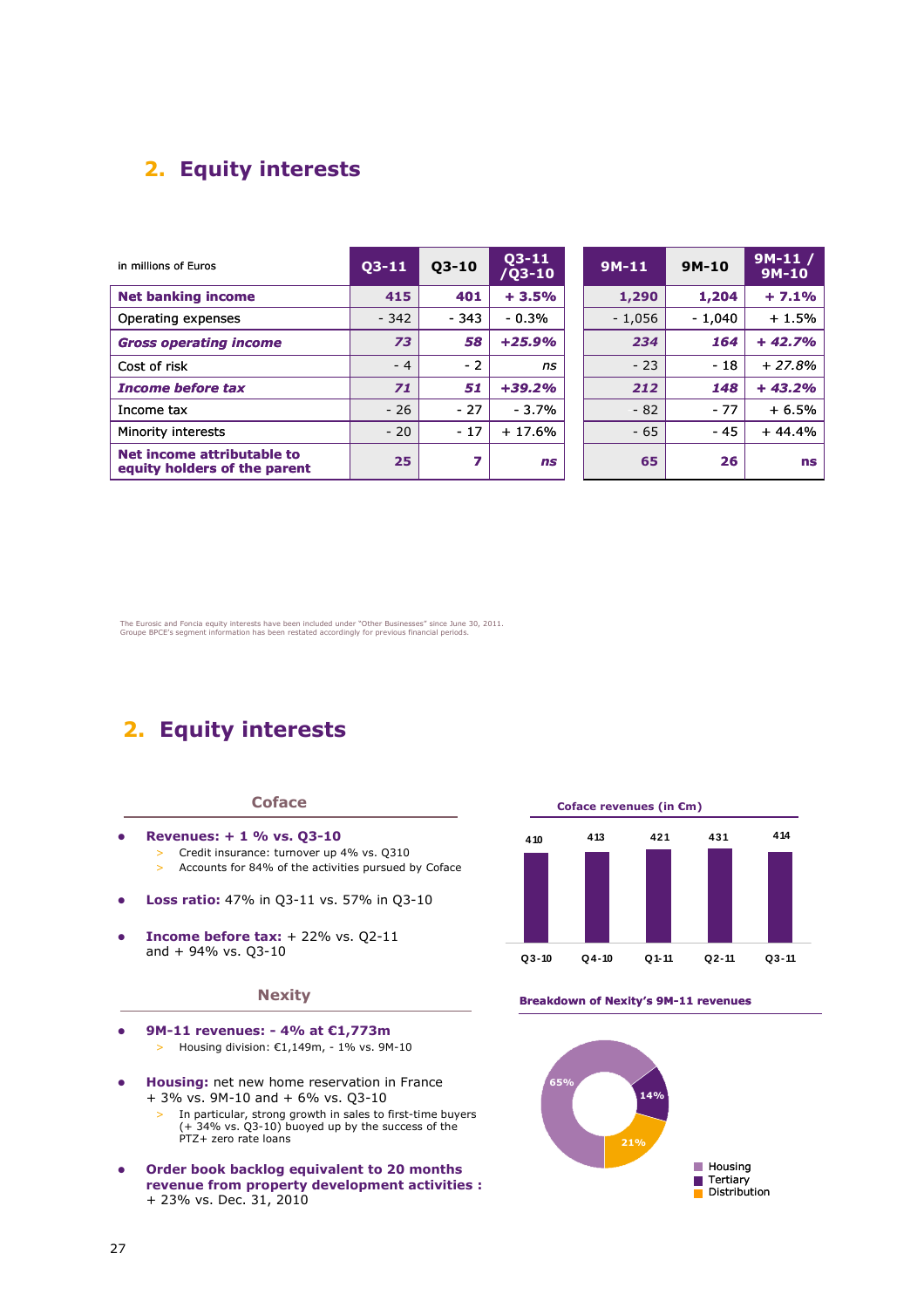## 2. Equity interests

| in millions of Euros | Q3-11 | Q3-10 | Q3-11 /Q3-10 | 9M-11 | 9M-10 | 9M-11 / 9M-10 |
|---|---|---|---|---|---|---|
| **Net banking income** | **415** | **401** | **+ 3.5%** | **1,290** | **1,204** | **+ 7.1%** |
| Operating expenses | - 342 | - 343 | - 0.3% | - 1,056 | - 1,040 | + 1.5% |
| ***Gross operating income*** | ***73*** | ***58*** | ***+25.9%*** | ***234*** | ***164*** | ***+ 42.7%*** |
| Cost of risk | - 4 | - 2 | *ns* | - 23 | - 18 | *+ 27.8%* |
| ***Income before tax*** | ***71*** | ***51*** | ***+39.2%*** | ***212*** | ***148*** | ***+ 43.2%*** |
| Income tax | - 26 | - 27 | - 3.7% | - 82 | - 77 | + 6.5% |
| Minority interests | - 20 | - 17 | + 17.6% | - 65 | - 45 | + 44.4% |
| **Net income attributable to equity holders of the parent** | **25** | **7** | ***ns*** | **65** | **26** | **ns** |

The Eurosic and Foncia equity interests have been included under "Other Businesses" since June 30, 2011. Groupe BPCE's segment information has been restated accordingly for previous financial periods.

## 2. Equity interests

### Coface

- **Revenues: + 1 % vs. Q3-10**
  - Credit insurance: turnover up 4% vs. Q310
  - Accounts for 84% of the activities pursued by Coface
- **Loss ratio:** 47% in Q3-11 vs. 57% in Q3-10
- **Income before tax:** + 22% vs. Q2-11 and + 94% vs. Q3-10

**Coface revenues (in €m)**

| Q3-10 | Q4-10 | Q1-11 | Q2-11 | Q3-11 |
|---|---|---|---|---|
| 410 | 413 | 421 | 431 | 414 |

### Nexity

- **9M-11 revenues: - 4% at €1,773m**
  - Housing division: €1,149m, - 1% vs. 9M-10
- **Housing:** net new home reservation in France + 3% vs. 9M-10 and + 6% vs. Q3-10
  - In particular, strong growth in sales to first-time buyers (+ 34% vs. Q3-10) buoyed up by the success of the PTZ+ zero rate loans
- **Order book backlog equivalent to 20 months revenue from property development activities :** + 23% vs. Dec. 31, 2010

**Breakdown of Nexity's 9M-11 revenues**

| Housing | Tertiary | Distribution |
|---|---|---|
| 65% | 14% | 21% |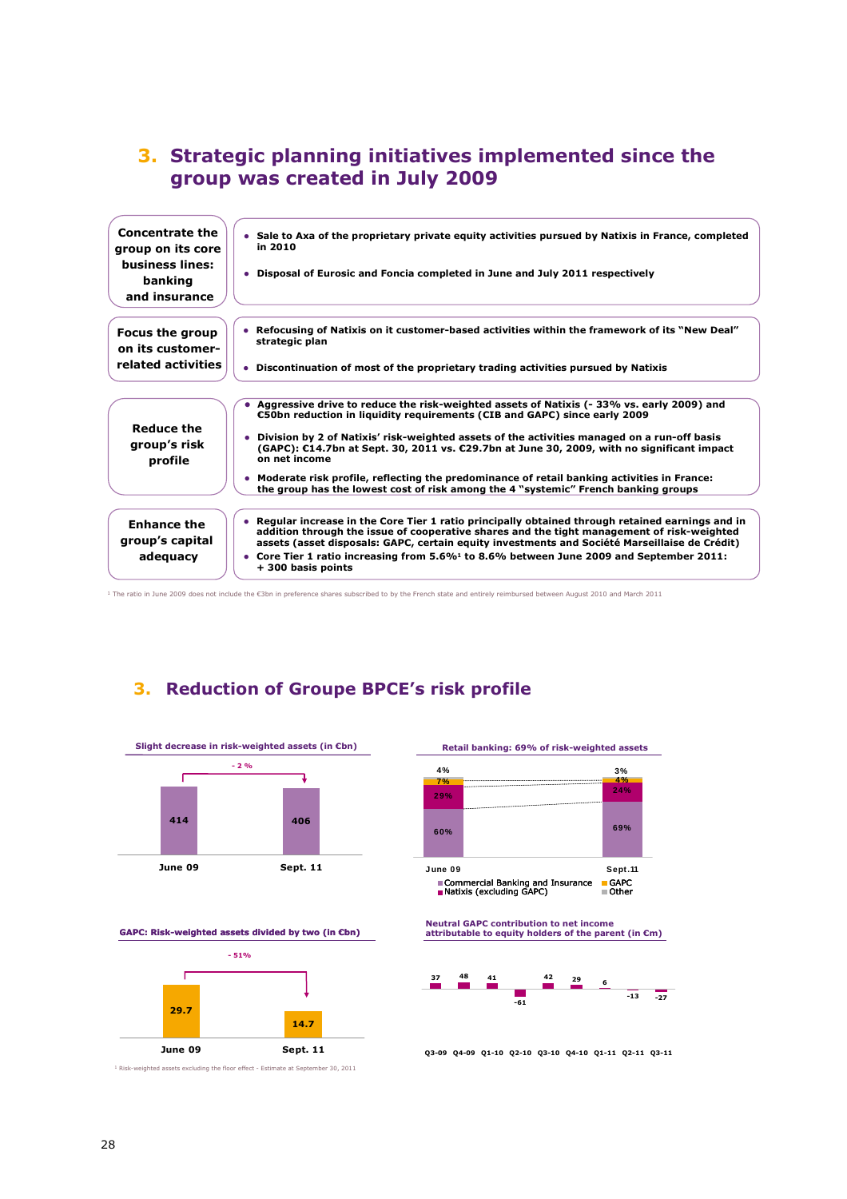# 3. Strategic planning initiatives implemented since the group was created in July 2009

| | |
|---|---|
| **Concentrate the group on its core business lines: banking and insurance** | • Sale to Axa of the proprietary private equity activities pursued by Natixis in France, completed in 2010<br>• Disposal of Eurosic and Foncia completed in June and July 2011 respectively |
| **Focus the group on its customer-related activities** | • Refocusing of Natixis on it customer-based activities within the framework of its "New Deal" strategic plan<br>• Discontinuation of most of the proprietary trading activities pursued by Natixis |
| **Reduce the group's risk profile** | • Aggressive drive to reduce the risk-weighted assets of Natixis (- 33% vs. early 2009) and €50bn reduction in liquidity requirements (CIB and GAPC) since early 2009<br>• Division by 2 of Natixis' risk-weighted assets of the activities managed on a run-off basis (GAPC): €14.7bn at Sept. 30, 2011 vs. €29.7bn at June 30, 2009, with no significant impact on net income<br>• Moderate risk profile, reflecting the predominance of retail banking activities in France: the group has the lowest cost of risk among the 4 "systemic" French banking groups |
| **Enhance the group's capital adequacy** | • Regular increase in the Core Tier 1 ratio principally obtained through retained earnings and in addition through the issue of cooperative shares and the tight management of risk-weighted assets (asset disposals: GAPC, certain equity investments and Société Marseillaise de Crédit)<br>• Core Tier 1 ratio increasing from 5.6%[1] to 8.6% between June 2009 and September 2011: + 300 basis points |

[1] The ratio in June 2009 does not include the €3bn in preference shares subscribed to by the French state and entirely reimbursed between August 2010 and March 2011

# 3. Reduction of Groupe BPCE's risk profile

**Slight decrease in risk-weighted assets (in €bn)**

| June 09 | Sept. 11 |
|---|---|
| 414 | 406 |

- 2 %

**Retail banking: 69% of risk-weighted assets**

| | June 09 | Sept.11 |
|---|---|---|
| Commercial Banking and Insurance | 60% | 69% |
| Natixis (excluding GAPC) | 29% | 24% |
| GAPC | 7% | 4% |
| Other | 4% | 3% |

**GAPC: Risk-weighted assets divided by two (in €bn)**

| June 09 | Sept. 11 |
|---|---|
| 29.7 | 14.7 |

- 51%

[1] Risk-weighted assets excluding the floor effect - Estimate at September 30, 2011

**Neutral GAPC contribution to net income attributable to equity holders of the parent (in €m)**

| Q3-09 | Q4-09 | Q1-10 | Q2-10 | Q3-10 | Q4-10 | Q1-11 | Q2-11 | Q3-11 |
|---|---|---|---|---|---|---|---|---|
| 37 | 48 | 41 | -61 | 42 | 29 | 6 | -13 | -27 |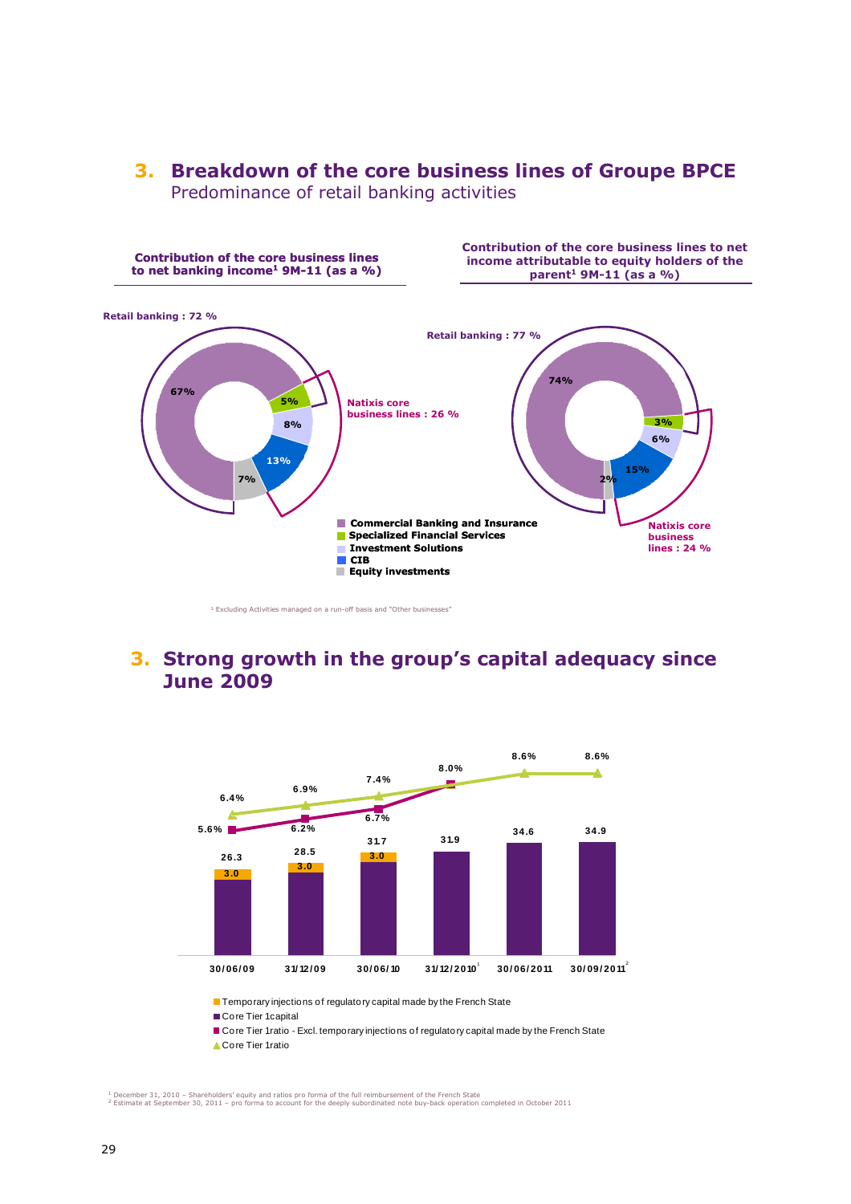## 3. Breakdown of the core business lines of Groupe BPCE

Predominance of retail banking activities

**Contribution of the core business lines to net banking income[1] 9M-11 (as a %)**

**Retail banking : 72 %**

**Natixis core business lines : 26 %**

| Segment | % |
|---|---|
| Commercial Banking and Insurance | 67% |
| Specialized Financial Services | 5% |
| Investment Solutions | 8% |
| CIB | 13% |
| Equity investments | 7% |

**Contribution of the core business lines to net income attributable to equity holders of the parent[1] 9M-11 (as a %)**

**Retail banking : 77 %**

**Natixis core business lines : 24 %**

| Segment | % |
|---|---|
| Commercial Banking and Insurance | 74% |
| Specialized Financial Services | 3% |
| Investment Solutions | 6% |
| CIB | 15% |
| Equity investments | 2% |

[1] Excluding Activities managed on a run-off basis and "Other businesses"

## 3. Strong growth in the group's capital adequacy since June 2009

| | 30/06/09 | 31/12/09 | 30/06/10 | 31/12/2010[1] | 30/06/2011 | 30/09/2011[2] |
|---|---|---|---|---|---|---|
| Core Tier 1 capital | 26.3 | 28.5 | 31.7 | 31.9 | 34.6 | 34.9 |
| Temporary injections of regulatory capital made by the French State | 3.0 | 3.0 | 3.0 | | | |
| Core Tier 1 ratio - Excl. temporary injections of regulatory capital made by the French State | 5.6% | 6.2% | 6.7% | 8.0% | | |
| Core Tier 1 ratio | 6.4% | 6.9% | 7.4% | 8.0% | 8.6% | 8.6% |

[1] December 31, 2010 – Shareholders' equity and ratios pro forma of the full reimbursement of the French State

[2] Estimate at September 30, 2011 – pro forma to account for the deeply subordinated note buy-back operation completed in October 2011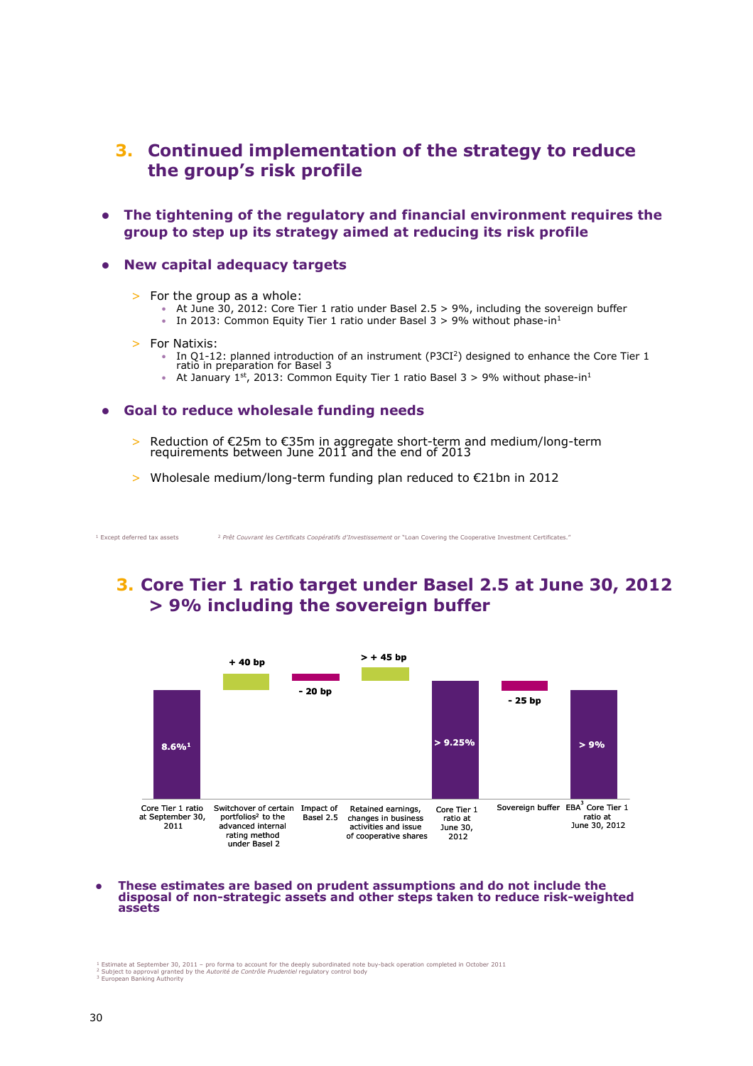## 3. Continued implementation of the strategy to reduce the group's risk profile

- **The tightening of the regulatory and financial environment requires the group to step up its strategy aimed at reducing its risk profile**

- **New capital adequacy targets**
  - For the group as a whole:
    - At June 30, 2012: Core Tier 1 ratio under Basel 2.5 > 9%, including the sovereign buffer
    - In 2013: Common Equity Tier 1 ratio under Basel 3 > 9% without phase-in[1]
  - For Natixis:
    - In Q1-12: planned introduction of an instrument (P3CI[2]) designed to enhance the Core Tier 1 ratio in preparation for Basel 3
    - At January 1st, 2013: Common Equity Tier 1 ratio Basel 3 > 9% without phase-in[1]

- **Goal to reduce wholesale funding needs**
  - Reduction of €25m to €35m in aggregate short-term and medium/long-term requirements between June 2011 and the end of 2013
  - Wholesale medium/long-term funding plan reduced to €21bn in 2012

[1] Except deferred tax assets

[2] *Prêt Couvrant les Certificats Coopératifs d'Investissement* or "Loan Covering the Cooperative Investment Certificates."

## 3. Core Tier 1 ratio target under Basel 2.5 at June 30, 2012 > 9% including the sovereign buffer

| Step | Value |
|---|---|
| Core Tier 1 ratio at September 30, 2011 | 8.6%[1] |
| Switchover of certain portfolios[2] to the advanced internal rating method under Basel 2 | + 40 bp |
| Impact of Basel 2.5 | - 20 bp |
| Retained earnings, changes in business activities and issue of cooperative shares | > + 45 bp |
| Core Tier 1 ratio at June 30, 2012 | > 9.25% |
| Sovereign buffer | - 25 bp |
| EBA[3] Core Tier 1 ratio at June 30, 2012 | > 9% |

- **These estimates are based on prudent assumptions and do not include the disposal of non-strategic assets and other steps taken to reduce risk-weighted assets**

[1] Estimate at September 30, 2011 – pro forma to account for the deeply subordinated note buy-back operation completed in October 2011

[2] Subject to approval granted by the *Autorité de Contrôle Prudentiel* regulatory control body

[3] European Banking Authority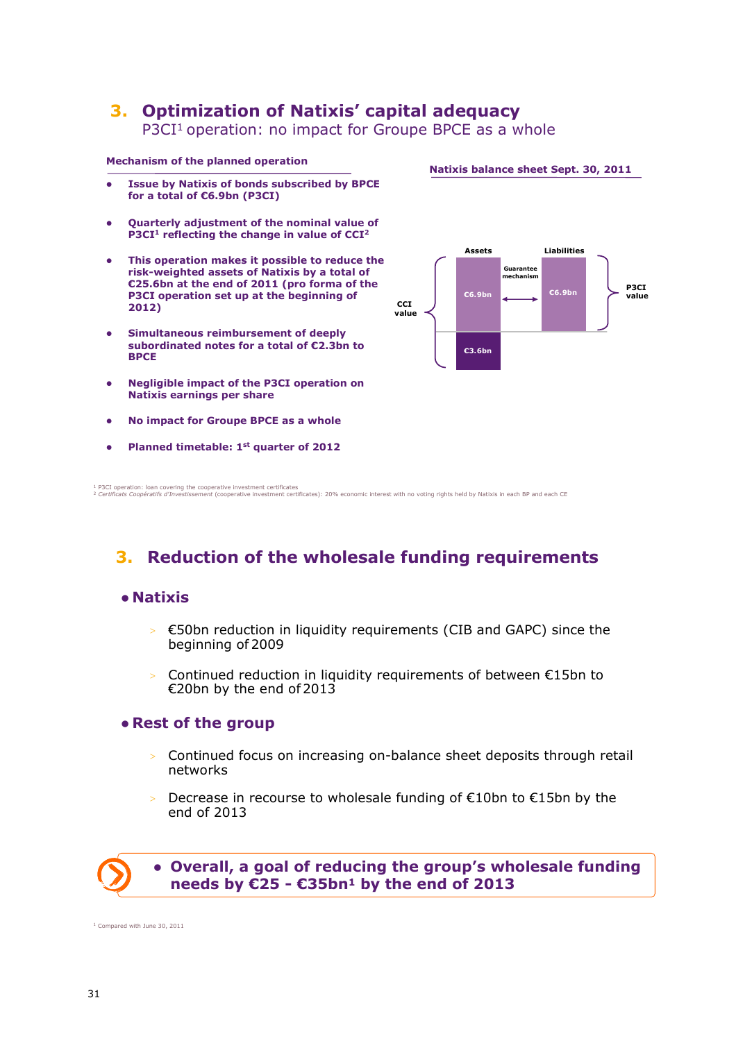## 3. Optimization of Natixis' capital adequacy

P3CI[1] operation: no impact for Groupe BPCE as a whole

**Mechanism of the planned operation**

- **Issue by Natixis of bonds subscribed by BPCE for a total of €6.9bn (P3CI)**
- **Quarterly adjustment of the nominal value of P3CI[1] reflecting the change in value of CCI[2]**
- **This operation makes it possible to reduce the risk-weighted assets of Natixis by a total of €25.6bn at the end of 2011 (pro forma of the P3CI operation set up at the beginning of 2012)**
- **Simultaneous reimbursement of deeply subordinated notes for a total of €2.3bn to BPCE**
- **Negligible impact of the P3CI operation on Natixis earnings per share**
- **No impact for Groupe BPCE as a whole**
- **Planned timetable: 1st quarter of 2012**

**Natixis balance sheet Sept. 30, 2011**

Assets | Liabilities

CCI value: €6.9bn + €3.6bn

Guarantee mechanism

P3CI value: €6.9bn

[1] P3CI operation: loan covering the cooperative investment certificates
[2] *Certificats Coopératifs d'Investissement* (cooperative investment certificates): 20% economic interest with no voting rights held by Natixis in each BP and each CE

## 3. Reduction of the wholesale funding requirements

### Natixis

- €50bn reduction in liquidity requirements (CIB and GAPC) since the beginning of 2009
- Continued reduction in liquidity requirements of between €15bn to €20bn by the end of 2013

### Rest of the group

- Continued focus on increasing on-balance sheet deposits through retail networks
- Decrease in recourse to wholesale funding of €10bn to €15bn by the end of 2013

**Overall, a goal of reducing the group's wholesale funding needs by €25 - €35bn[1] by the end of 2013**

[1] Compared with June 30, 2011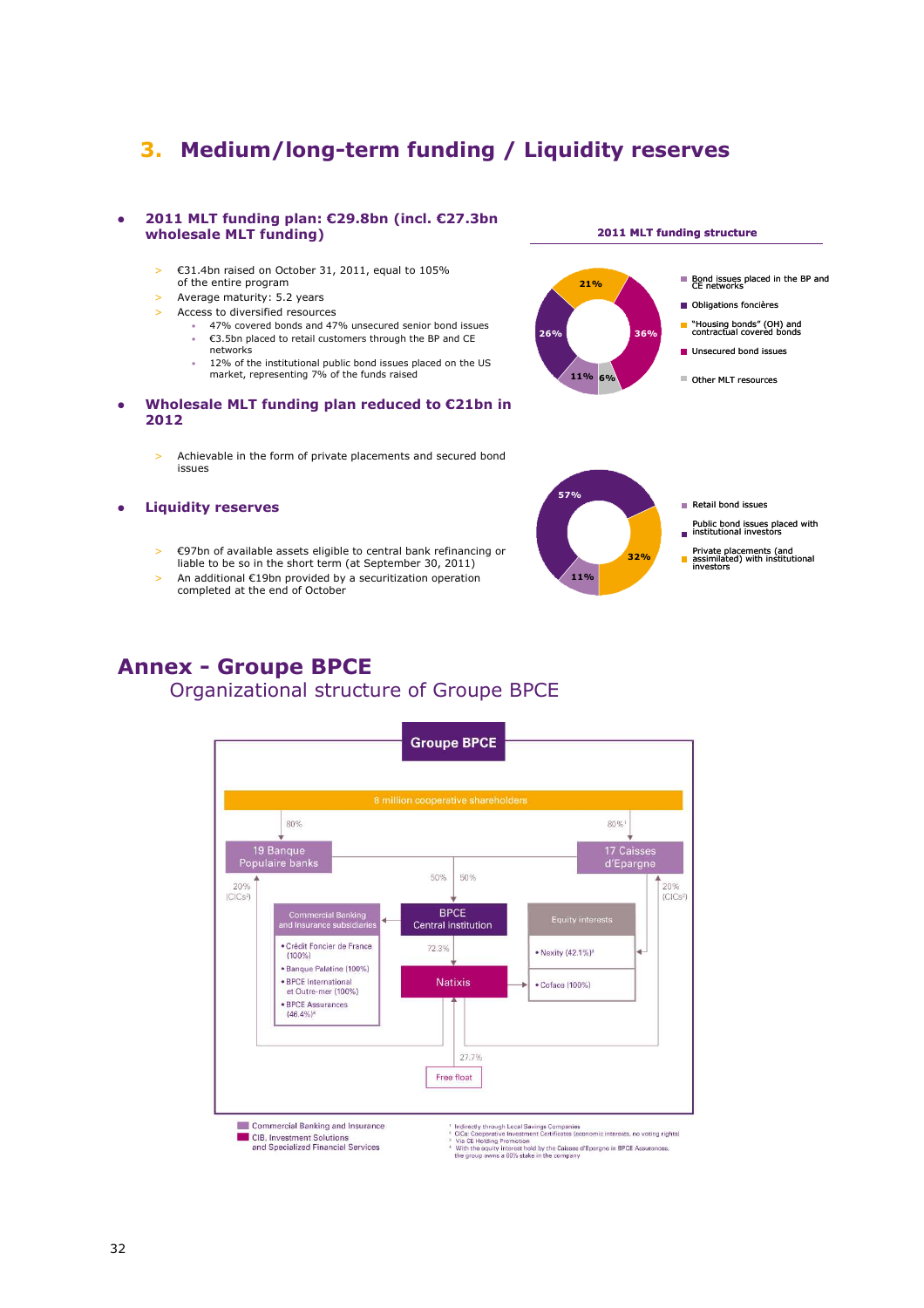# 3. Medium/long-term funding / Liquidity reserves

- **2011 MLT funding plan: €29.8bn (incl. €27.3bn wholesale MLT funding)**
  - > €31.4bn raised on October 31, 2011, equal to 105% of the entire program
  - > Average maturity: 5.2 years
  - > Access to diversified resources
    - 47% covered bonds and 47% unsecured senior bond issues
    - €3.5bn placed to retail customers through the BP and CE networks
    - 12% of the institutional public bond issues placed on the US market, representing 7% of the funds raised

- **Wholesale MLT funding plan reduced to €21bn in 2012**
  - > Achievable in the form of private placements and secured bond issues

- **Liquidity reserves**
  - > €97bn of available assets eligible to central bank refinancing or liable to be so in the short term (at September 30, 2011)
  - > An additional €19bn provided by a securitization operation completed at the end of October

**2011 MLT funding structure**

| Funding source | Share |
|---|---|
| Bond issues placed in the BP and CE networks | 11% |
| Obligations foncières | 26% |
| "Housing bonds" (OH) and contractual covered bonds | 21% |
| Unsecured bond issues | 36% |
| Other MLT resources | 6% |

| Funding source | Share |
|---|---|
| Retail bond issues | 11% |
| Public bond issues placed with institutional investors | 57% |
| Private placements (and assimilated) with institutional investors | 32% |

# Annex - Groupe BPCE

## Organizational structure of Groupe BPCE

**Groupe BPCE**

8 million cooperative shareholders

- 80% → 19 Banque Populaire banks
- 80%[1] → 17 Caisses d'Epargne
- 19 Banque Populaire banks: 50% → BPCE Central institution
- 17 Caisses d'Epargne: 50% → BPCE Central institution
- 20% (CICs[2]) held in Banque Populaire banks; 20% (CICs[2]) held in Caisses d'Epargne
- BPCE Central institution: 72.3% → Natixis
- Free float: 27.7% → Natixis

Commercial Banking and Insurance subsidiaries
- Crédit Foncier de France (100%)
- Banque Palatine (100%)
- BPCE International et Outre-mer (100%)
- BPCE Assurances (46.4%)[4]

Equity interests
- Nexity (42.1%)[3]
- Coface (100%)

Legend: Commercial Banking and Insurance; CIB, Investment Solutions and Specialized Financial Services

[1] Indirectly through Local Savings Companies
[2] CICs: Cooperative Investment Certificates (economic interests, no voting rights)
[3] Via CE Holding Promotion
[4] With the equity interest held by the Caisses d'Epargne in BPCE Assurances, the group owns a 60% stake in the company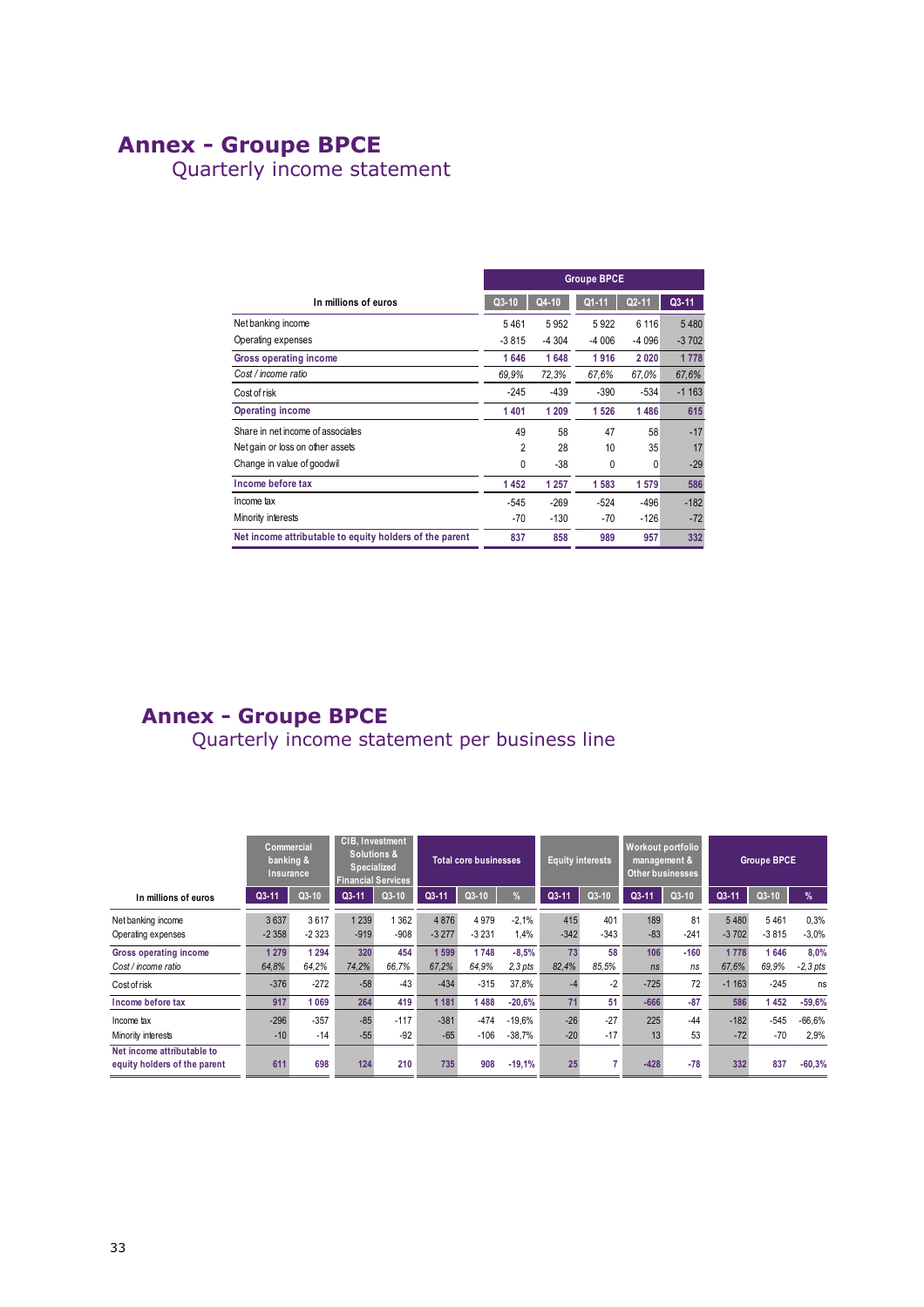# Annex - Groupe BPCE
## Quarterly income statement

| In millions of euros | Q3-10 | Q4-10 | Q1-11 | Q2-11 | Q3-11 |
|---|---|---|---|---|---|
| | Groupe BPCE | | | | |
| Net banking income | 5 461 | 5 952 | 5 922 | 6 116 | 5 480 |
| Operating expenses | -3 815 | -4 304 | -4 006 | -4 096 | -3 702 |
| **Gross operating income** | **1 646** | **1 648** | **1 916** | **2 020** | **1 778** |
| *Cost / income ratio* | *69,9%* | *72,3%* | *67,6%* | *67,0%* | *67,6%* |
| Cost of risk | -245 | -439 | -390 | -534 | -1 163 |
| **Operating income** | **1 401** | **1 209** | **1 526** | **1 486** | **615** |
| Share in net income of associates | 49 | 58 | 47 | 58 | -17 |
| Net gain or loss on other assets | 2 | 28 | 10 | 35 | 17 |
| Change in value of goodwil | 0 | -38 | 0 | 0 | -29 |
| **Income before tax** | **1 452** | **1 257** | **1 583** | **1 579** | **586** |
| Income tax | -545 | -269 | -524 | -496 | -182 |
| Minority interests | -70 | -130 | -70 | -126 | -72 |
| **Net income attributable to equity holders of the parent** | **837** | **858** | **989** | **957** | **332** |

# Annex - Groupe BPCE
## Quarterly income statement per business line

| In millions of euros | Commercial banking & Insurance | | CIB, Investment Solutions & Specialized Financial Services | | Total core businesses | | | Equity interests | | Workout portfolio management & Other businesses | | Groupe BPCE | | |
|---|---|---|---|---|---|---|---|---|---|---|---|---|---|---|
| | Q3-11 | Q3-10 | Q3-11 | Q3-10 | Q3-11 | Q3-10 | % | Q3-11 | Q3-10 | Q3-11 | Q3-10 | Q3-11 | Q3-10 | % |
| Net banking income | 3 637 | 3 617 | 1 239 | 1 362 | 4 876 | 4 979 | -2,1% | 415 | 401 | 189 | 81 | 5 480 | 5 461 | 0,3% |
| Operating expenses | -2 358 | -2 323 | -919 | -908 | -3 277 | -3 231 | 1,4% | -342 | -343 | -83 | -241 | -3 702 | -3 815 | -3,0% |
| **Gross operating income** | **1 279** | **1 294** | **320** | **454** | **1 599** | **1 748** | **-8,5%** | **73** | **58** | **106** | **-160** | **1 778** | **1 646** | **8,0%** |
| *Cost / income ratio* | *64,8%* | *64,2%* | *74,2%* | *66,7%* | *67,2%* | *64,9%* | *2,3 pts* | *82,4%* | *85,5%* | *ns* | *ns* | *67,6%* | *69,9%* | *-2,3 pts* |
| Cost of risk | -376 | -272 | -58 | -43 | -434 | -315 | 37,8% | -4 | -2 | -725 | 72 | -1 163 | -245 | ns |
| **Income before tax** | **917** | **1 069** | **264** | **419** | **1 181** | **1 488** | **-20,6%** | **71** | **51** | **-666** | **-87** | **586** | **1 452** | **-59,6%** |
| Income tax | -296 | -357 | -85 | -117 | -381 | -474 | -19,6% | -26 | -27 | 225 | -44 | -182 | -545 | -66,6% |
| Minority interests | -10 | -14 | -55 | -92 | -65 | -106 | -38,7% | -20 | -17 | 13 | 53 | -72 | -70 | 2,9% |
| **Net income attributable to equity holders of the parent** | **611** | **698** | **124** | **210** | **735** | **908** | **-19,1%** | **25** | **7** | **-428** | **-78** | **332** | **837** | **-60,3%** |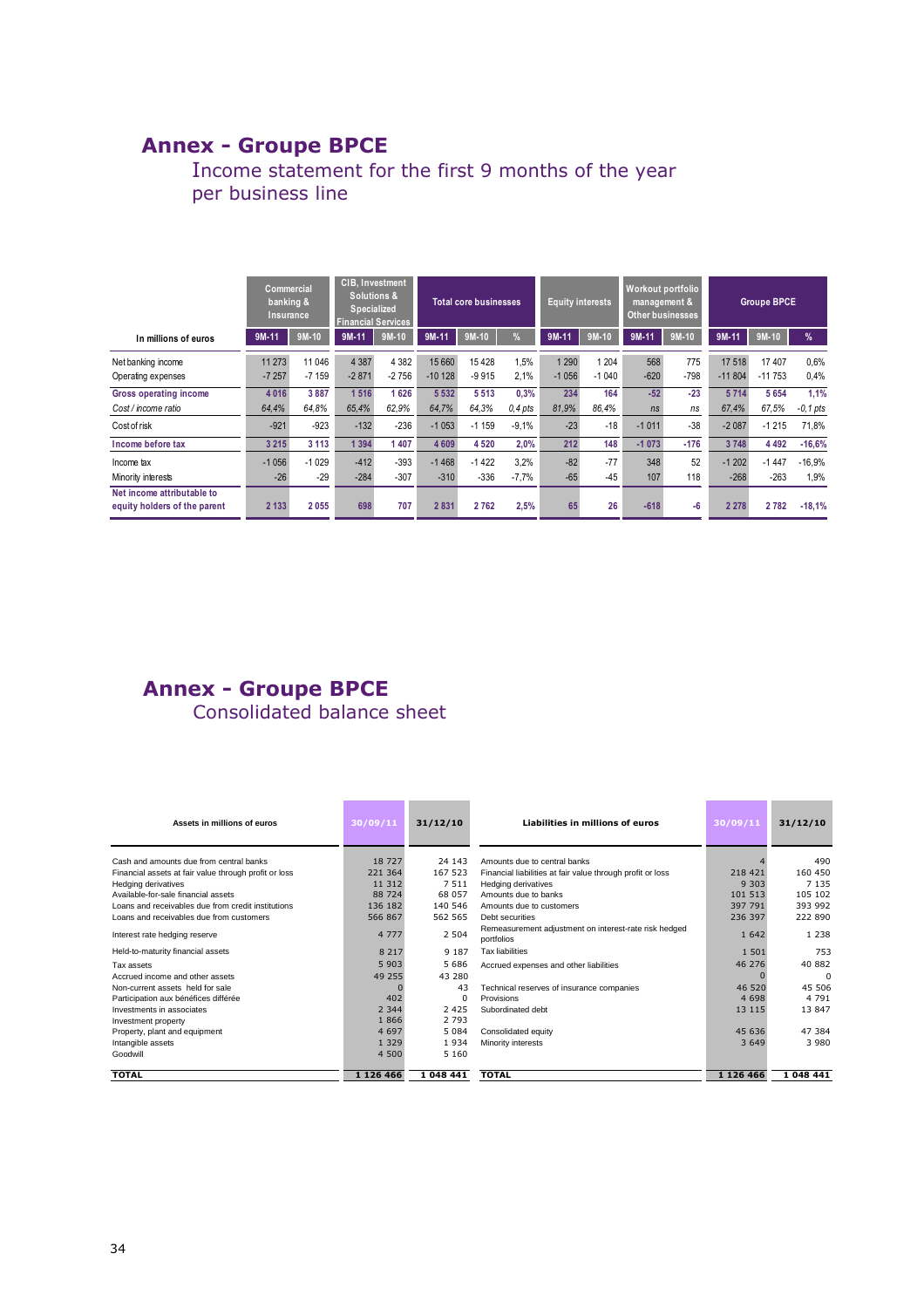## Annex - Groupe BPCE

### Income statement for the first 9 months of the year per business line

| In millions of euros | Commercial banking & Insurance | | CIB, Investment Solutions & Specialized Financial Services | | Total core businesses | | | Equity interests | | Workout portfolio management & Other businesses | | Groupe BPCE | | |
|---|---|---|---|---|---|---|---|---|---|---|---|---|---|---|
| | 9M-11 | 9M-10 | 9M-11 | 9M-10 | 9M-11 | 9M-10 | % | 9M-11 | 9M-10 | 9M-11 | 9M-10 | 9M-11 | 9M-10 | % |
| Net banking income | 11 273 | 11 046 | 4 387 | 4 382 | 15 660 | 15 428 | 1,5% | 1 290 | 1 204 | 568 | 775 | 17 518 | 17 407 | 0,6% |
| Operating expenses | -7 257 | -7 159 | -2 871 | -2 756 | -10 128 | -9 915 | 2,1% | -1 056 | -1 040 | -620 | -798 | -11 804 | -11 753 | 0,4% |
| **Gross operating income** | **4 016** | **3 887** | **1 516** | **1 626** | **5 532** | **5 513** | **0,3%** | **234** | **164** | **-52** | **-23** | **5 714** | **5 654** | **1,1%** |
| *Cost / income ratio* | *64,4%* | *64,8%* | *65,4%* | *62,9%* | *64,7%* | *64,3%* | *0,4 pts* | *81,9%* | *86,4%* | *ns* | *ns* | *67,4%* | *67,5%* | *-0,1 pts* |
| Cost of risk | -921 | -923 | -132 | -236 | -1 053 | -1 159 | -9,1% | -23 | -18 | -1 011 | -38 | -2 087 | -1 215 | 71,8% |
| **Income before tax** | **3 215** | **3 113** | **1 394** | **1 407** | **4 609** | **4 520** | **2,0%** | **212** | **148** | **-1 073** | **-176** | **3 748** | **4 492** | **-16,6%** |
| Income tax | -1 056 | -1 029 | -412 | -393 | -1 468 | -1 422 | 3,2% | -82 | -77 | 348 | 52 | -1 202 | -1 447 | -16,9% |
| Minority interests | -26 | -29 | -284 | -307 | -310 | -336 | -7,7% | -65 | -45 | 107 | 118 | -268 | -263 | 1,9% |
| **Net income attributable to equity holders of the parent** | **2 133** | **2 055** | **698** | **707** | **2 831** | **2 762** | **2,5%** | **65** | **26** | **-618** | **-6** | **2 278** | **2 782** | **-18,1%** |

## Annex - Groupe BPCE

### Consolidated balance sheet

| Assets in millions of euros | 30/09/11 | 31/12/10 |
|---|---|---|
| Cash and amounts due from central banks | 18 727 | 24 143 |
| Financial assets at fair value through profit or loss | 221 364 | 167 523 |
| Hedging derivatives | 11 312 | 7 511 |
| Available-for-sale financial assets | 88 724 | 68 057 |
| Loans and receivables due from credit institutions | 136 182 | 140 546 |
| Loans and receivables due from customers | 566 867 | 562 565 |
| Interest rate hedging reserve | 4 777 | 2 504 |
| Held-to-maturity financial assets | 8 217 | 9 187 |
| Tax assets | 5 903 | 5 686 |
| Accrued income and other assets | 49 255 | 43 280 |
| Non-current assets held for sale | 0 | 43 |
| Participation aux bénéfices différée | 402 | 0 |
| Investments in associates | 2 344 | 2 425 |
| Investment property | 1 866 | 2 793 |
| Property, plant and equipment | 4 697 | 5 084 |
| Intangible assets | 1 329 | 1 934 |
| Goodwill | 4 500 | 5 160 |
| **TOTAL** | **1 126 466** | **1 048 441** |

| Liabilities in millions of euros | 30/09/11 | 31/12/10 |
|---|---|---|
| Amounts due to central banks | 4 | 490 |
| Financial liabilities at fair value through profit or loss | 218 421 | 160 450 |
| Hedging derivatives | 9 303 | 7 135 |
| Amounts due to banks | 101 513 | 105 102 |
| Amounts due to customers | 397 791 | 393 992 |
| Debt securities | 236 397 | 222 890 |
| Remeasurement adjustment on interest-rate risk hedged portfolios | 1 642 | 1 238 |
| Tax liabilities | 1 501 | 753 |
| Accrued expenses and other liabilities | 46 276 | 40 882 |
| | 0 | 0 |
| Technical reserves of insurance companies | 46 520 | 45 506 |
| Provisions | 4 698 | 4 791 |
| Subordinated debt | 13 115 | 13 847 |
| Consolidated equity | 45 636 | 47 384 |
| Minority interests | 3 649 | 3 980 |
| **TOTAL** | **1 126 466** | **1 048 441** |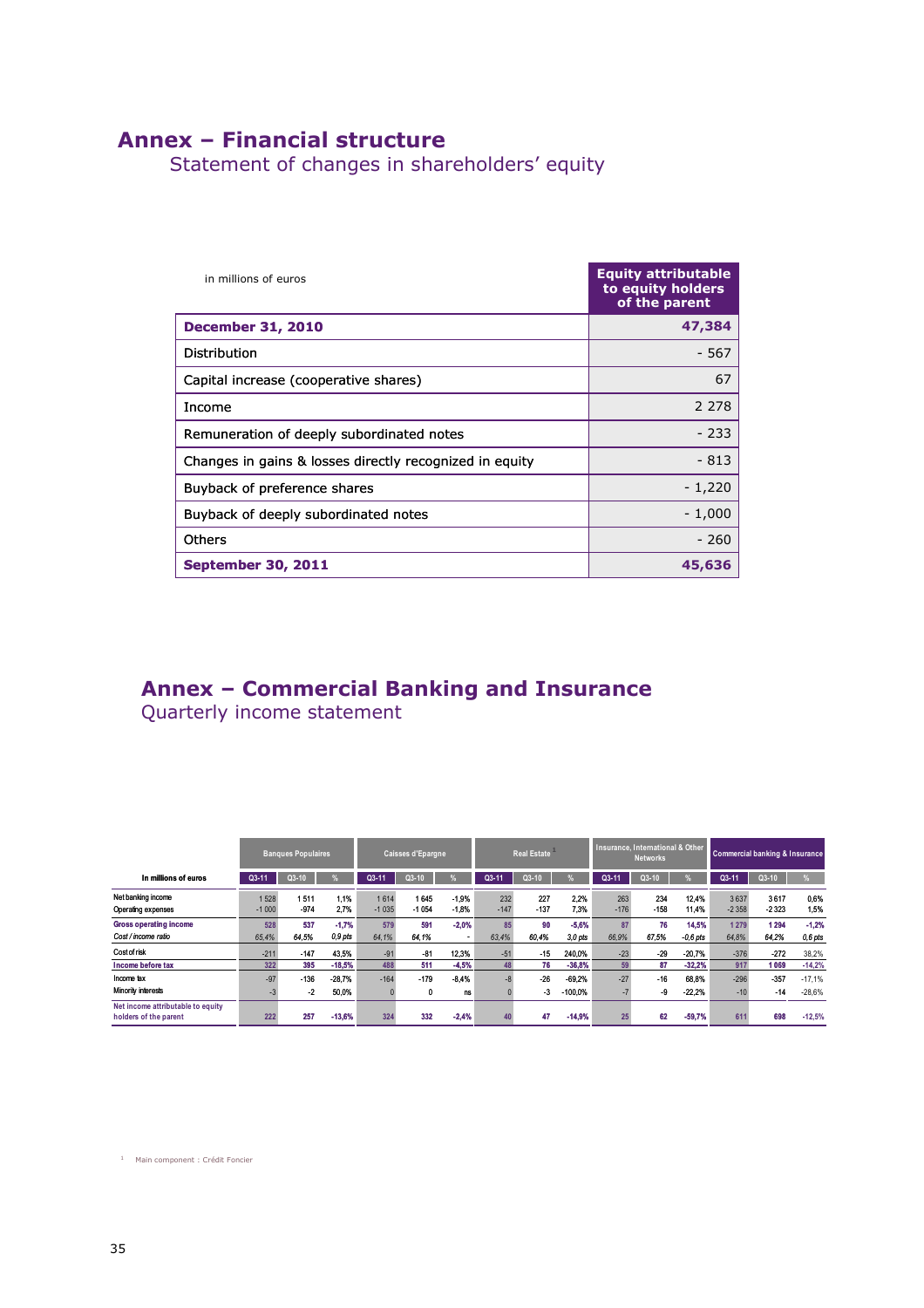# Annex – Financial structure

## Statement of changes in shareholders' equity

| in millions of euros | Equity attributable to equity holders of the parent |
|---|---|
| **December 31, 2010** | **47,384** |
| Distribution | - 567 |
| Capital increase (cooperative shares) | 67 |
| Income | 2 278 |
| Remuneration of deeply subordinated notes | - 233 |
| Changes in gains & losses directly recognized in equity | - 813 |
| Buyback of preference shares | - 1,220 |
| Buyback of deeply subordinated notes | - 1,000 |
| Others | - 260 |
| **September 30, 2011** | **45,636** |

# Annex – Commercial Banking and Insurance

## Quarterly income statement

| In millions of euros | Banques Populaires | | | Caisses d'Epargne | | | Real Estate[1] | | | Insurance, International & Other Networks | | | Commercial banking & Insurance | | |
|---|---|---|---|---|---|---|---|---|---|---|---|---|---|---|---|
| | Q3-11 | Q3-10 | % | Q3-11 | Q3-10 | % | Q3-11 | Q3-10 | % | Q3-11 | Q3-10 | % | Q3-11 | Q3-10 | % |
| Net banking income | 1 528 | 1 511 | 1,1% | 1 614 | 1 645 | -1,9% | 232 | 227 | 2,2% | 263 | 234 | 12,4% | 3 637 | 3 617 | 0,6% |
| Operating expenses | -1 000 | -974 | 2,7% | -1 035 | -1 054 | -1,8% | -147 | -137 | 7,3% | -176 | -158 | 11,4% | -2 358 | -2 323 | 1,5% |
| **Gross operating income** | **528** | **537** | **-1,7%** | **579** | **591** | **-2,0%** | **85** | **90** | **-5,6%** | **87** | **76** | **14,5%** | **1 279** | **1 294** | **-1,2%** |
| *Cost / income ratio* | *65,4%* | *64,5%* | *0,9 pts* | *64,1%* | *64,1%* | - | *63,4%* | *60,4%* | *3,0 pts* | *66,9%* | *67,5%* | *-0,6 pts* | *64,8%* | *64,2%* | *0,6 pts* |
| Cost of risk | -211 | -147 | 43,5% | -91 | -81 | 12,3% | -51 | -15 | 240,0% | -23 | -29 | -20,7% | -376 | -272 | 38,2% |
| **Income before tax** | **322** | **395** | **-18,5%** | **488** | **511** | **-4,5%** | **48** | **76** | **-36,8%** | **59** | **87** | **-32,2%** | **917** | **1 069** | **-14,2%** |
| Income tax | -97 | -136 | -28,7% | -164 | -179 | -8,4% | -8 | -26 | -69,2% | -27 | -16 | 68,8% | -296 | -357 | -17,1% |
| Minority interests | -3 | -2 | 50,0% | 0 | 0 | ns | 0 | -3 | -100,0% | -7 | -9 | -22,2% | -10 | -14 | -28,6% |
| **Net income attributable to equity holders of the parent** | **222** | **257** | **-13,6%** | **324** | **332** | **-2,4%** | **40** | **47** | **-14,9%** | **25** | **62** | **-59,7%** | **611** | **698** | **-12,5%** |

[1] Main component : Crédit Foncier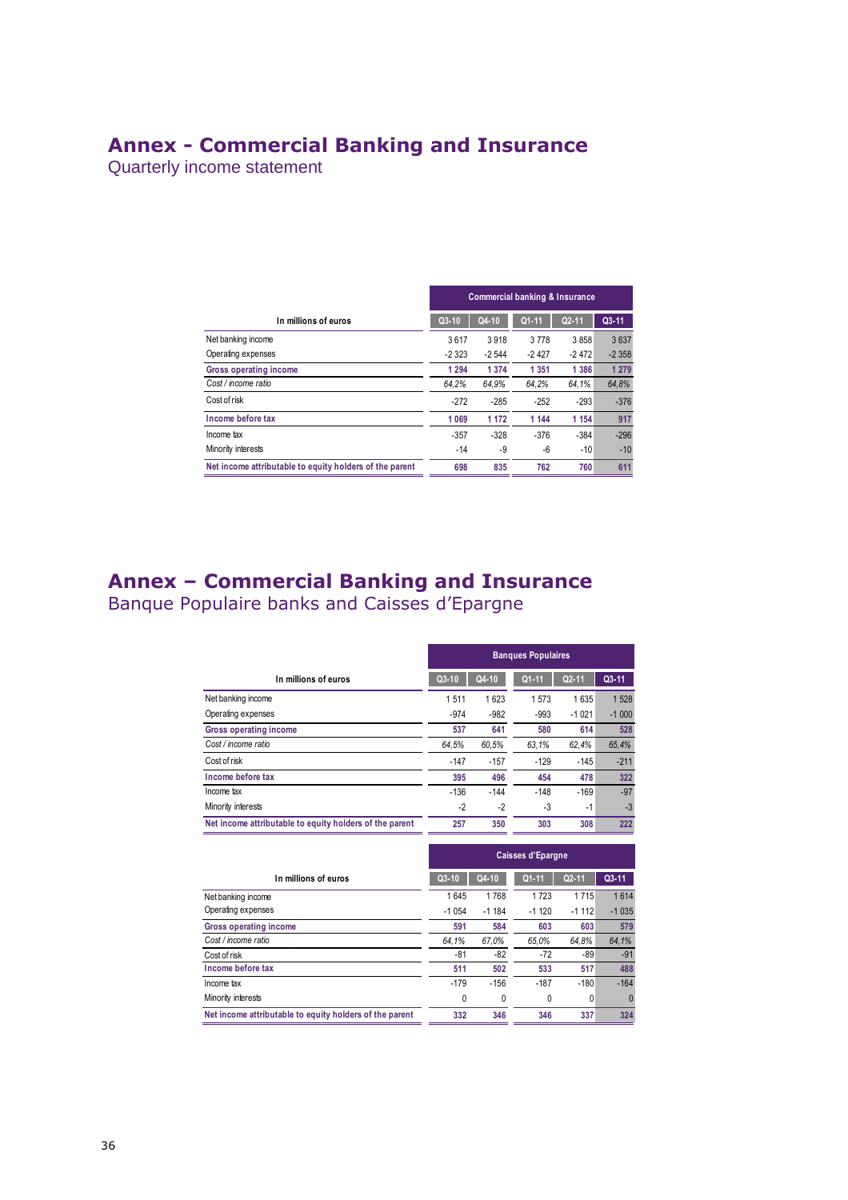# Annex - Commercial Banking and Insurance

## Quarterly income statement

| In millions of euros | Commercial banking & Insurance | | | | |
|---|---|---|---|---|---|
| | Q3-10 | Q4-10 | Q1-11 | Q2-11 | Q3-11 |
| Net banking income | 3 617 | 3 918 | 3 778 | 3 858 | 3 637 |
| Operating expenses | -2 323 | -2 544 | -2 427 | -2 472 | -2 358 |
| **Gross operating income** | **1 294** | **1 374** | **1 351** | **1 386** | **1 279** |
| *Cost / income ratio* | *64,2%* | *64,9%* | *64,2%* | *64,1%* | *64,8%* |
| Cost of risk | -272 | -285 | -252 | -293 | -376 |
| **Income before tax** | **1 069** | **1 172** | **1 144** | **1 154** | **917** |
| Income tax | -357 | -328 | -376 | -384 | -296 |
| Minority interests | -14 | -9 | -6 | -10 | -10 |
| **Net income attributable to equity holders of the parent** | **698** | **835** | **762** | **760** | **611** |

# Annex – Commercial Banking and Insurance

## Banque Populaire banks and Caisses d'Epargne

| In millions of euros | Banques Populaires | | | | |
|---|---|---|---|---|---|
| | Q3-10 | Q4-10 | Q1-11 | Q2-11 | Q3-11 |
| Net banking income | 1 511 | 1 623 | 1 573 | 1 635 | 1 528 |
| Operating expenses | -974 | -982 | -993 | -1 021 | -1 000 |
| **Gross operating income** | **537** | **641** | **580** | **614** | **528** |
| *Cost / income ratio* | *64,5%* | *60,5%* | *63,1%* | *62,4%* | *65,4%* |
| Cost of risk | -147 | -157 | -129 | -145 | -211 |
| **Income before tax** | **395** | **496** | **454** | **478** | **322** |
| Income tax | -136 | -144 | -148 | -169 | -97 |
| Minority interests | -2 | -2 | -3 | -1 | -3 |
| **Net income attributable to equity holders of the parent** | **257** | **350** | **303** | **308** | **222** |

| In millions of euros | Caisses d'Epargne | | | | |
|---|---|---|---|---|---|
| | Q3-10 | Q4-10 | Q1-11 | Q2-11 | Q3-11 |
| Net banking income | 1 645 | 1 768 | 1 723 | 1 715 | 1 614 |
| Operating expenses | -1 054 | -1 184 | -1 120 | -1 112 | -1 035 |
| **Gross operating income** | **591** | **584** | **603** | **603** | **579** |
| *Cost / income ratio* | *64,1%* | *67,0%* | *65,0%* | *64,8%* | *64,1%* |
| Cost of risk | -81 | -82 | -72 | -89 | -91 |
| **Income before tax** | **511** | **502** | **533** | **517** | **488** |
| Income tax | -179 | -156 | -187 | -180 | -164 |
| Minority interests | 0 | 0 | 0 | 0 | 0 |
| **Net income attributable to equity holders of the parent** | **332** | **346** | **346** | **337** | **324** |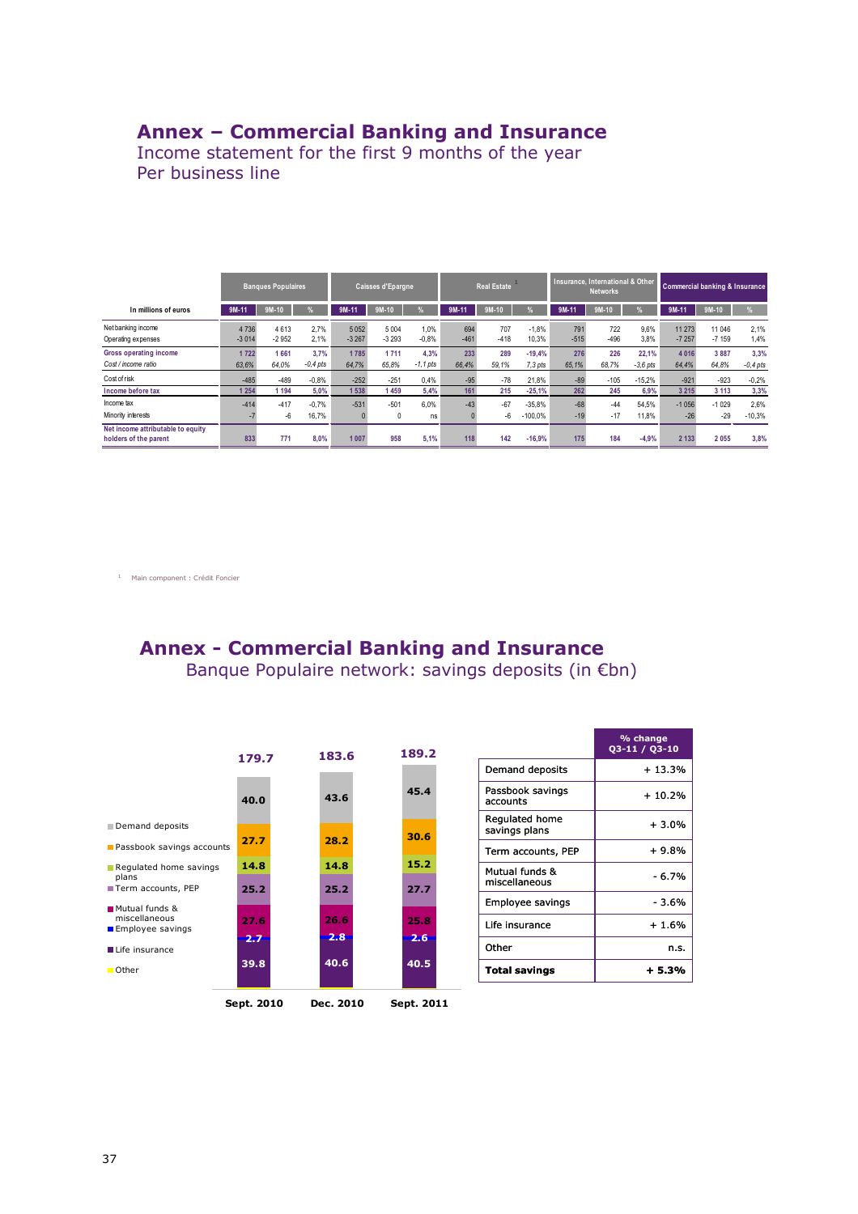# Annex – Commercial Banking and Insurance

Income statement for the first 9 months of the year
Per business line

| In millions of euros | Banques Populaires | | | Caisses d'Epargne | | | Real Estate [1] | | | Insurance, International & Other Networks | | | Commercial banking & Insurance | | |
|---|---|---|---|---|---|---|---|---|---|---|---|---|---|---|---|
| | 9M-11 | 9M-10 | % | 9M-11 | 9M-10 | % | 9M-11 | 9M-10 | % | 9M-11 | 9M-10 | % | 9M-11 | 9M-10 | % |
| Net banking income | 4 736 | 4 613 | 2,7% | 5 052 | 5 004 | 1,0% | 694 | 707 | -1,8% | 791 | 722 | 9,6% | 11 273 | 11 046 | 2,1% |
| Operating expenses | -3 014 | -2 952 | 2,1% | -3 267 | -3 293 | -0,8% | -461 | -418 | 10,3% | -515 | -496 | 3,8% | -7 257 | -7 159 | 1,4% |
| **Gross operating income** | **1 722** | **1 661** | **3,7%** | **1 785** | **1 711** | **4,3%** | **233** | **289** | **-19,4%** | **276** | **226** | **22,1%** | **4 016** | **3 887** | **3,3%** |
| *Cost / income ratio* | *63,6%* | *64,0%* | *-0,4 pts* | *64,7%* | *65,8%* | *-1,1 pts* | *66,4%* | *59,1%* | *7,3 pts* | *65,1%* | *68,7%* | *-3,6 pts* | *64,4%* | *64,8%* | *-0,4 pts* |
| Cost of risk | -485 | -489 | -0,8% | -252 | -251 | 0,4% | -95 | -78 | 21,8% | -89 | -105 | -15,2% | -921 | -923 | -0,2% |
| **Income before tax** | **1 254** | **1 194** | **5,0%** | **1 538** | **1 459** | **5,4%** | **161** | **215** | **-25,1%** | **262** | **245** | **6,9%** | **3 215** | **3 113** | **3,3%** |
| Income tax | -414 | -417 | -0,7% | -531 | -501 | 6,0% | -43 | -67 | -35,8% | -68 | -44 | 54,5% | -1 056 | -1 029 | 2,6% |
| Minority interests | -7 | -6 | 16,7% | 0 | 0 | ns | 0 | -6 | -100,0% | -19 | -17 | 11,8% | -26 | -29 | -10,3% |
| **Net income attributable to equity holders of the parent** | **833** | **771** | **8,0%** | **1 007** | **958** | **5,1%** | **118** | **142** | **-16,9%** | **175** | **184** | **-4,9%** | **2 133** | **2 055** | **3,8%** |

[1] Main component : Crédit Foncier

# Annex - Commercial Banking and Insurance

Banque Populaire network: savings deposits (in €bn)

| | Sept. 2010 | Dec. 2010 | Sept. 2011 |
|---|---|---|---|
| Demand deposits | 40.0 | 43.6 | 45.4 |
| Passbook savings accounts | 27.7 | 28.2 | 30.6 |
| Regulated home savings plans | 14.8 | 14.8 | 15.2 |
| Term accounts, PEP | 25.2 | 25.2 | 27.7 |
| Mutual funds & miscellaneous | 27.6 | 26.6 | 25.8 |
| Employee savings | 2.7 | 2.8 | 2.6 |
| Life insurance | 39.8 | 40.6 | 40.5 |
| Other | | | |
| **Total** | **179.7** | **183.6** | **189.2** |

| | % change Q3-11 / Q3-10 |
|---|---|
| Demand deposits | + 13.3% |
| Passbook savings accounts | + 10.2% |
| Regulated home savings plans | + 3.0% |
| Term accounts, PEP | + 9.8% |
| Mutual funds & miscellaneous | - 6.7% |
| Employee savings | - 3.6% |
| Life insurance | + 1.6% |
| Other | n.s. |
| **Total savings** | **+ 5.3%** |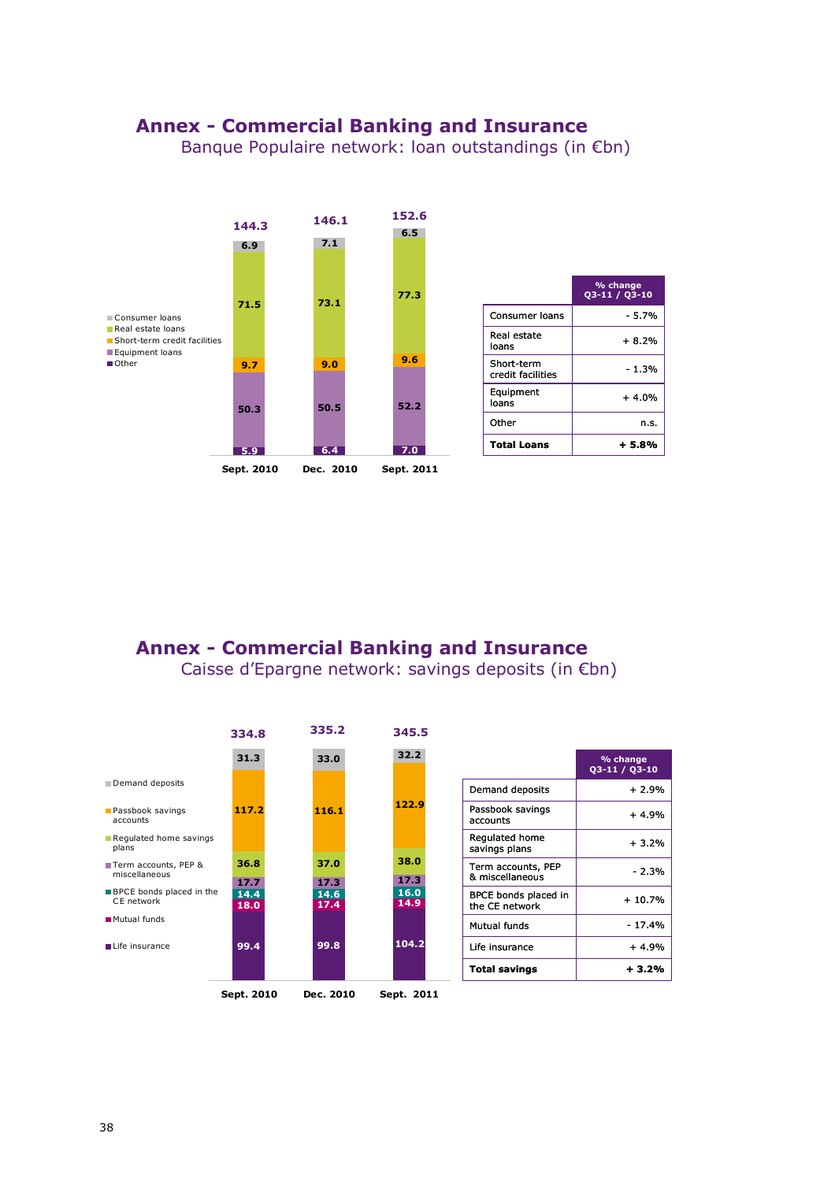## Annex - Commercial Banking and Insurance

### Banque Populaire network: loan outstandings (in €bn)

| | Sept. 2010 | Dec. 2010 | Sept. 2011 |
|---|---|---|---|
| Consumer loans | 6.9 | 7.1 | 6.5 |
| Real estate loans | 71.5 | 73.1 | 77.3 |
| Short-term credit facilities | 9.7 | 9.0 | 9.6 |
| Equipment loans | 50.3 | 50.5 | 52.2 |
| Other | 5.9 | 6.4 | 7.0 |
| **Total** | **144.3** | **146.1** | **152.6** |

| | % change Q3-11 / Q3-10 |
|---|---|
| Consumer loans | - 5.7% |
| Real estate loans | + 8.2% |
| Short-term credit facilities | - 1.3% |
| Equipment loans | + 4.0% |
| Other | n.s. |
| **Total Loans** | **+ 5.8%** |

## Annex - Commercial Banking and Insurance

### Caisse d'Epargne network: savings deposits (in €bn)

| | Sept. 2010 | Dec. 2010 | Sept. 2011 |
|---|---|---|---|
| Demand deposits | 31.3 | 33.0 | 32.2 |
| Passbook savings accounts | 117.2 | 116.1 | 122.9 |
| Regulated home savings plans | 36.8 | 37.0 | 38.0 |
| Term accounts, PEP & miscellaneous | 17.7 | 17.3 | 17.3 |
| BPCE bonds placed in the CE network | 14.4 | 14.6 | 16.0 |
| Mutual funds | 18.0 | 17.4 | 14.9 |
| Life insurance | 99.4 | 99.8 | 104.2 |
| **Total** | **334.8** | **335.2** | **345.5** |

| | % change Q3-11 / Q3-10 |
|---|---|
| Demand deposits | + 2.9% |
| Passbook savings accounts | + 4.9% |
| Regulated home savings plans | + 3.2% |
| Term accounts, PEP & miscellaneous | - 2.3% |
| BPCE bonds placed in the CE network | + 10.7% |
| Mutual funds | - 17.4% |
| Life insurance | + 4.9% |
| **Total savings** | **+ 3.2%** |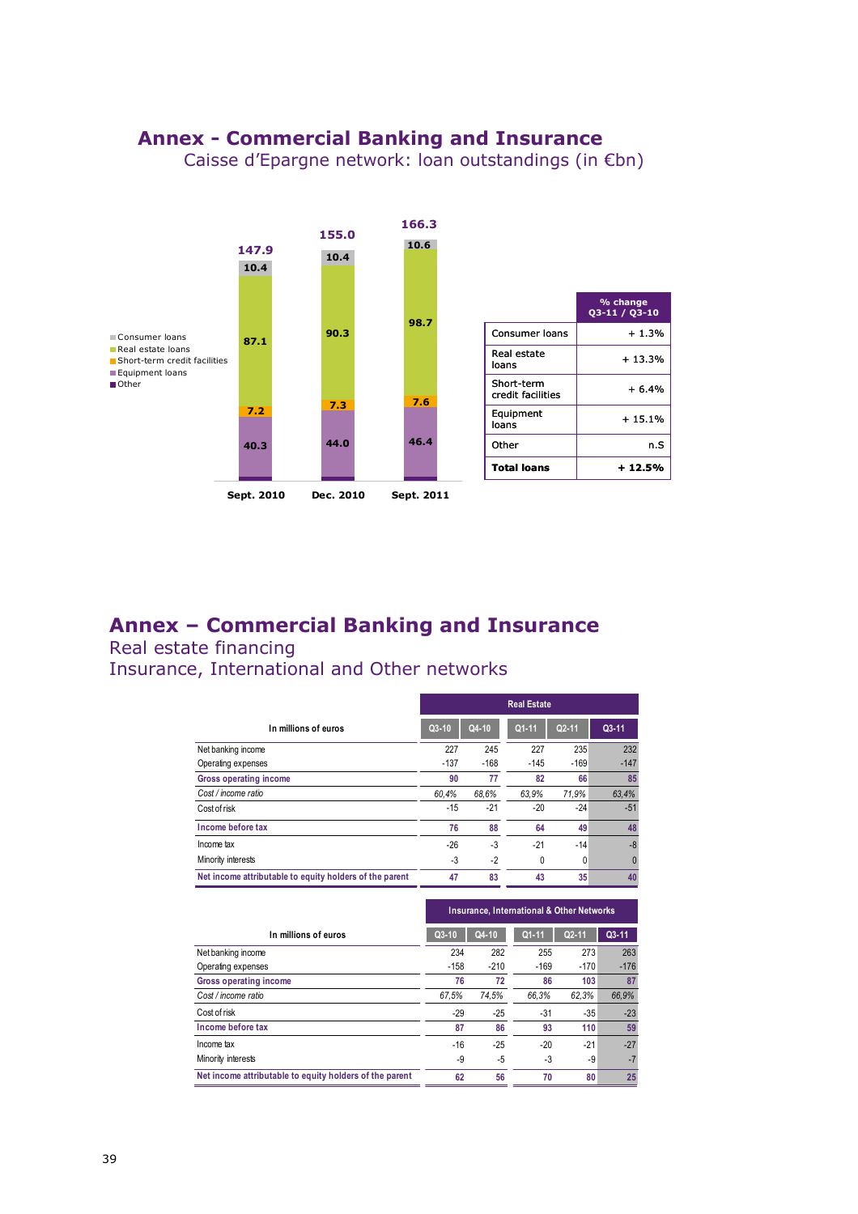# Annex - Commercial Banking and Insurance

## Caisse d'Epargne network: loan outstandings (in €bn)

| | Sept. 2010 | Dec. 2010 | Sept. 2011 |
|---|---|---|---|
| Consumer loans | 10.4 | 10.4 | 10.6 |
| Real estate loans | 87.1 | 90.3 | 98.7 |
| Short-term credit facilities | 7.2 | 7.3 | 7.6 |
| Equipment loans | 40.3 | 44.0 | 46.4 |
| Other | | | |
| **Total** | **147.9** | **155.0** | **166.3** |

| | % change Q3-11 / Q3-10 |
|---|---|
| Consumer loans | + 1.3% |
| Real estate loans | + 13.3% |
| Short-term credit facilities | + 6.4% |
| Equipment loans | + 15.1% |
| Other | n.S |
| **Total loans** | **+ 12.5%** |

# Annex – Commercial Banking and Insurance

## Real estate financing

## Insurance, International and Other networks

| In millions of euros | Real Estate | | | | |
|---|---|---|---|---|---|
| | Q3-10 | Q4-10 | Q1-11 | Q2-11 | Q3-11 |
| Net banking income | 227 | 245 | 227 | 235 | 232 |
| Operating expenses | -137 | -168 | -145 | -169 | -147 |
| **Gross operating income** | **90** | **77** | **82** | **66** | **85** |
| *Cost / income ratio* | *60,4%* | *68,6%* | *63,9%* | *71,9%* | *63,4%* |
| Cost of risk | -15 | -21 | -20 | -24 | -51 |
| **Income before tax** | **76** | **88** | **64** | **49** | **48** |
| Income tax | -26 | -3 | -21 | -14 | -8 |
| Minority interests | -3 | -2 | 0 | 0 | 0 |
| **Net income attributable to equity holders of the parent** | **47** | **83** | **43** | **35** | **40** |

| In millions of euros | Insurance, International & Other Networks | | | | |
|---|---|---|---|---|---|
| | Q3-10 | Q4-10 | Q1-11 | Q2-11 | Q3-11 |
| Net banking income | 234 | 282 | 255 | 273 | 263 |
| Operating expenses | -158 | -210 | -169 | -170 | -176 |
| **Gross operating income** | **76** | **72** | **86** | **103** | **87** |
| *Cost / income ratio* | *67,5%* | *74,5%* | *66,3%* | *62,3%* | *66,9%* |
| Cost of risk | -29 | -25 | -31 | -35 | -23 |
| **Income before tax** | **87** | **86** | **93** | **110** | **59** |
| Income tax | -16 | -25 | -20 | -21 | -27 |
| Minority interests | -9 | -5 | -3 | -9 | -7 |
| **Net income attributable to equity holders of the parent** | **62** | **56** | **70** | **80** | **25** |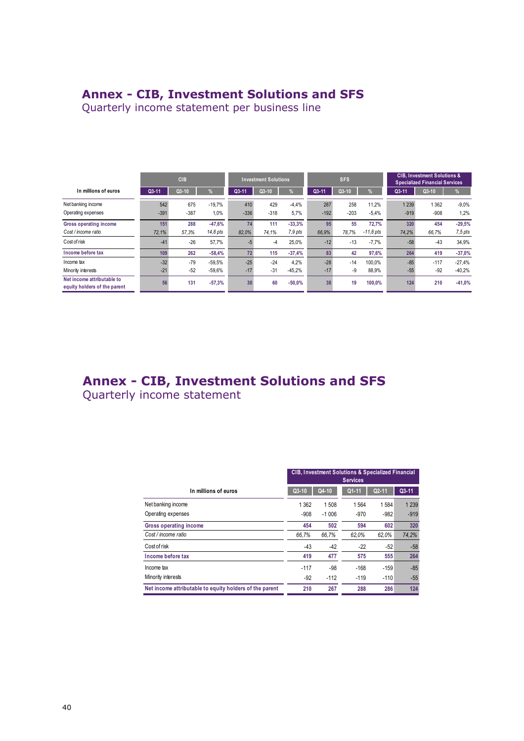# Annex - CIB, Investment Solutions and SFS

## Quarterly income statement per business line

| In millions of euros | CIB | | | Investment Solutions | | | SFS | | | CIB, Investment Solutions & Specialized Financial Services | | |
|---|---|---|---|---|---|---|---|---|---|---|---|---|
| | Q3-11 | Q3-10 | % | Q3-11 | Q3-10 | % | Q3-11 | Q3-10 | % | Q3-11 | Q3-10 | % |
| Net banking income | 542 | 675 | -19,7% | 410 | 429 | -4,4% | 287 | 258 | 11,2% | 1 239 | 1 362 | -9,0% |
| Operating expenses | -391 | -387 | 1,0% | -336 | -318 | 5,7% | -192 | -203 | -5,4% | -919 | -908 | 1,2% |
| **Gross operating income** | **151** | **288** | **-47,6%** | **74** | **111** | **-33,3%** | **95** | **55** | **72,7%** | **320** | **454** | **-29,5%** |
| *Cost / income ratio* | *72,1%* | *57,3%* | *14,8 pts* | *82,0%* | *74,1%* | *7,9 pts* | *66,9%* | *78,7%* | *-11,8 pts* | *74,2%* | *66,7%* | *7,5 pts* |
| Cost of risk | -41 | -26 | 57,7% | -5 | -4 | 25,0% | -12 | -13 | -7,7% | -58 | -43 | 34,9% |
| **Income before tax** | **109** | **262** | **-58,4%** | **72** | **115** | **-37,4%** | **83** | **42** | **97,6%** | **264** | **419** | **-37,0%** |
| Income tax | -32 | -79 | -59,5% | -25 | -24 | 4,2% | -28 | -14 | 100,0% | -85 | -117 | -27,4% |
| Minority interests | -21 | -52 | -59,6% | -17 | -31 | -45,2% | -17 | -9 | 88,9% | -55 | -92 | -40,2% |
| **Net income attributable to equity holders of the parent** | **56** | **131** | **-57,3%** | **30** | **60** | **-50,0%** | **38** | **19** | **100,0%** | **124** | **210** | **-41,0%** |

# Annex - CIB, Investment Solutions and SFS

## Quarterly income statement

| In millions of euros | CIB, Investment Solutions & Specialized Financial Services | | | | |
|---|---|---|---|---|---|
| | Q3-10 | Q4-10 | Q1-11 | Q2-11 | Q3-11 |
| Net banking income | 1 362 | 1 508 | 1 564 | 1 584 | 1 239 |
| Operating expenses | -908 | -1 006 | -970 | -982 | -919 |
| **Gross operating income** | **454** | **502** | **594** | **602** | **320** |
| *Cost / income ratio* | *66,7%* | *66,7%* | *62,0%* | *62,0%* | *74,2%* |
| Cost of risk | -43 | -42 | -22 | -52 | -58 |
| **Income before tax** | **419** | **477** | **575** | **555** | **264** |
| Income tax | -117 | -98 | -168 | -159 | -85 |
| Minority interests | -92 | -112 | -119 | -110 | -55 |
| **Net income attributable to equity holders of the parent** | **210** | **267** | **288** | **286** | **124** |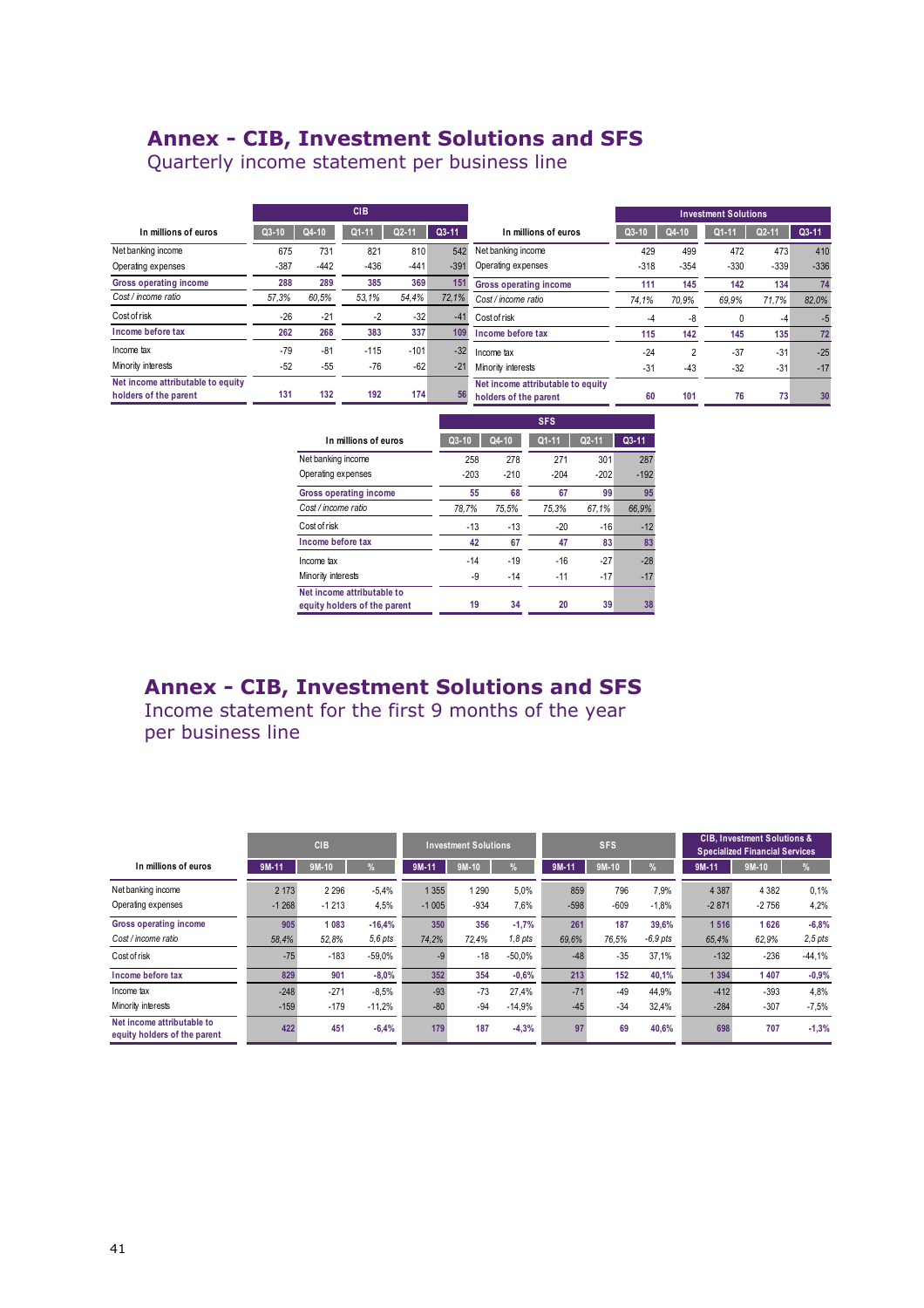# Annex - CIB, Investment Solutions and SFS

## Quarterly income statement per business line

| In millions of euros | CIB | | | | |
|---|---|---|---|---|---|
| | Q3-10 | Q4-10 | Q1-11 | Q2-11 | Q3-11 |
| Net banking income | 675 | 731 | 821 | 810 | 542 |
| Operating expenses | -387 | -442 | -436 | -441 | -391 |
| **Gross operating income** | **288** | **289** | **385** | **369** | **151** |
| *Cost / income ratio* | *57,3%* | *60,5%* | *53,1%* | *54,4%* | *72,1%* |
| Cost of risk | -26 | -21 | -2 | -32 | -41 |
| **Income before tax** | **262** | **268** | **383** | **337** | **109** |
| Income tax | -79 | -81 | -115 | -101 | -32 |
| Minority interests | -52 | -55 | -76 | -62 | -21 |
| **Net income attributable to equity holders of the parent** | **131** | **132** | **192** | **174** | **56** |

| In millions of euros | Investment Solutions | | | | |
|---|---|---|---|---|---|
| | Q3-10 | Q4-10 | Q1-11 | Q2-11 | Q3-11 |
| Net banking income | 429 | 499 | 472 | 473 | 410 |
| Operating expenses | -318 | -354 | -330 | -339 | -336 |
| **Gross operating income** | **111** | **145** | **142** | **134** | **74** |
| *Cost / income ratio* | *74,1%* | *70,9%* | *69,9%* | *71,7%* | *82,0%* |
| Cost of risk | -4 | -8 | 0 | -4 | -5 |
| **Income before tax** | **115** | **142** | **145** | **135** | **72** |
| Income tax | -24 | 2 | -37 | -31 | -25 |
| Minority interests | -31 | -43 | -32 | -31 | -17 |
| **Net income attributable to equity holders of the parent** | **60** | **101** | **76** | **73** | **30** |

| In millions of euros | SFS | | | | |
|---|---|---|---|---|---|
| | Q3-10 | Q4-10 | Q1-11 | Q2-11 | Q3-11 |
| Net banking income | 258 | 278 | 271 | 301 | 287 |
| Operating expenses | -203 | -210 | -204 | -202 | -192 |
| **Gross operating income** | **55** | **68** | **67** | **99** | **95** |
| *Cost / income ratio* | *78,7%* | *75,5%* | *75,3%* | *67,1%* | *66,9%* |
| Cost of risk | -13 | -13 | -20 | -16 | -12 |
| **Income before tax** | **42** | **67** | **47** | **83** | **83** |
| Income tax | -14 | -19 | -16 | -27 | -28 |
| Minority interests | -9 | -14 | -11 | -17 | -17 |
| **Net income attributable to equity holders of the parent** | **19** | **34** | **20** | **39** | **38** |

# Annex - CIB, Investment Solutions and SFS

## Income statement for the first 9 months of the year per business line

| In millions of euros | CIB | | | Investment Solutions | | | SFS | | | CIB, Investment Solutions & Specialized Financial Services | | |
|---|---|---|---|---|---|---|---|---|---|---|---|---|
| | 9M-11 | 9M-10 | % | 9M-11 | 9M-10 | % | 9M-11 | 9M-10 | % | 9M-11 | 9M-10 | % |
| Net banking income | 2 173 | 2 296 | -5,4% | 1 355 | 1 290 | 5,0% | 859 | 796 | 7,9% | 4 387 | 4 382 | 0,1% |
| Operating expenses | -1 268 | -1 213 | 4,5% | -1 005 | -934 | 7,6% | -598 | -609 | -1,8% | -2 871 | -2 756 | 4,2% |
| **Gross operating income** | **905** | **1 083** | **-16,4%** | **350** | **356** | **-1,7%** | **261** | **187** | **39,6%** | **1 516** | **1 626** | **-6,8%** |
| *Cost / income ratio* | *58,4%* | *52,8%* | *5,6 pts* | *74,2%* | *72,4%* | *1,8 pts* | *69,6%* | *76,5%* | *-6,9 pts* | *65,4%* | *62,9%* | *2,5 pts* |
| Cost of risk | -75 | -183 | -59,0% | -9 | -18 | -50,0% | -48 | -35 | 37,1% | -132 | -236 | -44,1% |
| **Income before tax** | **829** | **901** | **-8,0%** | **352** | **354** | **-0,6%** | **213** | **152** | **40,1%** | **1 394** | **1 407** | **-0,9%** |
| Income tax | -248 | -271 | -8,5% | -93 | -73 | 27,4% | -71 | -49 | 44,9% | -412 | -393 | 4,8% |
| Minority interests | -159 | -179 | -11,2% | -80 | -94 | -14,9% | -45 | -34 | 32,4% | -284 | -307 | -7,5% |
| **Net income attributable to equity holders of the parent** | **422** | **451** | **-6,4%** | **179** | **187** | **-4,3%** | **97** | **69** | **40,6%** | **698** | **707** | **-1,3%** |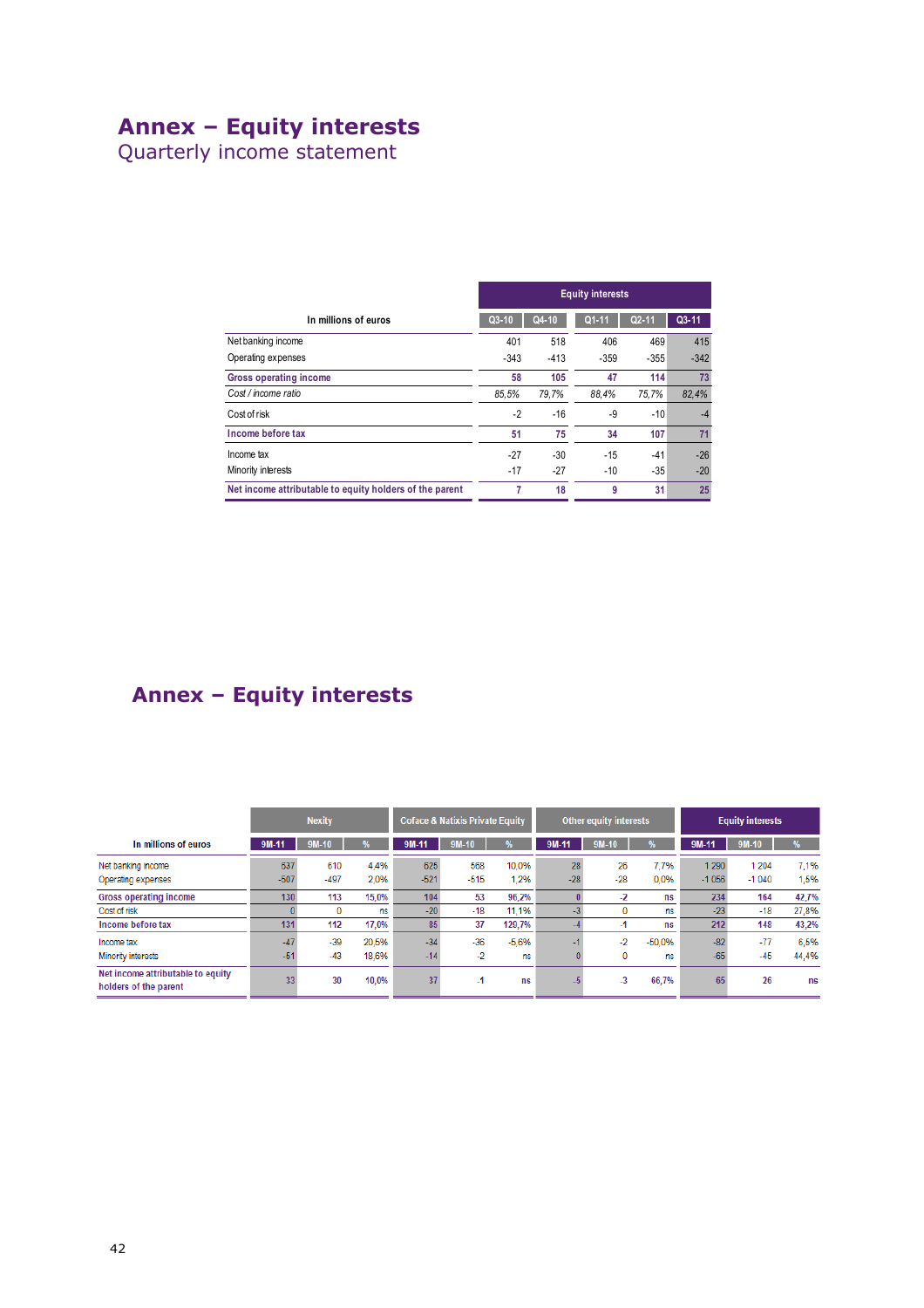# Annex – Equity interests

Quarterly income statement

| In millions of euros | Equity interests | | | | |
|---|---|---|---|---|---|
| | Q3-10 | Q4-10 | Q1-11 | Q2-11 | Q3-11 |
| Net banking income | 401 | 518 | 406 | 469 | 415 |
| Operating expenses | -343 | -413 | -359 | -355 | -342 |
| **Gross operating income** | **58** | **105** | **47** | **114** | **73** |
| *Cost / income ratio* | *85,5%* | *79,7%* | *88,4%* | *75,7%* | *82,4%* |
| Cost of risk | -2 | -16 | -9 | -10 | -4 |
| **Income before tax** | **51** | **75** | **34** | **107** | **71** |
| Income tax | -27 | -30 | -15 | -41 | -26 |
| Minority interests | -17 | -27 | -10 | -35 | -20 |
| **Net income attributable to equity holders of the parent** | **7** | **18** | **9** | **31** | **25** |

# Annex – Equity interests

| In millions of euros | Nexity | | | Coface & Natixis Private Equity | | | Other equity interests | | | Equity interests | | |
|---|---|---|---|---|---|---|---|---|---|---|---|---|
| | 9M-11 | 9M-10 | % | 9M-11 | 9M-10 | % | 9M-11 | 9M-10 | % | 9M-11 | 9M-10 | % |
| Net banking income | 637 | 610 | 4,4% | 625 | 568 | 10,0% | 28 | 26 | 7,7% | 1 290 | 1 204 | 7,1% |
| Operating expenses | -507 | -497 | 2,0% | -521 | -515 | 1,2% | -28 | -28 | 0,0% | -1 056 | -1 040 | 1,5% |
| **Gross operating income** | **130** | **113** | **15,0%** | **104** | **53** | **96,2%** | **0** | **-2** | **ns** | **234** | **164** | **42,7%** |
| Cost of risk | 0 | 0 | ns | -20 | -18 | 11,1% | -3 | 0 | ns | -23 | -18 | 27,8% |
| **Income before tax** | **131** | **112** | **17,0%** | **85** | **37** | **129,7%** | **-4** | **-1** | **ns** | **212** | **148** | **43,2%** |
| Income tax | -47 | -39 | 20,5% | -34 | -36 | -5,6% | -1 | -2 | -50,0% | -82 | -77 | 6,5% |
| Minority interests | -51 | -43 | 18,6% | -14 | -2 | ns | 0 | 0 | ns | -65 | -45 | 44,4% |
| **Net income attributable to equity holders of the parent** | **33** | **30** | **10,0%** | **37** | **-1** | **ns** | **-5** | **-3** | **66,7%** | **65** | **26** | **ns** |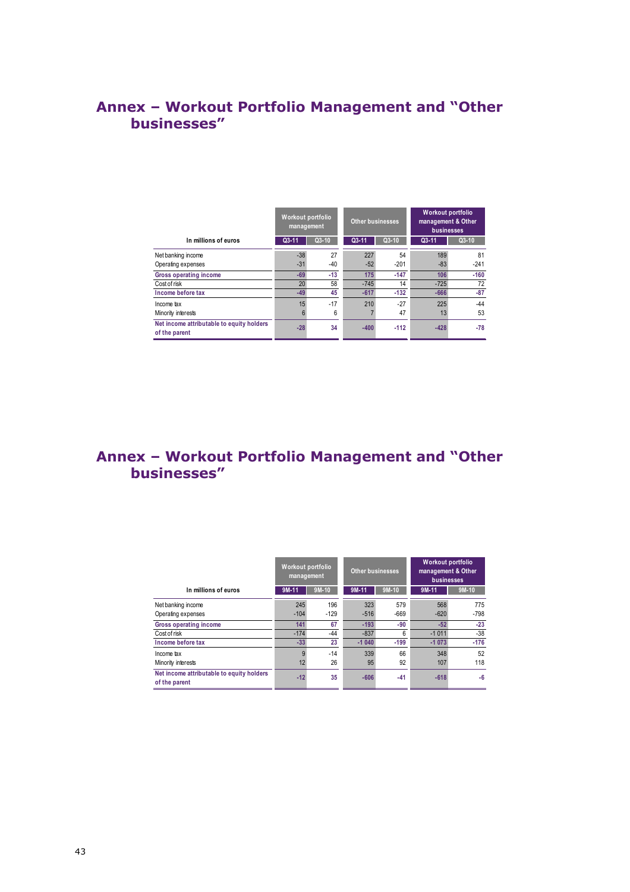# Annex – Workout Portfolio Management and "Other businesses"

| In millions of euros | Workout portfolio management | | Other businesses | | Workout portfolio management & Other businesses | |
|---|---|---|---|---|---|---|
| | Q3-11 | Q3-10 | Q3-11 | Q3-10 | Q3-11 | Q3-10 |
| Net banking income | -38 | 27 | 227 | 54 | 189 | 81 |
| Operating expenses | -31 | -40 | -52 | -201 | -83 | -241 |
| **Gross operating income** | **-69** | **-13** | **175** | **-147** | **106** | **-160** |
| Cost of risk | 20 | 58 | -745 | 14 | -725 | 72 |
| **Income before tax** | **-49** | **45** | **-617** | **-132** | **-666** | **-87** |
| Income tax | 15 | -17 | 210 | -27 | 225 | -44 |
| Minority interests | 6 | 6 | 7 | 47 | 13 | 53 |
| **Net income attributable to equity holders of the parent** | **-28** | **34** | **-400** | **-112** | **-428** | **-78** |

# Annex – Workout Portfolio Management and "Other businesses"

| In millions of euros | Workout portfolio management | | Other businesses | | Workout portfolio management & Other businesses | |
|---|---|---|---|---|---|---|
| | 9M-11 | 9M-10 | 9M-11 | 9M-10 | 9M-11 | 9M-10 |
| Net banking income | 245 | 196 | 323 | 579 | 568 | 775 |
| Operating expenses | -104 | -129 | -516 | -669 | -620 | -798 |
| **Gross operating income** | **141** | **67** | **-193** | **-90** | **-52** | **-23** |
| Cost of risk | -174 | -44 | -837 | 6 | -1 011 | -38 |
| **Income before tax** | **-33** | **23** | **-1 040** | **-199** | **-1 073** | **-176** |
| Income tax | 9 | -14 | 339 | 66 | 348 | 52 |
| Minority interests | 12 | 26 | 95 | 92 | 107 | 118 |
| **Net income attributable to equity holders of the parent** | **-12** | **35** | **-606** | **-41** | **-618** | **-6** |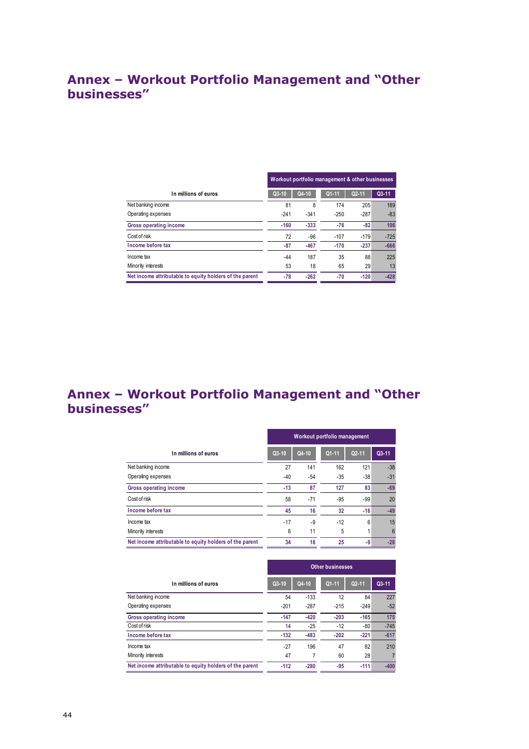# Annex – Workout Portfolio Management and "Other businesses"

| In millions of euros | Workout portfolio management & other businesses | | | | |
|---|---|---|---|---|---|
| | Q3-10 | Q4-10 | Q1-11 | Q2-11 | Q3-11 |
| Net banking income | 81 | 8 | 174 | 205 | 189 |
| Operating expenses | -241 | -341 | -250 | -287 | -83 |
| **Gross operating income** | **-160** | **-333** | **-76** | **-82** | **106** |
| Cost of risk | 72 | -96 | -107 | -179 | -725 |
| **Income before tax** | **-87** | **-467** | **-170** | **-237** | **-666** |
| Income tax | -44 | 187 | 35 | 88 | 225 |
| Minority interests | 53 | 18 | 65 | 29 | 13 |
| **Net income attributable to equity holders of the parent** | **-78** | **-262** | **-70** | **-120** | **-428** |

# Annex – Workout Portfolio Management and "Other businesses"

| In millions of euros | Workout portfolio management | | | | |
|---|---|---|---|---|---|
| | Q3-10 | Q4-10 | Q1-11 | Q2-11 | Q3-11 |
| Net banking income | 27 | 141 | 162 | 121 | -38 |
| Operating expenses | -40 | -54 | -35 | -38 | -31 |
| **Gross operating income** | **-13** | **87** | **127** | **83** | **-69** |
| Cost of risk | 58 | -71 | -95 | -99 | 20 |
| **Income before tax** | **45** | **16** | **32** | **-16** | **-49** |
| Income tax | -17 | -9 | -12 | 6 | 15 |
| Minority interests | 6 | 11 | 5 | 1 | 6 |
| **Net income attributable to equity holders of the parent** | **34** | **18** | **25** | **-9** | **-28** |

| In millions of euros | Other businesses | | | | |
|---|---|---|---|---|---|
| | Q3-10 | Q4-10 | Q1-11 | Q2-11 | Q3-11 |
| Net banking income | 54 | -133 | 12 | 84 | 227 |
| Operating expenses | -201 | -287 | -215 | -249 | -52 |
| **Gross operating income** | **-147** | **-420** | **-203** | **-165** | **175** |
| Cost of risk | 14 | -25 | -12 | -80 | -745 |
| **Income before tax** | **-132** | **-483** | **-202** | **-221** | **-617** |
| Income tax | -27 | 196 | 47 | 82 | 210 |
| Minority interests | 47 | 7 | 60 | 28 | 7 |
| **Net income attributable to equity holders of the parent** | **-112** | **-280** | **-95** | **-111** | **-400** |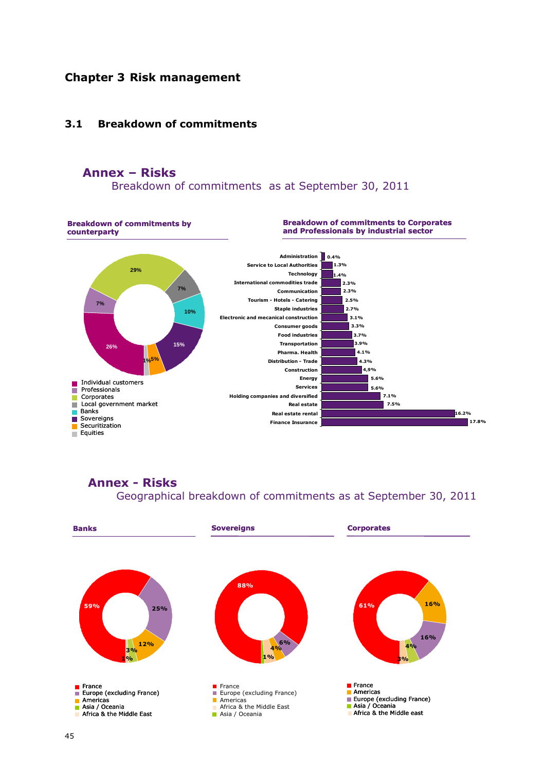# Chapter 3 Risk management

## 3.1 Breakdown of commitments

### Annex – Risks

Breakdown of commitments as at September 30, 2011

**Breakdown of commitments by counterparty**

| Counterparty | % |
|---|---|
| Individual customers | 26% |
| Professionals | 7% |
| Corporates | 29% |
| Local government market | 7% |
| Banks | 10% |
| Sovereigns | 15% |
| Securitization | 5% |
| Equities | 1% |

**Breakdown of commitments to Corporates and Professionals by industrial sector**

| Sector | % |
|---|---|
| Administration | 0.4% |
| Service to Local Authorities | 1.3% |
| Technology | 1.4% |
| International commodities trade | 2.3% |
| Communication | 2.3% |
| Tourism - Hotels - Catering | 2.5% |
| Staple industries | 2.7% |
| Electronic and mecanical construction | 3.1% |
| Consumer goods | 3.3% |
| Food industries | 3.7% |
| Transportation | 3.9% |
| Pharma. Health | 4.1% |
| Distribution - Trade | 4.3% |
| Construction | 4,9% |
| Energy | 5.6% |
| Services | 5.6% |
| Holding companies and diversified | 7.1% |
| Real estate | 7.5% |
| Real estate rental | 16.2% |
| Finance Insurance | 17.8% |

### Annex - Risks

Geographical breakdown of commitments as at September 30, 2011

**Banks**

| Region | % |
|---|---|
| France | 59% |
| Europe (excluding France) | 25% |
| Americas | 12% |
| Asia / Oceania | 3% |
| Africa & the Middle East | 1% |

**Sovereigns**

| Region | % |
|---|---|
| France | 88% |
| Europe (excluding France) | 6% |
| Americas | 4% |
| Africa & the Middle East | 1% |
| Asia / Oceania | |

**Corporates**

| Region | % |
|---|---|
| France | 61% |
| Americas | 16% |
| Europe (excluding France) | 16% |
| Asia / Oceania | 4% |
| Africa & the Middle east | 3% |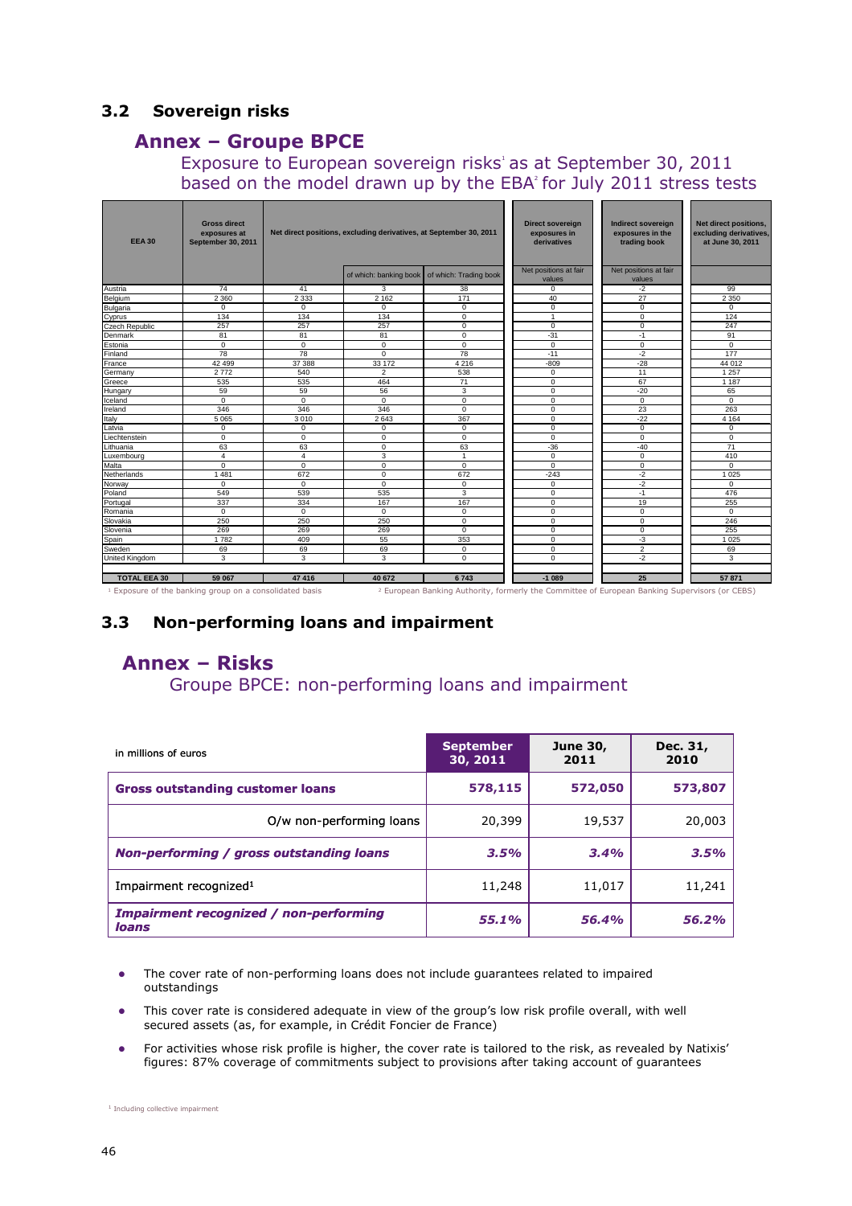## 3.2 Sovereign risks

### Annex – Groupe BPCE

Exposure to European sovereign risks[1] as at September 30, 2011 based on the model drawn up by the EBA[2] for July 2011 stress tests

| EEA 30 | Gross direct exposures at September 30, 2011 | Net direct positions, excluding derivatives, at September 30, 2011 | | | Direct sovereign exposures in derivatives | Indirect sovereign exposures in the trading book | Net direct positions, excluding derivatives, at June 30, 2011 |
|---|---|---|---|---|---|---|---|
| | | | of which: banking book | of which: Trading book | Net positions at fair values | Net positions at fair values | |
| Austria | 74 | 41 | 3 | 38 | 0 | -2 | 99 |
| Belgium | 2 360 | 2 333 | 2 162 | 171 | 40 | 27 | 2 350 |
| Bulgaria | 0 | 0 | 0 | 0 | 0 | 0 | 0 |
| Cyprus | 134 | 134 | 134 | 0 | 1 | 0 | 124 |
| Czech Republic | 257 | 257 | 257 | 0 | 0 | 0 | 247 |
| Denmark | 81 | 81 | 81 | 0 | -31 | -1 | 91 |
| Estonia | 0 | 0 | 0 | 0 | 0 | 0 | 0 |
| Finland | 78 | 78 | 0 | 78 | -11 | -2 | 177 |
| France | 42 499 | 37 388 | 33 172 | 4 216 | -809 | -28 | 44 012 |
| Germany | 2 772 | 540 | 2 | 538 | 0 | 11 | 1 257 |
| Greece | 535 | 535 | 464 | 71 | 0 | 67 | 1 187 |
| Hungary | 59 | 59 | 56 | 3 | 0 | -20 | 65 |
| Iceland | 0 | 0 | 0 | 0 | 0 | 0 | 0 |
| Ireland | 346 | 346 | 346 | 0 | 0 | 23 | 263 |
| Italy | 5 065 | 3 010 | 2 643 | 367 | 0 | -22 | 4 164 |
| Latvia | 0 | 0 | 0 | 0 | 0 | 0 | 0 |
| Liechtenstein | 0 | 0 | 0 | 0 | 0 | 0 | 0 |
| Lithuania | 63 | 63 | 0 | 63 | -36 | -40 | 71 |
| Luxembourg | 4 | 4 | 3 | 1 | 0 | 0 | 410 |
| Malta | 0 | 0 | 0 | 0 | 0 | 0 | 0 |
| Netherlands | 1 481 | 672 | 0 | 672 | -243 | -2 | 1 025 |
| Norway | 0 | 0 | 0 | 0 | 0 | -2 | 0 |
| Poland | 549 | 539 | 535 | 3 | 0 | -1 | 476 |
| Portugal | 337 | 334 | 167 | 167 | 0 | 19 | 255 |
| Romania | 0 | 0 | 0 | 0 | 0 | 0 | 0 |
| Slovakia | 250 | 250 | 250 | 0 | 0 | 0 | 246 |
| Slovenia | 269 | 269 | 269 | 0 | 0 | 0 | 255 |
| Spain | 1 782 | 409 | 55 | 353 | 0 | -3 | 1 025 |
| Sweden | 69 | 69 | 69 | 0 | 0 | 2 | 69 |
| United Kingdom | 3 | 3 | 3 | 0 | 0 | -2 | 3 |
| **TOTAL EEA 30** | **59 067** | **47 416** | **40 672** | **6 743** | **-1 089** | **25** | **57 871** |

[1] Exposure of the banking group on a consolidated basis

[2] European Banking Authority, formerly the Committee of European Banking Supervisors (or CEBS)

## 3.3 Non-performing loans and impairment

### Annex – Risks

Groupe BPCE: non-performing loans and impairment

| in millions of euros | September 30, 2011 | June 30, 2011 | Dec. 31, 2010 |
|---|---|---|---|
| **Gross outstanding customer loans** | **578,115** | **572,050** | **573,807** |
| O/w non-performing loans | 20,399 | 19,537 | 20,003 |
| ***Non-performing / gross outstanding loans*** | ***3.5%*** | ***3.4%*** | ***3.5%*** |
| Impairment recognized[1] | 11,248 | 11,017 | 11,241 |
| ***Impairment recognized / non-performing loans*** | ***55.1%*** | ***56.4%*** | ***56.2%*** |

- The cover rate of non-performing loans does not include guarantees related to impaired outstandings
- This cover rate is considered adequate in view of the group's low risk profile overall, with well secured assets (as, for example, in Crédit Foncier de France)
- For activities whose risk profile is higher, the cover rate is tailored to the risk, as revealed by Natixis' figures: 87% coverage of commitments subject to provisions after taking account of guarantees

[1] Including collective impairment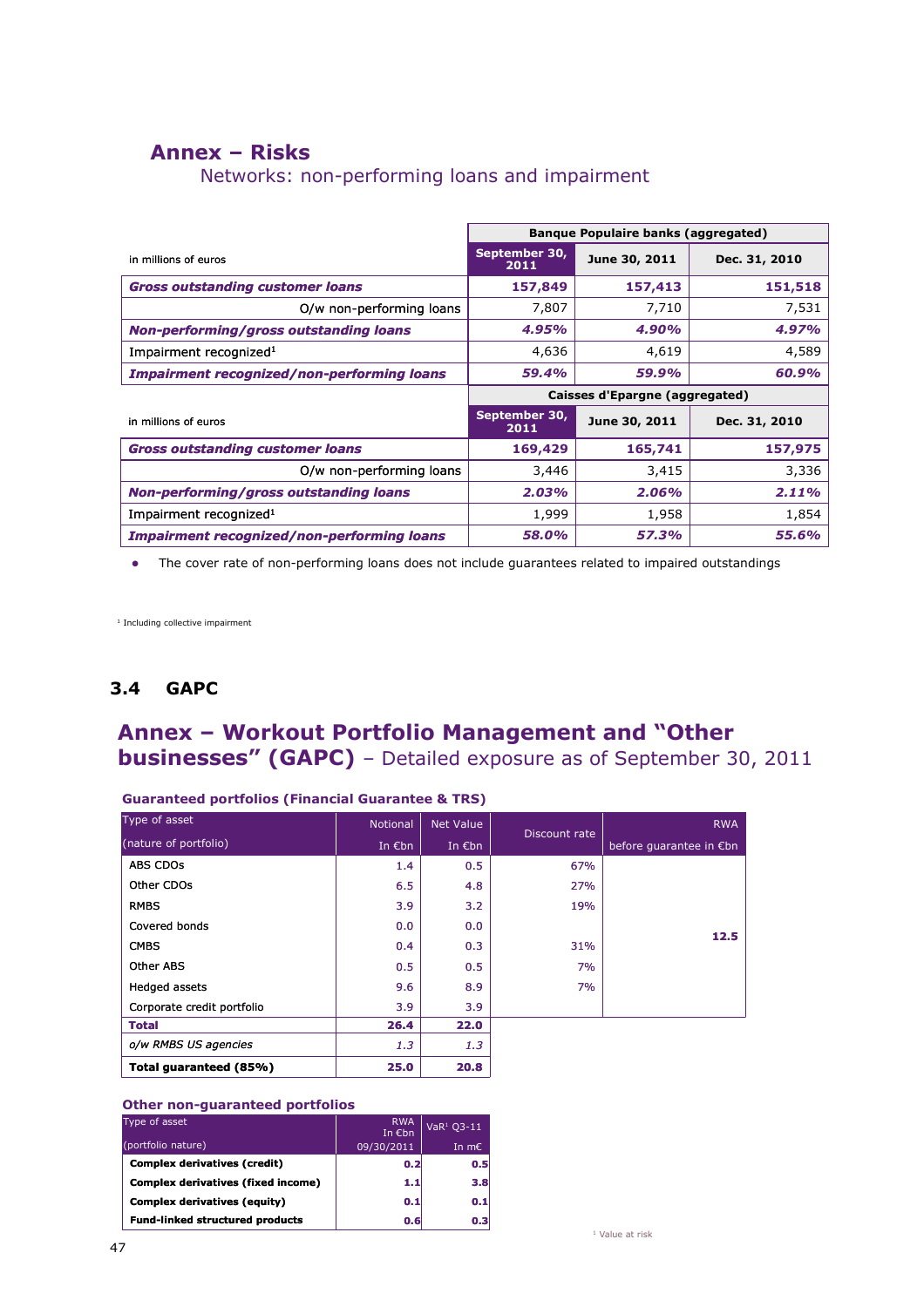## Annex – Risks

### Networks: non-performing loans and impairment

| in millions of euros | Banque Populaire banks (aggregated) | | |
|---|---|---|---|
| | **September 30, 2011** | **June 30, 2011** | **Dec. 31, 2010** |
| ***Gross outstanding customer loans*** | **157,849** | **157,413** | **151,518** |
| O/w non-performing loans | 7,807 | 7,710 | 7,531 |
| ***Non-performing/gross outstanding loans*** | ***4.95%*** | ***4.90%*** | ***4.97%*** |
| Impairment recognized[1] | 4,636 | 4,619 | 4,589 |
| ***Impairment recognized/non-performing loans*** | ***59.4%*** | ***59.9%*** | ***60.9%*** |

| in millions of euros | Caisses d'Epargne (aggregated) | | |
|---|---|---|---|
| | **September 30, 2011** | **June 30, 2011** | **Dec. 31, 2010** |
| ***Gross outstanding customer loans*** | **169,429** | **165,741** | **157,975** |
| O/w non-performing loans | 3,446 | 3,415 | 3,336 |
| ***Non-performing/gross outstanding loans*** | ***2.03%*** | ***2.06%*** | ***2.11%*** |
| Impairment recognized[1] | 1,999 | 1,958 | 1,854 |
| ***Impairment recognized/non-performing loans*** | ***58.0%*** | ***57.3%*** | ***55.6%*** |

- The cover rate of non-performing loans does not include guarantees related to impaired outstandings

[1] Including collective impairment

### 3.4 GAPC

## Annex – Workout Portfolio Management and "Other businesses" (GAPC) – Detailed exposure as of September 30, 2011

**Guaranteed portfolios (Financial Guarantee & TRS)**

| Type of asset (nature of portfolio) | Notional In €bn | Net Value In €bn | Discount rate | RWA before guarantee in €bn |
|---|---|---|---|---|
| ABS CDOs | 1.4 | 0.5 | 67% | **12.5** |
| Other CDOs | 6.5 | 4.8 | 27% | |
| RMBS | 3.9 | 3.2 | 19% | |
| Covered bonds | 0.0 | 0.0 | | |
| CMBS | 0.4 | 0.3 | 31% | |
| Other ABS | 0.5 | 0.5 | 7% | |
| Hedged assets | 9.6 | 8.9 | 7% | |
| Corporate credit portfolio | 3.9 | 3.9 | | |
| **Total** | **26.4** | **22.0** | | |
| *o/w RMBS US agencies* | *1.3* | *1.3* | | |
| **Total guaranteed (85%)** | **25.0** | **20.8** | | |

**Other non-guaranteed portfolios**

| Type of asset (portfolio nature) | RWA In €bn 09/30/2011 | VaR[1] Q3-11 In m€ |
|---|---|---|
| **Complex derivatives (credit)** | **0.2** | **0.5** |
| **Complex derivatives (fixed income)** | **1.1** | **3.8** |
| **Complex derivatives (equity)** | **0.1** | **0.1** |
| **Fund-linked structured products** | **0.6** | **0.3** |

[1] Value at risk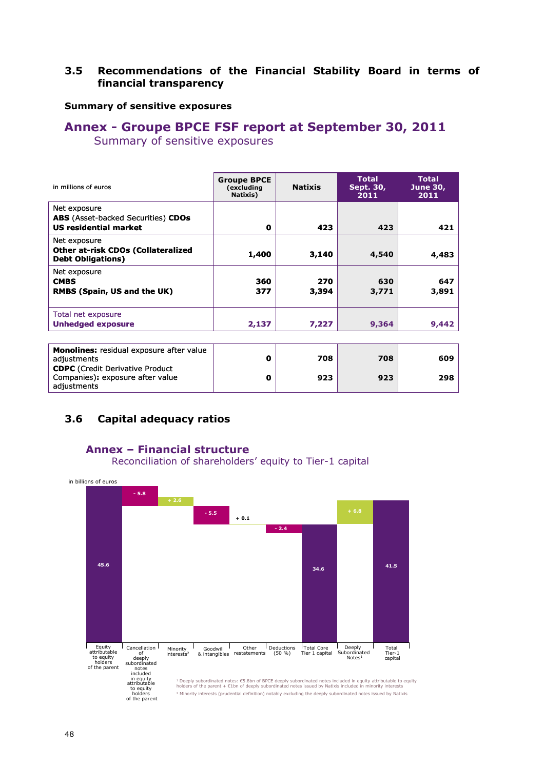## 3.5 Recommendations of the Financial Stability Board in terms of financial transparency

**Summary of sensitive exposures**

### Annex - Groupe BPCE FSF report at September 30, 2011

Summary of sensitive exposures

| in millions of euros | Groupe BPCE (excluding Natixis) | Natixis | Total Sept. 30, 2011 | Total June 30, 2011 |
|---|---|---|---|---|
| Net exposure **ABS** (Asset-backed Securities) **CDOs US residential market** | **0** | **423** | **423** | **421** |
| Net exposure **Other at-risk CDOs (Collateralized Debt Obligations)** | **1,400** | **3,140** | **4,540** | **4,483** |
| Net exposure **CMBS** | **360** | **270** | **630** | **647** |
| **RMBS (Spain, US and the UK)** | **377** | **3,394** | **3,771** | **3,891** |
| Total net exposure **Unhedged exposure** | **2,137** | **7,227** | **9,364** | **9,442** |

| | | | | |
|---|---|---|---|---|
| **Monolines:** residual exposure after value adjustments | **0** | **708** | **708** | **609** |
| **CDPC** (Credit Derivative Product Companies)**:** exposure after value adjustments | **0** | **923** | **923** | **298** |

## 3.6 Capital adequacy ratios

### Annex – Financial structure

Reconciliation of shareholders' equity to Tier-1 capital

in billions of euros

| Item | Amount |
|---|---|
| Equity attributable to equity holders of the parent | 45.6 |
| Cancellation of deeply subordinated notes included in equity attributable to equity holders of the parent | - 5.8 |
| Minority interests[2] | + 2.6 |
| Goodwill & intangibles | - 5.5 |
| Other restatements | + 0.1 |
| Deductions (50 %) | - 2.4 |
| Total Core Tier 1 capital | 34.6 |
| Deeply Subordinated Notes[1] | + 6.8 |
| Total Tier-1 capital | 41.5 |

[1] Deeply subordinated notes: €5.8bn of BPCE deeply subordinated notes included in equity attributable to equity holders of the parent + €1bn of deeply subordinated notes issued by Natixis included in minority interests

[2] Minority interests (prudential definition) notably excluding the deeply subordinated notes issued by Natixis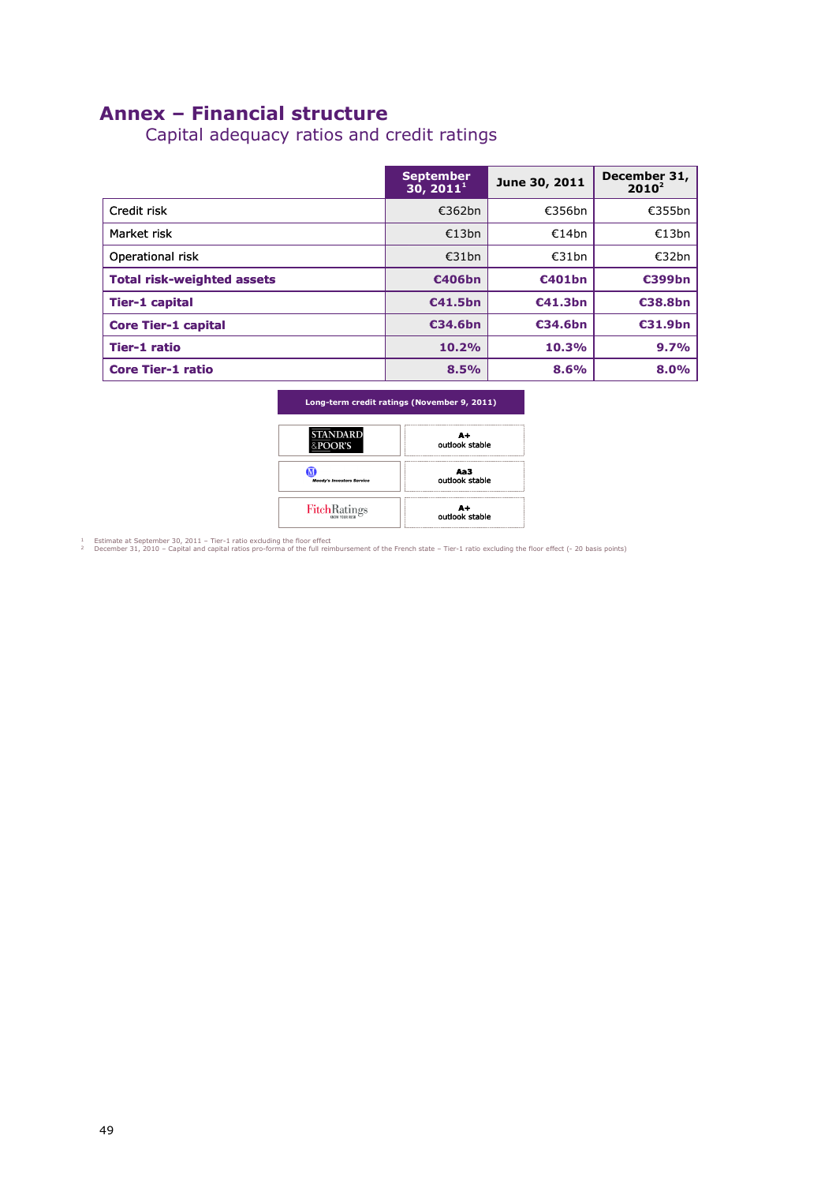# Annex – Financial structure

## Capital adequacy ratios and credit ratings

| | September 30, 2011[1] | June 30, 2011 | December 31, 2010[2] |
|---|---|---|---|
| Credit risk | €362bn | €356bn | €355bn |
| Market risk | €13bn | €14bn | €13bn |
| Operational risk | €31bn | €31bn | €32bn |
| **Total risk-weighted assets** | **€406bn** | **€401bn** | **€399bn** |
| **Tier-1 capital** | **€41.5bn** | **€41.3bn** | **€38.8bn** |
| **Core Tier-1 capital** | **€34.6bn** | **€34.6bn** | **€31.9bn** |
| **Tier-1 ratio** | **10.2%** | **10.3%** | **9.7%** |
| **Core Tier-1 ratio** | **8.5%** | **8.6%** | **8.0%** |

| Long-term credit ratings (November 9, 2011) | |
|---|---|
| Standard & Poor's | **A+** outlook stable |
| Moody's Investors Service | **Aa3** outlook stable |
| FitchRatings | **A+** outlook stable |

[1] Estimate at September 30, 2011 – Tier-1 ratio excluding the floor effect

[2] December 31, 2010 – Capital and capital ratios pro-forma of the full reimbursement of the French state – Tier-1 ratio excluding the floor effect (- 20 basis points)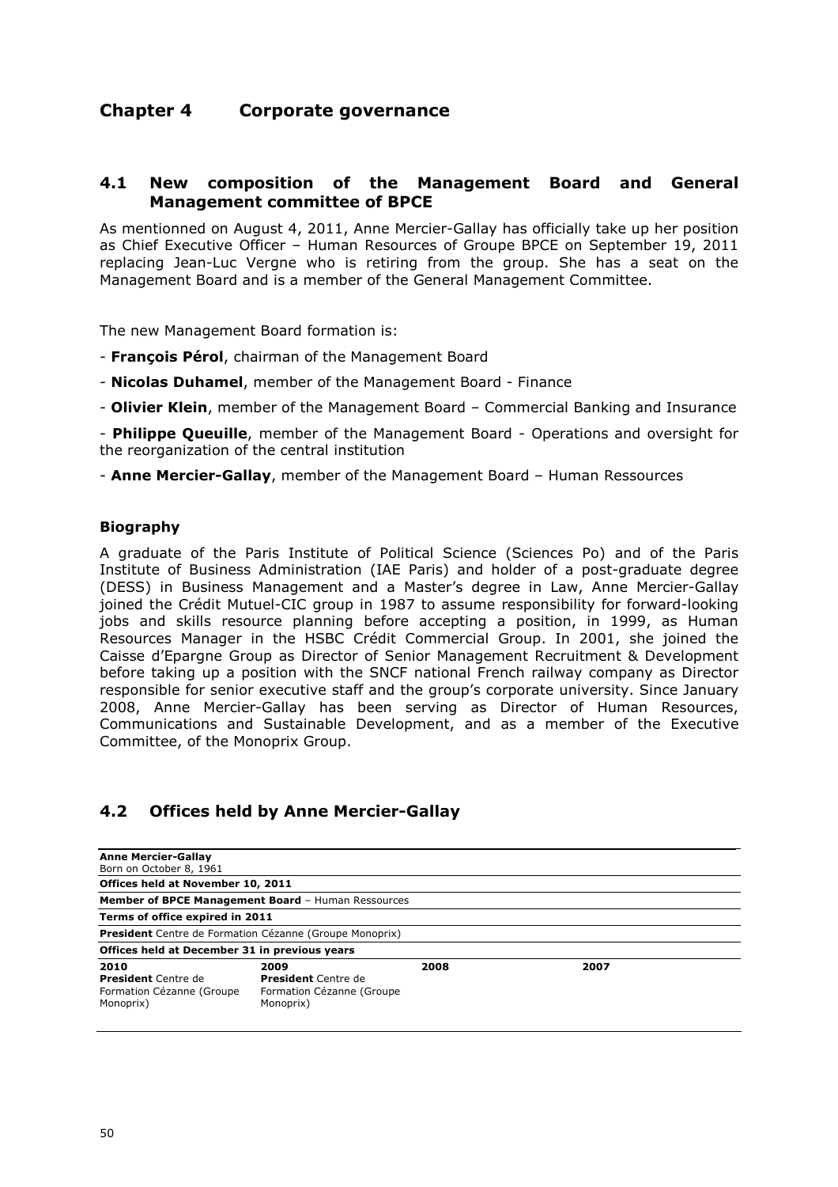# Chapter 4 Corporate governance

## 4.1 New composition of the Management Board and General Management committee of BPCE

As mentionned on August 4, 2011, Anne Mercier-Gallay has officially take up her position as Chief Executive Officer – Human Resources of Groupe BPCE on September 19, 2011 replacing Jean-Luc Vergne who is retiring from the group. She has a seat on the Management Board and is a member of the General Management Committee.

The new Management Board formation is:

- **François Pérol**, chairman of the Management Board
- **Nicolas Duhamel**, member of the Management Board - Finance
- **Olivier Klein**, member of the Management Board – Commercial Banking and Insurance
- **Philippe Queuille**, member of the Management Board - Operations and oversight for the reorganization of the central institution
- **Anne Mercier-Gallay**, member of the Management Board – Human Ressources

### Biography

A graduate of the Paris Institute of Political Science (Sciences Po) and of the Paris Institute of Business Administration (IAE Paris) and holder of a post-graduate degree (DESS) in Business Management and a Master's degree in Law, Anne Mercier-Gallay joined the Crédit Mutuel-CIC group in 1987 to assume responsibility for forward-looking jobs and skills resource planning before accepting a position, in 1999, as Human Resources Manager in the HSBC Crédit Commercial Group. In 2001, she joined the Caisse d'Epargne Group as Director of Senior Management Recruitment & Development before taking up a position with the SNCF national French railway company as Director responsible for senior executive staff and the group's corporate university. Since January 2008, Anne Mercier-Gallay has been serving as Director of Human Resources, Communications and Sustainable Development, and as a member of the Executive Committee, of the Monoprix Group.

## 4.2 Offices held by Anne Mercier-Gallay

| **Anne Mercier-Gallay**<br>Born on October 8, 1961 | | | |
|---|---|---|---|
| **Offices held at November 10, 2011** | | | |
| **Member of BPCE Management Board** – Human Ressources | | | |
| **Terms of office expired in 2011** | | | |
| **President** Centre de Formation Cézanne (Groupe Monoprix) | | | |
| **Offices held at December 31 in previous years** | | | |
| **2010** | **2009** | **2008** | **2007** |
| **President** Centre de Formation Cézanne (Groupe Monoprix) | **President** Centre de Formation Cézanne (Groupe Monoprix) | | |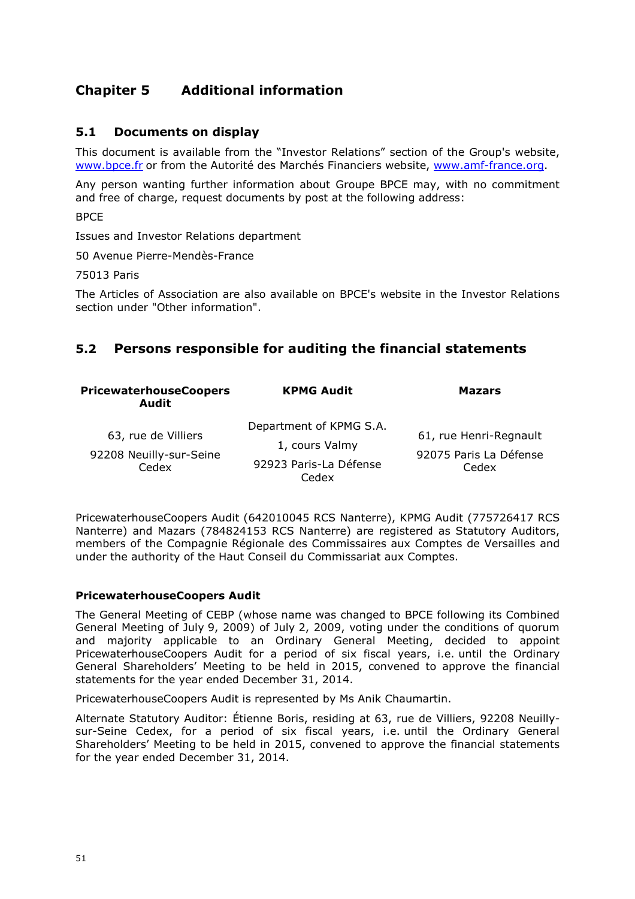# Chapter 5 Additional information

## 5.1 Documents on display

This document is available from the "Investor Relations" section of the Group's website, www.bpce.fr or from the Autorité des Marchés Financiers website, www.amf-france.org.

Any person wanting further information about Groupe BPCE may, with no commitment and free of charge, request documents by post at the following address:

BPCE

Issues and Investor Relations department

50 Avenue Pierre-Mendès-France

75013 Paris

The Articles of Association are also available on BPCE's website in the Investor Relations section under "Other information".

## 5.2 Persons responsible for auditing the financial statements

| PricewaterhouseCoopers Audit | KPMG Audit | Mazars |
|---|---|---|
| 63, rue de Villiers<br>92208 Neuilly-sur-Seine Cedex | Department of KPMG S.A.<br>1, cours Valmy<br>92923 Paris-La Défense Cedex | 61, rue Henri-Regnault<br>92075 Paris La Défense Cedex |

PricewaterhouseCoopers Audit (642010045 RCS Nanterre), KPMG Audit (775726417 RCS Nanterre) and Mazars (784824153 RCS Nanterre) are registered as Statutory Auditors, members of the Compagnie Régionale des Commissaires aux Comptes de Versailles and under the authority of the Haut Conseil du Commissariat aux Comptes.

**PricewaterhouseCoopers Audit**

The General Meeting of CEBP (whose name was changed to BPCE following its Combined General Meeting of July 9, 2009) of July 2, 2009, voting under the conditions of quorum and majority applicable to an Ordinary General Meeting, decided to appoint PricewaterhouseCoopers Audit for a period of six fiscal years, i.e. until the Ordinary General Shareholders' Meeting to be held in 2015, convened to approve the financial statements for the year ended December 31, 2014.

PricewaterhouseCoopers Audit is represented by Ms Anik Chaumartin.

Alternate Statutory Auditor: Étienne Boris, residing at 63, rue de Villiers, 92208 Neuilly-sur-Seine Cedex, for a period of six fiscal years, i.e. until the Ordinary General Shareholders' Meeting to be held in 2015, convened to approve the financial statements for the year ended December 31, 2014.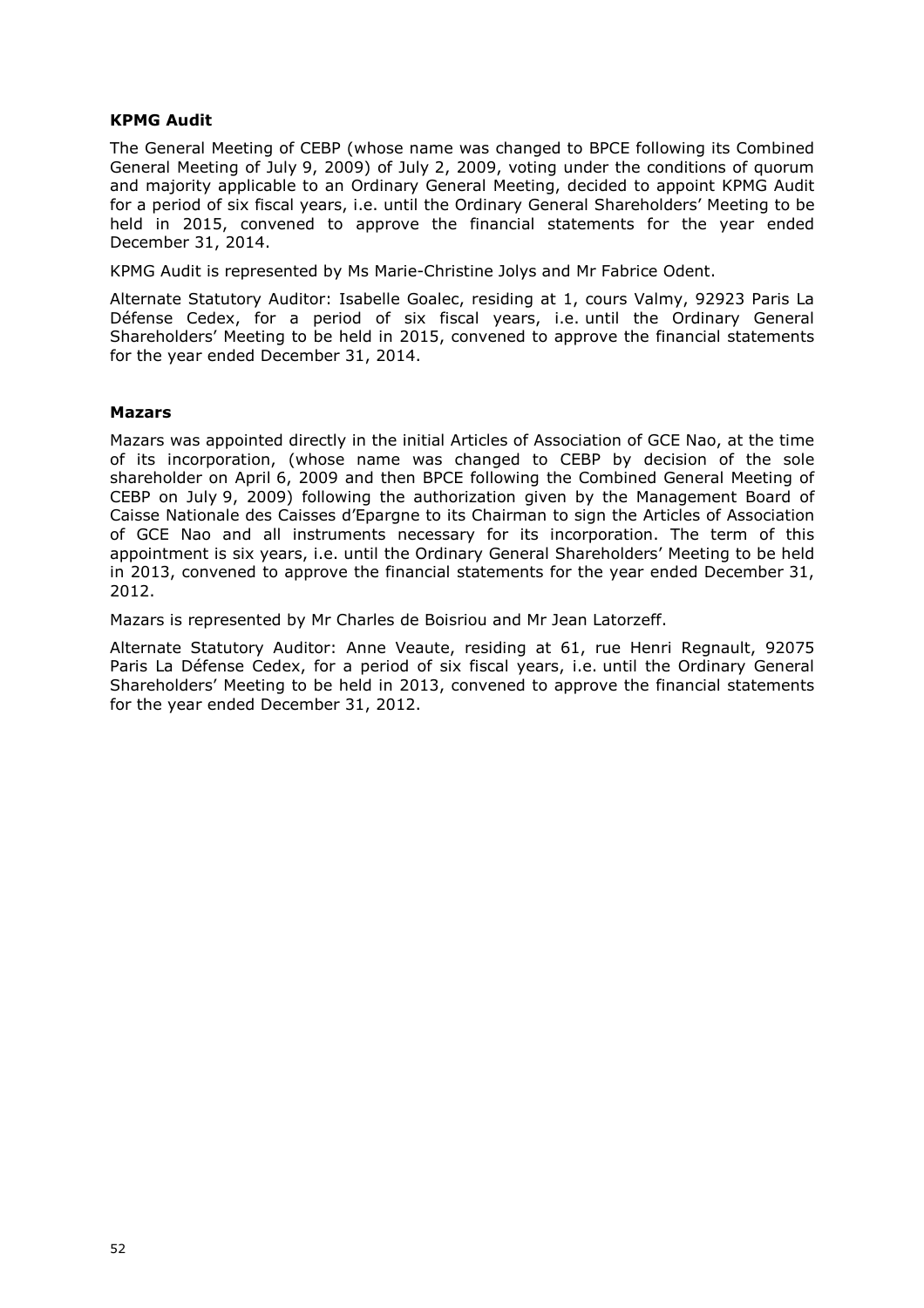**KPMG Audit**

The General Meeting of CEBP (whose name was changed to BPCE following its Combined General Meeting of July 9, 2009) of July 2, 2009, voting under the conditions of quorum and majority applicable to an Ordinary General Meeting, decided to appoint KPMG Audit for a period of six fiscal years, i.e. until the Ordinary General Shareholders' Meeting to be held in 2015, convened to approve the financial statements for the year ended December 31, 2014.

KPMG Audit is represented by Ms Marie-Christine Jolys and Mr Fabrice Odent.

Alternate Statutory Auditor: Isabelle Goalec, residing at 1, cours Valmy, 92923 Paris La Défense Cedex, for a period of six fiscal years, i.e. until the Ordinary General Shareholders' Meeting to be held in 2015, convened to approve the financial statements for the year ended December 31, 2014.

**Mazars**

Mazars was appointed directly in the initial Articles of Association of GCE Nao, at the time of its incorporation, (whose name was changed to CEBP by decision of the sole shareholder on April 6, 2009 and then BPCE following the Combined General Meeting of CEBP on July 9, 2009) following the authorization given by the Management Board of Caisse Nationale des Caisses d'Epargne to its Chairman to sign the Articles of Association of GCE Nao and all instruments necessary for its incorporation. The term of this appointment is six years, i.e. until the Ordinary General Shareholders' Meeting to be held in 2013, convened to approve the financial statements for the year ended December 31, 2012.

Mazars is represented by Mr Charles de Boisriou and Mr Jean Latorzeff.

Alternate Statutory Auditor: Anne Veaute, residing at 61, rue Henri Regnault, 92075 Paris La Défense Cedex, for a period of six fiscal years, i.e. until the Ordinary General Shareholders' Meeting to be held in 2013, convened to approve the financial statements for the year ended December 31, 2012.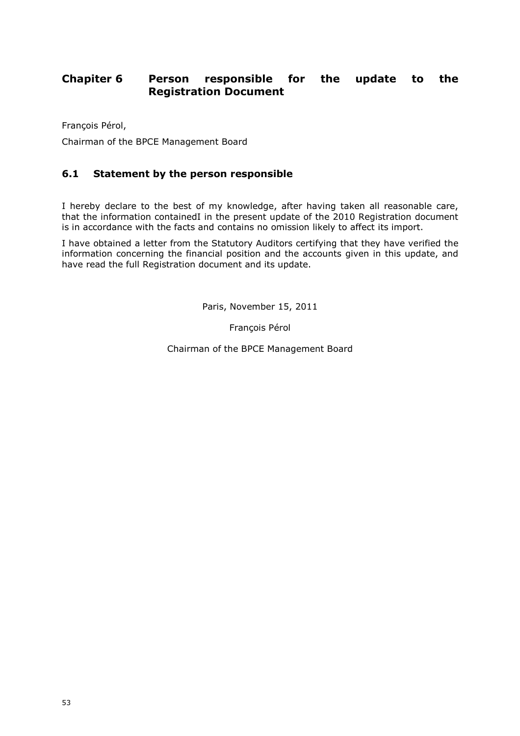# Chapiter 6 Person responsible for the update to the Registration Document

François Pérol,

Chairman of the BPCE Management Board

## 6.1 Statement by the person responsible

I hereby declare to the best of my knowledge, after having taken all reasonable care, that the information containedI in the present update of the 2010 Registration document is in accordance with the facts and contains no omission likely to affect its import.

I have obtained a letter from the Statutory Auditors certifying that they have verified the information concerning the financial position and the accounts given in this update, and have read the full Registration document and its update.

Paris, November 15, 2011

François Pérol

Chairman of the BPCE Management Board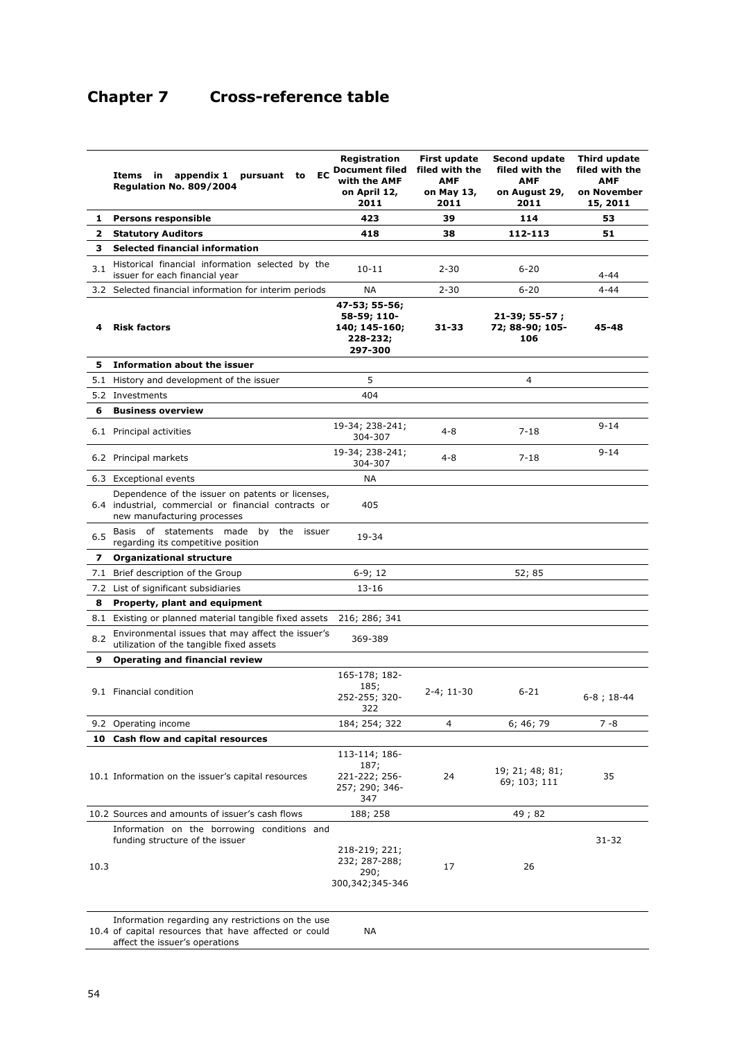# Chapter 7 Cross-reference table

| | Items in appendix 1 pursuant to EC Regulation No. 809/2004 | Registration Document filed with the AMF on April 12, 2011 | First update filed with the AMF on May 13, 2011 | Second update filed with the AMF on August 29, 2011 | Third update filed with the AMF on November 15, 2011 |
|---|---|---|---|---|---|
| **1** | **Persons responsible** | **423** | **39** | **114** | **53** |
| **2** | **Statutory Auditors** | **418** | **38** | **112-113** | **51** |
| **3** | **Selected financial information** | | | | |
| 3.1 | Historical financial information selected by the issuer for each financial year | 10-11 | 2-30 | 6-20 | 4-44 |
| 3.2 | Selected financial information for interim periods | NA | 2-30 | 6-20 | 4-44 |
| **4** | **Risk factors** | **47-53; 55-56; 58-59; 110-140; 145-160; 228-232; 297-300** | **31-33** | **21-39; 55-57 ; 72; 88-90; 105-106** | **45-48** |
| **5** | **Information about the issuer** | | | | |
| 5.1 | History and development of the issuer | 5 | | 4 | |
| 5.2 | Investments | 404 | | | |
| **6** | **Business overview** | | | | |
| 6.1 | Principal activities | 19-34; 238-241; 304-307 | 4-8 | 7-18 | 9-14 |
| 6.2 | Principal markets | 19-34; 238-241; 304-307 | 4-8 | 7-18 | 9-14 |
| 6.3 | Exceptional events | NA | | | |
| 6.4 | Dependence of the issuer on patents or licenses, industrial, commercial or financial contracts or new manufacturing processes | 405 | | | |
| 6.5 | Basis of statements made by the issuer regarding its competitive position | 19-34 | | | |
| **7** | **Organizational structure** | | | | |
| 7.1 | Brief description of the Group | 6-9; 12 | | 52; 85 | |
| 7.2 | List of significant subsidiaries | 13-16 | | | |
| **8** | **Property, plant and equipment** | | | | |
| 8.1 | Existing or planned material tangible fixed assets | 216; 286; 341 | | | |
| 8.2 | Environmental issues that may affect the issuer's utilization of the tangible fixed assets | 369-389 | | | |
| **9** | **Operating and financial review** | | | | |
| 9.1 | Financial condition | 165-178; 182-185; 252-255; 320-322 | 2-4; 11-30 | 6-21 | 6-8 ; 18-44 |
| 9.2 | Operating income | 184; 254; 322 | 4 | 6; 46; 79 | 7 -8 |
| **10** | **Cash flow and capital resources** | | | | |
| 10.1 | Information on the issuer's capital resources | 113-114; 186-187; 221-222; 256-257; 290; 346-347 | 24 | 19; 21; 48; 81; 69; 103; 111 | 35 |
| 10.2 | Sources and amounts of issuer's cash flows | 188; 258 | | 49 ; 82 | |
| 10.3 | Information on the borrowing conditions and funding structure of the issuer | 218-219; 221; 232; 287-288; 290; 300,342;345-346 | 17 | 26 | 31-32 |
| 10.4 | Information regarding any restrictions on the use of capital resources that have affected or could affect the issuer's operations | NA | | | |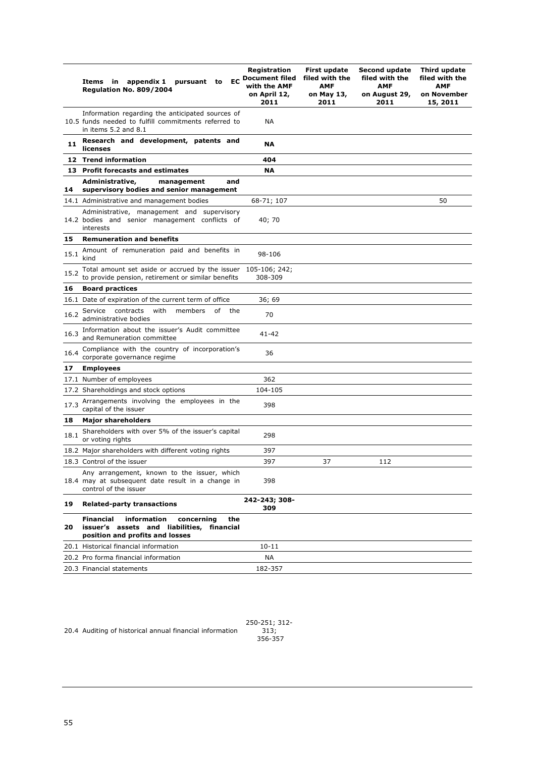| | Items in appendix 1 pursuant to EC Regulation No. 809/2004 | Registration Document filed with the AMF on April 12, 2011 | First update filed with the AMF on May 13, 2011 | Second update filed with the AMF on August 29, 2011 | Third update filed with the AMF on November 15, 2011 |
|---|---|---|---|---|---|
| 10.5 | Information regarding the anticipated sources of funds needed to fulfill commitments referred to in items 5.2 and 8.1 | NA | | | |
| **11** | **Research and development, patents and licenses** | **NA** | | | |
| **12** | **Trend information** | **404** | | | |
| **13** | **Profit forecasts and estimates** | **NA** | | | |
| **14** | **Administrative, management and supervisory bodies and senior management** | | | | |
| 14.1 | Administrative and management bodies | 68-71; 107 | | | 50 |
| 14.2 | Administrative, management and supervisory bodies and senior management conflicts of interests | 40; 70 | | | |
| **15** | **Remuneration and benefits** | | | | |
| 15.1 | Amount of remuneration paid and benefits in kind | 98-106 | | | |
| 15.2 | Total amount set aside or accrued by the issuer to provide pension, retirement or similar benefits | 105-106; 242; 308-309 | | | |
| **16** | **Board practices** | | | | |
| 16.1 | Date of expiration of the current term of office | 36; 69 | | | |
| 16.2 | Service contracts with members of the administrative bodies | 70 | | | |
| 16.3 | Information about the issuer's Audit committee and Remuneration committee | 41-42 | | | |
| 16.4 | Compliance with the country of incorporation's corporate governance regime | 36 | | | |
| **17** | **Employees** | | | | |
| 17.1 | Number of employees | 362 | | | |
| 17.2 | Shareholdings and stock options | 104-105 | | | |
| 17.3 | Arrangements involving the employees in the capital of the issuer | 398 | | | |
| **18** | **Major shareholders** | | | | |
| 18.1 | Shareholders with over 5% of the issuer's capital or voting rights | 298 | | | |
| 18.2 | Major shareholders with different voting rights | 397 | | | |
| 18.3 | Control of the issuer | 397 | 37 | 112 | |
| 18.4 | Any arrangement, known to the issuer, which may at subsequent date result in a change in control of the issuer | 398 | | | |
| **19** | **Related-party transactions** | **242-243; 308-309** | | | |
| **20** | **Financial information concerning the issuer's assets and liabilities, financial position and profits and losses** | | | | |
| 20.1 | Historical financial information | 10-11 | | | |
| 20.2 | Pro forma financial information | NA | | | |
| 20.3 | Financial statements | 182-357 | | | |
| 20.4 | Auditing of historical annual financial information | 250-251; 312-313; 356-357 | | | |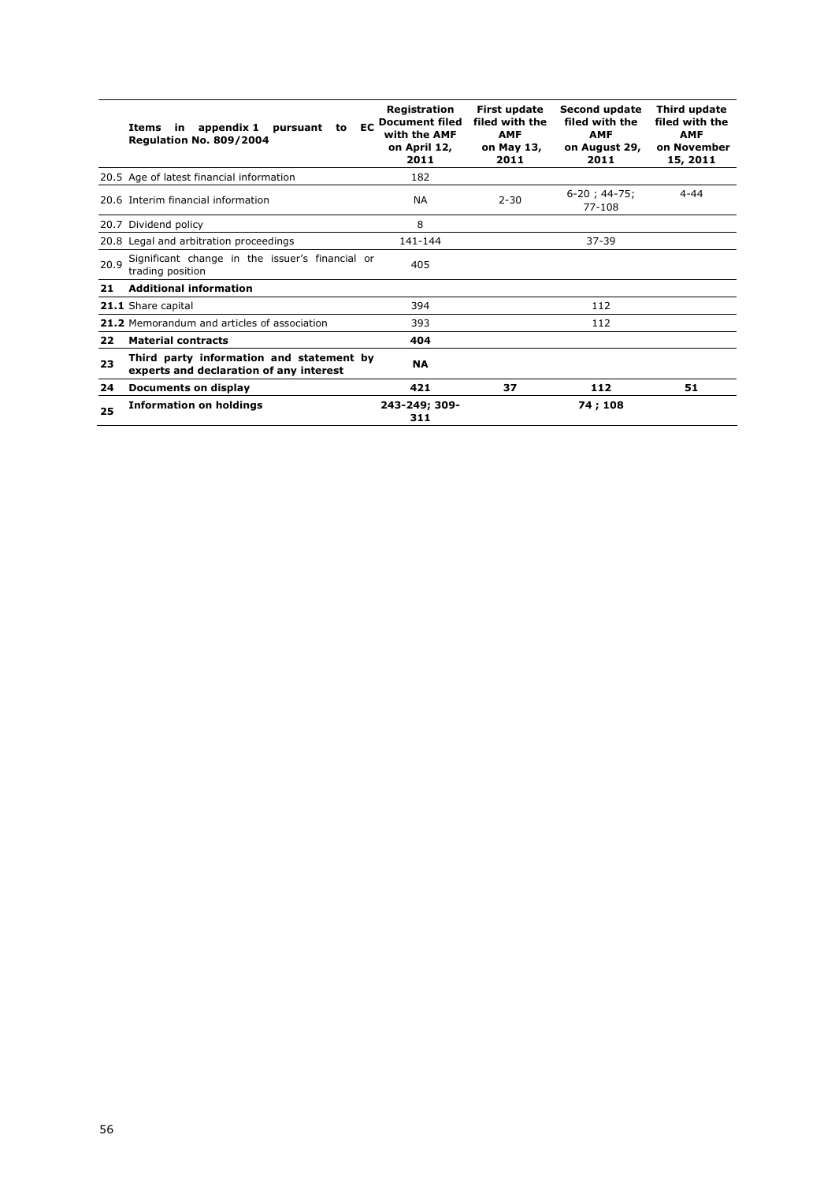| | Items in appendix 1 pursuant to EC Regulation No. 809/2004 | Registration Document filed with the AMF on April 12, 2011 | First update filed with the AMF on May 13, 2011 | Second update filed with the AMF on August 29, 2011 | Third update filed with the AMF on November 15, 2011 |
|---|---|---|---|---|---|
| 20.5 | Age of latest financial information | 182 | | | |
| 20.6 | Interim financial information | NA | 2-30 | 6-20 ; 44-75; 77-108 | 4-44 |
| 20.7 | Dividend policy | 8 | | | |
| 20.8 | Legal and arbitration proceedings | 141-144 | | 37-39 | |
| 20.9 | Significant change in the issuer's financial or trading position | 405 | | | |
| **21** | **Additional information** | | | | |
| **21.1** | Share capital | 394 | | 112 | |
| **21.2** | Memorandum and articles of association | 393 | | 112 | |
| **22** | **Material contracts** | **404** | | | |
| **23** | **Third party information and statement by experts and declaration of any interest** | **NA** | | | |
| **24** | **Documents on display** | **421** | **37** | **112** | **51** |
| **25** | **Information on holdings** | **243-249; 309-311** | | **74 ; 108** | |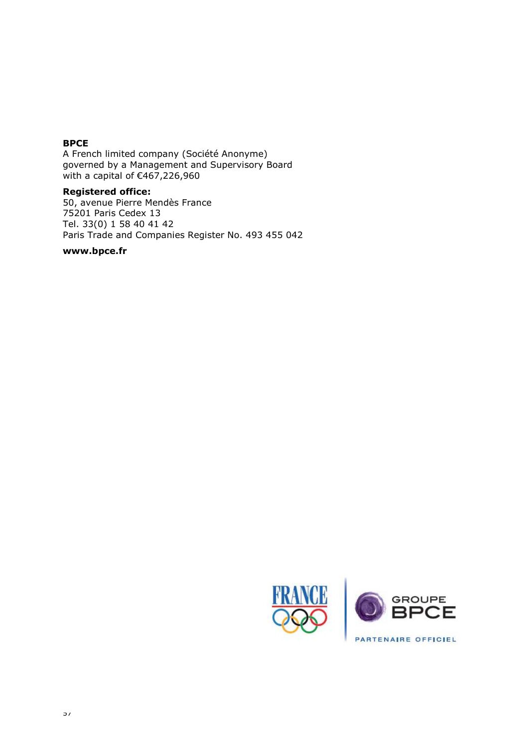**BPCE**
A French limited company (Société Anonyme)
governed by a Management and Supervisory Board
with a capital of €467,226,960

**Registered office:**
50, avenue Pierre Mendès France
75201 Paris Cedex 13
Tel. 33(0) 1 58 40 41 42
Paris Trade and Companies Register No. 493 455 042

**www.bpce.fr**

FRANCE

GROUPE BPCE

PARTENAIRE OFFICIEL